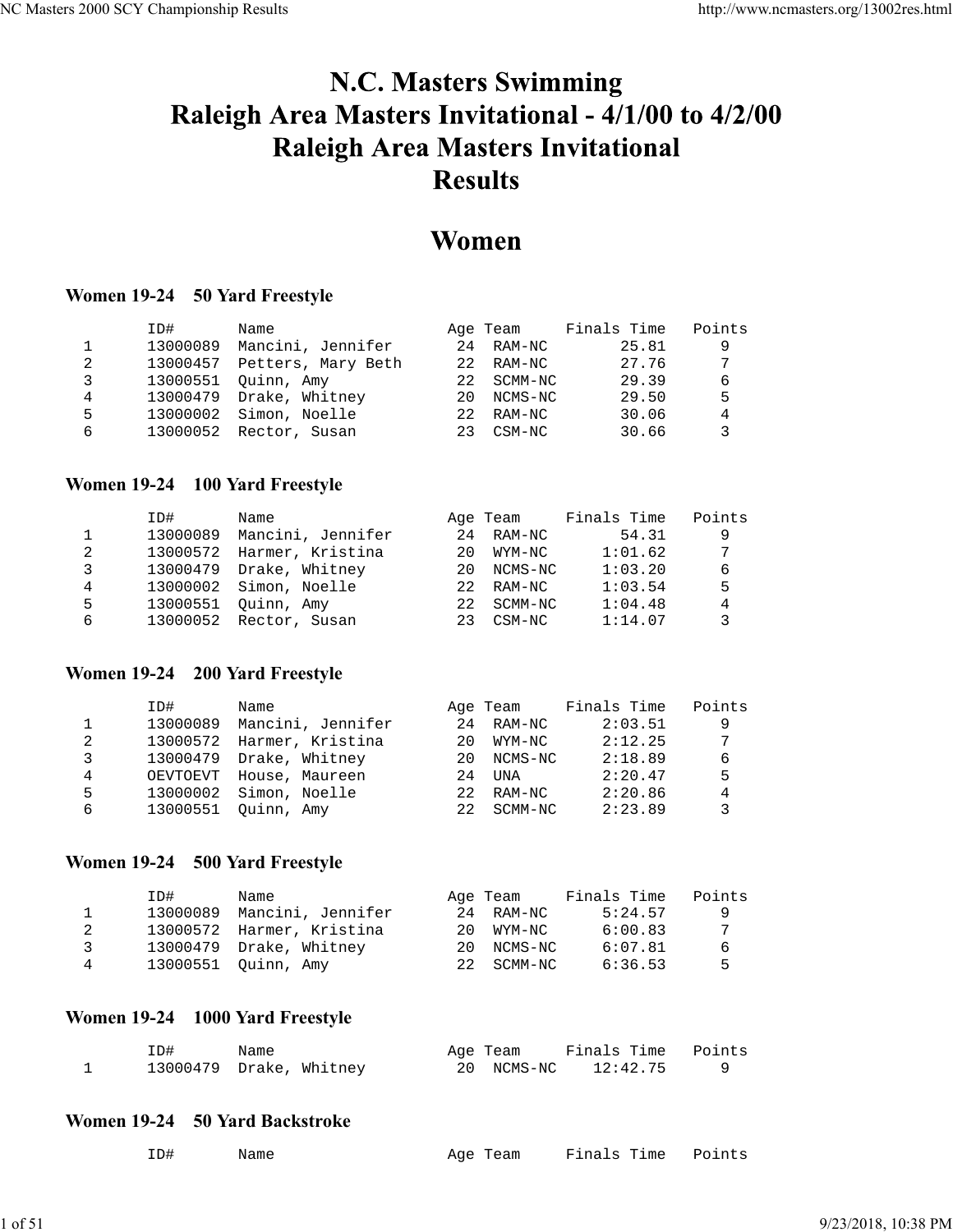# N.C. Masters Swimming
# Raleigh Area Masters Invitational - 4/1/00 to 4/2/00
# Raleigh Area Masters Invitational
# Results

## Women

### Women 19-24 50 Yard Freestyle

| | ID# | Name | Age | Team | Finals Time | Points |
|---|---|---|---|---|---|---|
| 1 | 13000089 | Mancini, Jennifer | 24 | RAM-NC | 25.81 | 9 |
| 2 | 13000457 | Petters, Mary Beth | 22 | RAM-NC | 27.76 | 7 |
| 3 | 13000551 | Quinn, Amy | 22 | SCMM-NC | 29.39 | 6 |
| 4 | 13000479 | Drake, Whitney | 20 | NCMS-NC | 29.50 | 5 |
| 5 | 13000002 | Simon, Noelle | 22 | RAM-NC | 30.06 | 4 |
| 6 | 13000052 | Rector, Susan | 23 | CSM-NC | 30.66 | 3 |

### Women 19-24 100 Yard Freestyle

| | ID# | Name | Age | Team | Finals Time | Points |
|---|---|---|---|---|---|---|
| 1 | 13000089 | Mancini, Jennifer | 24 | RAM-NC | 54.31 | 9 |
| 2 | 13000572 | Harmer, Kristina | 20 | WYM-NC | 1:01.62 | 7 |
| 3 | 13000479 | Drake, Whitney | 20 | NCMS-NC | 1:03.20 | 6 |
| 4 | 13000002 | Simon, Noelle | 22 | RAM-NC | 1:03.54 | 5 |
| 5 | 13000551 | Quinn, Amy | 22 | SCMM-NC | 1:04.48 | 4 |
| 6 | 13000052 | Rector, Susan | 23 | CSM-NC | 1:14.07 | 3 |

### Women 19-24 200 Yard Freestyle

| | ID# | Name | Age | Team | Finals Time | Points |
|---|---|---|---|---|---|---|
| 1 | 13000089 | Mancini, Jennifer | 24 | RAM-NC | 2:03.51 | 9 |
| 2 | 13000572 | Harmer, Kristina | 20 | WYM-NC | 2:12.25 | 7 |
| 3 | 13000479 | Drake, Whitney | 20 | NCMS-NC | 2:18.89 | 6 |
| 4 | OEVTOEVT | House, Maureen | 24 | UNA | 2:20.47 | 5 |
| 5 | 13000002 | Simon, Noelle | 22 | RAM-NC | 2:20.86 | 4 |
| 6 | 13000551 | Quinn, Amy | 22 | SCMM-NC | 2:23.89 | 3 |

### Women 19-24 500 Yard Freestyle

| | ID# | Name | Age | Team | Finals Time | Points |
|---|---|---|---|---|---|---|
| 1 | 13000089 | Mancini, Jennifer | 24 | RAM-NC | 5:24.57 | 9 |
| 2 | 13000572 | Harmer, Kristina | 20 | WYM-NC | 6:00.83 | 7 |
| 3 | 13000479 | Drake, Whitney | 20 | NCMS-NC | 6:07.81 | 6 |
| 4 | 13000551 | Quinn, Amy | 22 | SCMM-NC | 6:36.53 | 5 |

### Women 19-24 1000 Yard Freestyle

| | ID# | Name | Age | Team | Finals Time | Points |
|---|---|---|---|---|---|---|
| 1 | 13000479 | Drake, Whitney | 20 | NCMS-NC | 12:42.75 | 9 |

### Women 19-24 50 Yard Backstroke

| | ID# | Name | Age | Team | Finals Time | Points |
|---|---|---|---|---|---|---|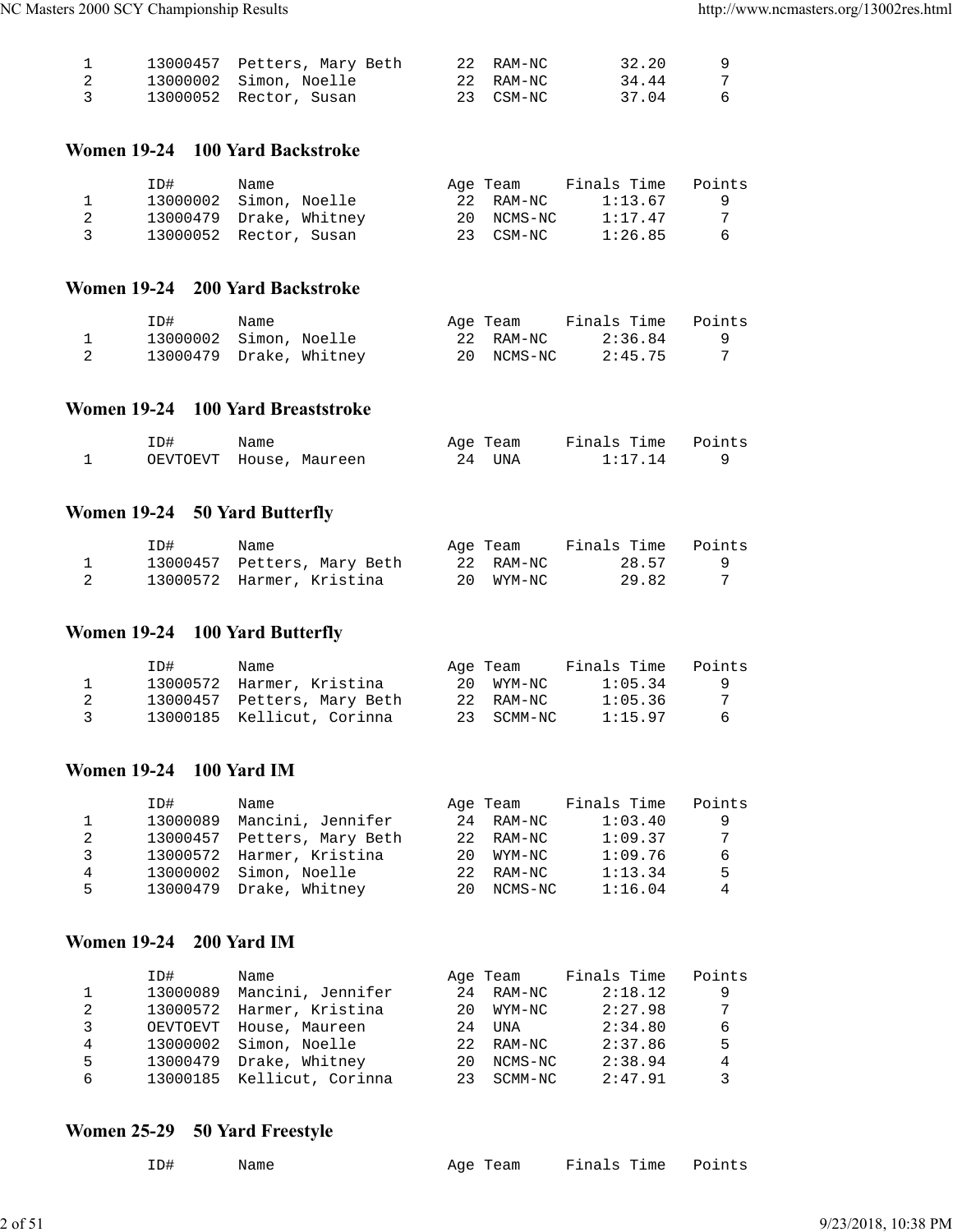| | ID# | Name | Age | Team | Finals Time | Points |
|---|---|---|---|---|---|---|
| 1 | 13000457 | Petters, Mary Beth | 22 | RAM-NC | 32.20 | 9 |
| 2 | 13000002 | Simon, Noelle | 22 | RAM-NC | 34.44 | 7 |
| 3 | 13000052 | Rector, Susan | 23 | CSM-NC | 37.04 | 6 |

### Women 19-24 100 Yard Backstroke

| | ID# | Name | Age | Team | Finals Time | Points |
|---|---|---|---|---|---|---|
| 1 | 13000002 | Simon, Noelle | 22 | RAM-NC | 1:13.67 | 9 |
| 2 | 13000479 | Drake, Whitney | 20 | NCMS-NC | 1:17.47 | 7 |
| 3 | 13000052 | Rector, Susan | 23 | CSM-NC | 1:26.85 | 6 |

### Women 19-24 200 Yard Backstroke

| | ID# | Name | Age | Team | Finals Time | Points |
|---|---|---|---|---|---|---|
| 1 | 13000002 | Simon, Noelle | 22 | RAM-NC | 2:36.84 | 9 |
| 2 | 13000479 | Drake, Whitney | 20 | NCMS-NC | 2:45.75 | 7 |

### Women 19-24 100 Yard Breaststroke

| | ID# | Name | Age | Team | Finals Time | Points |
|---|---|---|---|---|---|---|
| 1 | OEVTOEVT | House, Maureen | 24 | UNA | 1:17.14 | 9 |

### Women 19-24 50 Yard Butterfly

| | ID# | Name | Age | Team | Finals Time | Points |
|---|---|---|---|---|---|---|
| 1 | 13000457 | Petters, Mary Beth | 22 | RAM-NC | 28.57 | 9 |
| 2 | 13000572 | Harmer, Kristina | 20 | WYM-NC | 29.82 | 7 |

### Women 19-24 100 Yard Butterfly

| | ID# | Name | Age | Team | Finals Time | Points |
|---|---|---|---|---|---|---|
| 1 | 13000572 | Harmer, Kristina | 20 | WYM-NC | 1:05.34 | 9 |
| 2 | 13000457 | Petters, Mary Beth | 22 | RAM-NC | 1:05.36 | 7 |
| 3 | 13000185 | Kellicut, Corinna | 23 | SCMM-NC | 1:15.97 | 6 |

### Women 19-24 100 Yard IM

| | ID# | Name | Age | Team | Finals Time | Points |
|---|---|---|---|---|---|---|
| 1 | 13000089 | Mancini, Jennifer | 24 | RAM-NC | 1:03.40 | 9 |
| 2 | 13000457 | Petters, Mary Beth | 22 | RAM-NC | 1:09.37 | 7 |
| 3 | 13000572 | Harmer, Kristina | 20 | WYM-NC | 1:09.76 | 6 |
| 4 | 13000002 | Simon, Noelle | 22 | RAM-NC | 1:13.34 | 5 |
| 5 | 13000479 | Drake, Whitney | 20 | NCMS-NC | 1:16.04 | 4 |

### Women 19-24 200 Yard IM

| | ID# | Name | Age | Team | Finals Time | Points |
|---|---|---|---|---|---|---|
| 1 | 13000089 | Mancini, Jennifer | 24 | RAM-NC | 2:18.12 | 9 |
| 2 | 13000572 | Harmer, Kristina | 20 | WYM-NC | 2:27.98 | 7 |
| 3 | OEVTOEVT | House, Maureen | 24 | UNA | 2:34.80 | 6 |
| 4 | 13000002 | Simon, Noelle | 22 | RAM-NC | 2:37.86 | 5 |
| 5 | 13000479 | Drake, Whitney | 20 | NCMS-NC | 2:38.94 | 4 |
| 6 | 13000185 | Kellicut, Corinna | 23 | SCMM-NC | 2:47.91 | 3 |

### Women 25-29 50 Yard Freestyle

| | ID# | Name | Age | Team | Finals Time | Points |
|---|---|---|---|---|---|---|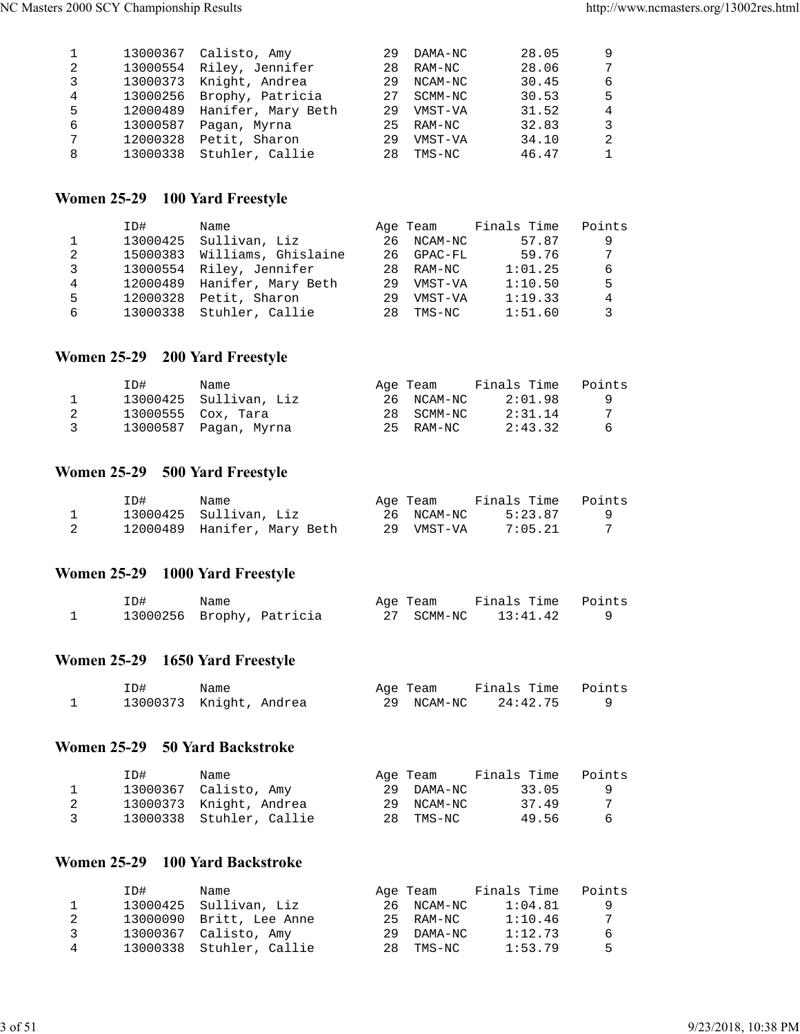| | ID# | Name | Age | Team | Finals Time | Points |
|---|---|---|---|---|---|---|
| 1 | 13000367 | Calisto, Amy | 29 | DAMA-NC | 28.05 | 9 |
| 2 | 13000554 | Riley, Jennifer | 28 | RAM-NC | 28.06 | 7 |
| 3 | 13000373 | Knight, Andrea | 29 | NCAM-NC | 30.45 | 6 |
| 4 | 13000256 | Brophy, Patricia | 27 | SCMM-NC | 30.53 | 5 |
| 5 | 12000489 | Hanifer, Mary Beth | 29 | VMST-VA | 31.52 | 4 |
| 6 | 13000587 | Pagan, Myrna | 25 | RAM-NC | 32.83 | 3 |
| 7 | 12000328 | Petit, Sharon | 29 | VMST-VA | 34.10 | 2 |
| 8 | 13000338 | Stuhler, Callie | 28 | TMS-NC | 46.47 | 1 |

## Women 25-29 100 Yard Freestyle

| | ID# | Name | Age | Team | Finals Time | Points |
|---|---|---|---|---|---|---|
| 1 | 13000425 | Sullivan, Liz | 26 | NCAM-NC | 57.87 | 9 |
| 2 | 15000383 | Williams, Ghislaine | 26 | GPAC-FL | 59.76 | 7 |
| 3 | 13000554 | Riley, Jennifer | 28 | RAM-NC | 1:01.25 | 6 |
| 4 | 12000489 | Hanifer, Mary Beth | 29 | VMST-VA | 1:10.50 | 5 |
| 5 | 12000328 | Petit, Sharon | 29 | VMST-VA | 1:19.33 | 4 |
| 6 | 13000338 | Stuhler, Callie | 28 | TMS-NC | 1:51.60 | 3 |

## Women 25-29 200 Yard Freestyle

| | ID# | Name | Age | Team | Finals Time | Points |
|---|---|---|---|---|---|---|
| 1 | 13000425 | Sullivan, Liz | 26 | NCAM-NC | 2:01.98 | 9 |
| 2 | 13000555 | Cox, Tara | 28 | SCMM-NC | 2:31.14 | 7 |
| 3 | 13000587 | Pagan, Myrna | 25 | RAM-NC | 2:43.32 | 6 |

## Women 25-29 500 Yard Freestyle

| | ID# | Name | Age | Team | Finals Time | Points |
|---|---|---|---|---|---|---|
| 1 | 13000425 | Sullivan, Liz | 26 | NCAM-NC | 5:23.87 | 9 |
| 2 | 12000489 | Hanifer, Mary Beth | 29 | VMST-VA | 7:05.21 | 7 |

## Women 25-29 1000 Yard Freestyle

| | ID# | Name | Age | Team | Finals Time | Points |
|---|---|---|---|---|---|---|
| 1 | 13000256 | Brophy, Patricia | 27 | SCMM-NC | 13:41.42 | 9 |

## Women 25-29 1650 Yard Freestyle

| | ID# | Name | Age | Team | Finals Time | Points |
|---|---|---|---|---|---|---|
| 1 | 13000373 | Knight, Andrea | 29 | NCAM-NC | 24:42.75 | 9 |

## Women 25-29 50 Yard Backstroke

| | ID# | Name | Age | Team | Finals Time | Points |
|---|---|---|---|---|---|---|
| 1 | 13000367 | Calisto, Amy | 29 | DAMA-NC | 33.05 | 9 |
| 2 | 13000373 | Knight, Andrea | 29 | NCAM-NC | 37.49 | 7 |
| 3 | 13000338 | Stuhler, Callie | 28 | TMS-NC | 49.56 | 6 |

## Women 25-29 100 Yard Backstroke

| | ID# | Name | Age | Team | Finals Time | Points |
|---|---|---|---|---|---|---|
| 1 | 13000425 | Sullivan, Liz | 26 | NCAM-NC | 1:04.81 | 9 |
| 2 | 13000090 | Britt, Lee Anne | 25 | RAM-NC | 1:10.46 | 7 |
| 3 | 13000367 | Calisto, Amy | 29 | DAMA-NC | 1:12.73 | 6 |
| 4 | 13000338 | Stuhler, Callie | 28 | TMS-NC | 1:53.79 | 5 |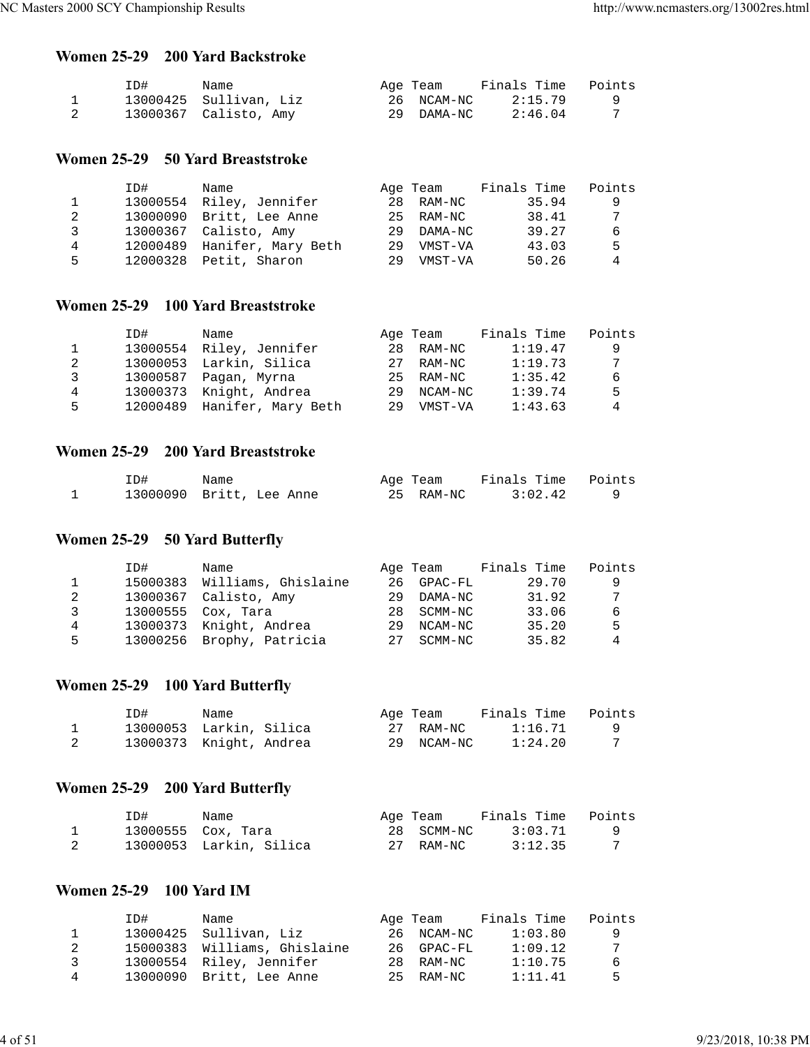### Women 25-29 200 Yard Backstroke

| | ID# | Name | Age | Team | Finals Time | Points |
|---|---|---|---|---|---|---|
| 1 | 13000425 | Sullivan, Liz | 26 | NCAM-NC | 2:15.79 | 9 |
| 2 | 13000367 | Calisto, Amy | 29 | DAMA-NC | 2:46.04 | 7 |

### Women 25-29 50 Yard Breaststroke

| | ID# | Name | Age | Team | Finals Time | Points |
|---|---|---|---|---|---|---|
| 1 | 13000554 | Riley, Jennifer | 28 | RAM-NC | 35.94 | 9 |
| 2 | 13000090 | Britt, Lee Anne | 25 | RAM-NC | 38.41 | 7 |
| 3 | 13000367 | Calisto, Amy | 29 | DAMA-NC | 39.27 | 6 |
| 4 | 12000489 | Hanifer, Mary Beth | 29 | VMST-VA | 43.03 | 5 |
| 5 | 12000328 | Petit, Sharon | 29 | VMST-VA | 50.26 | 4 |

### Women 25-29 100 Yard Breaststroke

| | ID# | Name | Age | Team | Finals Time | Points |
|---|---|---|---|---|---|---|
| 1 | 13000554 | Riley, Jennifer | 28 | RAM-NC | 1:19.47 | 9 |
| 2 | 13000053 | Larkin, Silica | 27 | RAM-NC | 1:19.73 | 7 |
| 3 | 13000587 | Pagan, Myrna | 25 | RAM-NC | 1:35.42 | 6 |
| 4 | 13000373 | Knight, Andrea | 29 | NCAM-NC | 1:39.74 | 5 |
| 5 | 12000489 | Hanifer, Mary Beth | 29 | VMST-VA | 1:43.63 | 4 |

### Women 25-29 200 Yard Breaststroke

| | ID# | Name | Age | Team | Finals Time | Points |
|---|---|---|---|---|---|---|
| 1 | 13000090 | Britt, Lee Anne | 25 | RAM-NC | 3:02.42 | 9 |

### Women 25-29 50 Yard Butterfly

| | ID# | Name | Age | Team | Finals Time | Points |
|---|---|---|---|---|---|---|
| 1 | 15000383 | Williams, Ghislaine | 26 | GPAC-FL | 29.70 | 9 |
| 2 | 13000367 | Calisto, Amy | 29 | DAMA-NC | 31.92 | 7 |
| 3 | 13000555 | Cox, Tara | 28 | SCMM-NC | 33.06 | 6 |
| 4 | 13000373 | Knight, Andrea | 29 | NCAM-NC | 35.20 | 5 |
| 5 | 13000256 | Brophy, Patricia | 27 | SCMM-NC | 35.82 | 4 |

### Women 25-29 100 Yard Butterfly

| | ID# | Name | Age | Team | Finals Time | Points |
|---|---|---|---|---|---|---|
| 1 | 13000053 | Larkin, Silica | 27 | RAM-NC | 1:16.71 | 9 |
| 2 | 13000373 | Knight, Andrea | 29 | NCAM-NC | 1:24.20 | 7 |

### Women 25-29 200 Yard Butterfly

| | ID# | Name | Age | Team | Finals Time | Points |
|---|---|---|---|---|---|---|
| 1 | 13000555 | Cox, Tara | 28 | SCMM-NC | 3:03.71 | 9 |
| 2 | 13000053 | Larkin, Silica | 27 | RAM-NC | 3:12.35 | 7 |

### Women 25-29 100 Yard IM

| | ID# | Name | Age | Team | Finals Time | Points |
|---|---|---|---|---|---|---|
| 1 | 13000425 | Sullivan, Liz | 26 | NCAM-NC | 1:03.80 | 9 |
| 2 | 15000383 | Williams, Ghislaine | 26 | GPAC-FL | 1:09.12 | 7 |
| 3 | 13000554 | Riley, Jennifer | 28 | RAM-NC | 1:10.75 | 6 |
| 4 | 13000090 | Britt, Lee Anne | 25 | RAM-NC | 1:11.41 | 5 |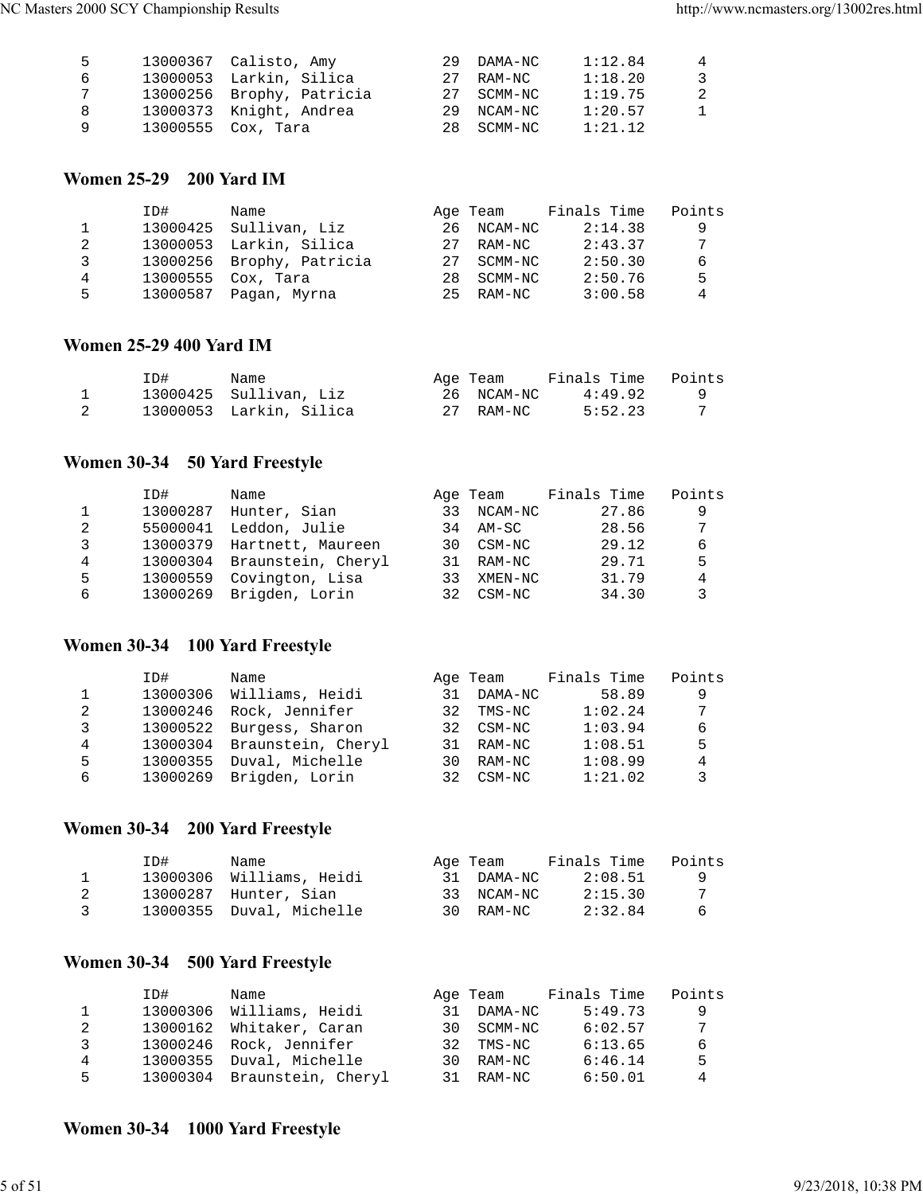| | ID# | Name | Age | Team | Finals Time | Points |
|---|---|---|---|---|---|---|
| 5 | 13000367 | Calisto, Amy | 29 | DAMA-NC | 1:12.84 | 4 |
| 6 | 13000053 | Larkin, Silica | 27 | RAM-NC | 1:18.20 | 3 |
| 7 | 13000256 | Brophy, Patricia | 27 | SCMM-NC | 1:19.75 | 2 |
| 8 | 13000373 | Knight, Andrea | 29 | NCAM-NC | 1:20.57 | 1 |
| 9 | 13000555 | Cox, Tara | 28 | SCMM-NC | 1:21.12 | |

## Women 25-29 200 Yard IM

| | ID# | Name | Age | Team | Finals Time | Points |
|---|---|---|---|---|---|---|
| 1 | 13000425 | Sullivan, Liz | 26 | NCAM-NC | 2:14.38 | 9 |
| 2 | 13000053 | Larkin, Silica | 27 | RAM-NC | 2:43.37 | 7 |
| 3 | 13000256 | Brophy, Patricia | 27 | SCMM-NC | 2:50.30 | 6 |
| 4 | 13000555 | Cox, Tara | 28 | SCMM-NC | 2:50.76 | 5 |
| 5 | 13000587 | Pagan, Myrna | 25 | RAM-NC | 3:00.58 | 4 |

## Women 25-29 400 Yard IM

| | ID# | Name | Age | Team | Finals Time | Points |
|---|---|---|---|---|---|---|
| 1 | 13000425 | Sullivan, Liz | 26 | NCAM-NC | 4:49.92 | 9 |
| 2 | 13000053 | Larkin, Silica | 27 | RAM-NC | 5:52.23 | 7 |

## Women 30-34 50 Yard Freestyle

| | ID# | Name | Age | Team | Finals Time | Points |
|---|---|---|---|---|---|---|
| 1 | 13000287 | Hunter, Sian | 33 | NCAM-NC | 27.86 | 9 |
| 2 | 55000041 | Leddon, Julie | 34 | AM-SC | 28.56 | 7 |
| 3 | 13000379 | Hartnett, Maureen | 30 | CSM-NC | 29.12 | 6 |
| 4 | 13000304 | Braunstein, Cheryl | 31 | RAM-NC | 29.71 | 5 |
| 5 | 13000559 | Covington, Lisa | 33 | XMEN-NC | 31.79 | 4 |
| 6 | 13000269 | Brigden, Lorin | 32 | CSM-NC | 34.30 | 3 |

## Women 30-34 100 Yard Freestyle

| | ID# | Name | Age | Team | Finals Time | Points |
|---|---|---|---|---|---|---|
| 1 | 13000306 | Williams, Heidi | 31 | DAMA-NC | 58.89 | 9 |
| 2 | 13000246 | Rock, Jennifer | 32 | TMS-NC | 1:02.24 | 7 |
| 3 | 13000522 | Burgess, Sharon | 32 | CSM-NC | 1:03.94 | 6 |
| 4 | 13000304 | Braunstein, Cheryl | 31 | RAM-NC | 1:08.51 | 5 |
| 5 | 13000355 | Duval, Michelle | 30 | RAM-NC | 1:08.99 | 4 |
| 6 | 13000269 | Brigden, Lorin | 32 | CSM-NC | 1:21.02 | 3 |

## Women 30-34 200 Yard Freestyle

| | ID# | Name | Age | Team | Finals Time | Points |
|---|---|---|---|---|---|---|
| 1 | 13000306 | Williams, Heidi | 31 | DAMA-NC | 2:08.51 | 9 |
| 2 | 13000287 | Hunter, Sian | 33 | NCAM-NC | 2:15.30 | 7 |
| 3 | 13000355 | Duval, Michelle | 30 | RAM-NC | 2:32.84 | 6 |

## Women 30-34 500 Yard Freestyle

| | ID# | Name | Age | Team | Finals Time | Points |
|---|---|---|---|---|---|---|
| 1 | 13000306 | Williams, Heidi | 31 | DAMA-NC | 5:49.73 | 9 |
| 2 | 13000162 | Whitaker, Caran | 30 | SCMM-NC | 6:02.57 | 7 |
| 3 | 13000246 | Rock, Jennifer | 32 | TMS-NC | 6:13.65 | 6 |
| 4 | 13000355 | Duval, Michelle | 30 | RAM-NC | 6:46.14 | 5 |
| 5 | 13000304 | Braunstein, Cheryl | 31 | RAM-NC | 6:50.01 | 4 |

## Women 30-34 1000 Yard Freestyle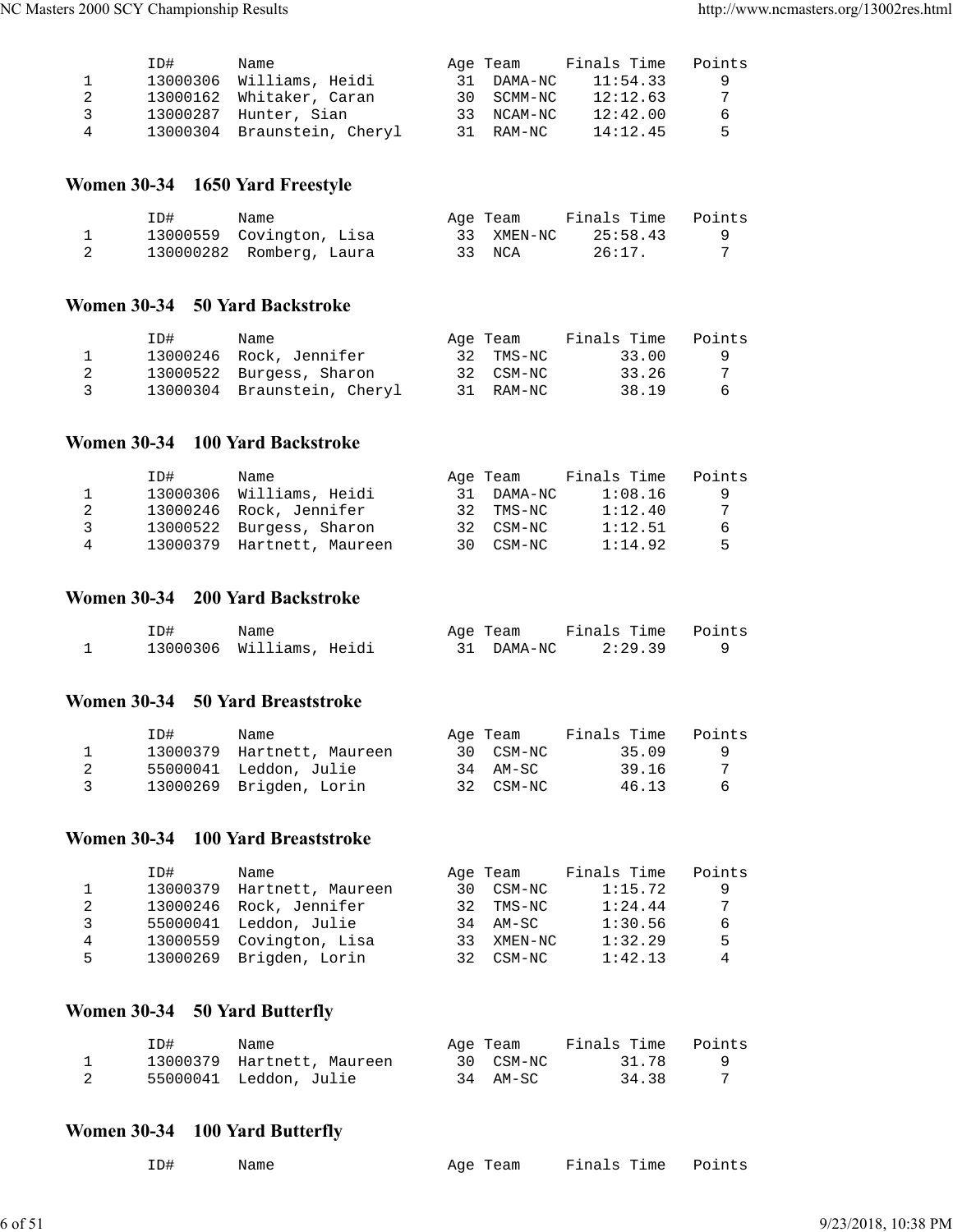| | ID# | Name | Age | Team | Finals Time | Points |
|---|---|---|---|---|---|---|
| 1 | 13000306 | Williams, Heidi | 31 | DAMA-NC | 11:54.33 | 9 |
| 2 | 13000162 | Whitaker, Caran | 30 | SCMM-NC | 12:12.63 | 7 |
| 3 | 13000287 | Hunter, Sian | 33 | NCAM-NC | 12:42.00 | 6 |
| 4 | 13000304 | Braunstein, Cheryl | 31 | RAM-NC | 14:12.45 | 5 |

## Women 30-34 1650 Yard Freestyle

| | ID# | Name | Age | Team | Finals Time | Points |
|---|---|---|---|---|---|---|
| 1 | 13000559 | Covington, Lisa | 33 | XMEN-NC | 25:58.43 | 9 |
| 2 | 130000282 | Romberg, Laura | 33 | NCA | 26:17. | 7 |

## Women 30-34 50 Yard Backstroke

| | ID# | Name | Age | Team | Finals Time | Points |
|---|---|---|---|---|---|---|
| 1 | 13000246 | Rock, Jennifer | 32 | TMS-NC | 33.00 | 9 |
| 2 | 13000522 | Burgess, Sharon | 32 | CSM-NC | 33.26 | 7 |
| 3 | 13000304 | Braunstein, Cheryl | 31 | RAM-NC | 38.19 | 6 |

## Women 30-34 100 Yard Backstroke

| | ID# | Name | Age | Team | Finals Time | Points |
|---|---|---|---|---|---|---|
| 1 | 13000306 | Williams, Heidi | 31 | DAMA-NC | 1:08.16 | 9 |
| 2 | 13000246 | Rock, Jennifer | 32 | TMS-NC | 1:12.40 | 7 |
| 3 | 13000522 | Burgess, Sharon | 32 | CSM-NC | 1:12.51 | 6 |
| 4 | 13000379 | Hartnett, Maureen | 30 | CSM-NC | 1:14.92 | 5 |

## Women 30-34 200 Yard Backstroke

| | ID# | Name | Age | Team | Finals Time | Points |
|---|---|---|---|---|---|---|
| 1 | 13000306 | Williams, Heidi | 31 | DAMA-NC | 2:29.39 | 9 |

## Women 30-34 50 Yard Breaststroke

| | ID# | Name | Age | Team | Finals Time | Points |
|---|---|---|---|---|---|---|
| 1 | 13000379 | Hartnett, Maureen | 30 | CSM-NC | 35.09 | 9 |
| 2 | 55000041 | Leddon, Julie | 34 | AM-SC | 39.16 | 7 |
| 3 | 13000269 | Brigden, Lorin | 32 | CSM-NC | 46.13 | 6 |

## Women 30-34 100 Yard Breaststroke

| | ID# | Name | Age | Team | Finals Time | Points |
|---|---|---|---|---|---|---|
| 1 | 13000379 | Hartnett, Maureen | 30 | CSM-NC | 1:15.72 | 9 |
| 2 | 13000246 | Rock, Jennifer | 32 | TMS-NC | 1:24.44 | 7 |
| 3 | 55000041 | Leddon, Julie | 34 | AM-SC | 1:30.56 | 6 |
| 4 | 13000559 | Covington, Lisa | 33 | XMEN-NC | 1:32.29 | 5 |
| 5 | 13000269 | Brigden, Lorin | 32 | CSM-NC | 1:42.13 | 4 |

## Women 30-34 50 Yard Butterfly

| | ID# | Name | Age | Team | Finals Time | Points |
|---|---|---|---|---|---|---|
| 1 | 13000379 | Hartnett, Maureen | 30 | CSM-NC | 31.78 | 9 |
| 2 | 55000041 | Leddon, Julie | 34 | AM-SC | 34.38 | 7 |

## Women 30-34 100 Yard Butterfly

| | ID# | Name | Age | Team | Finals Time | Points |
|---|---|---|---|---|---|---|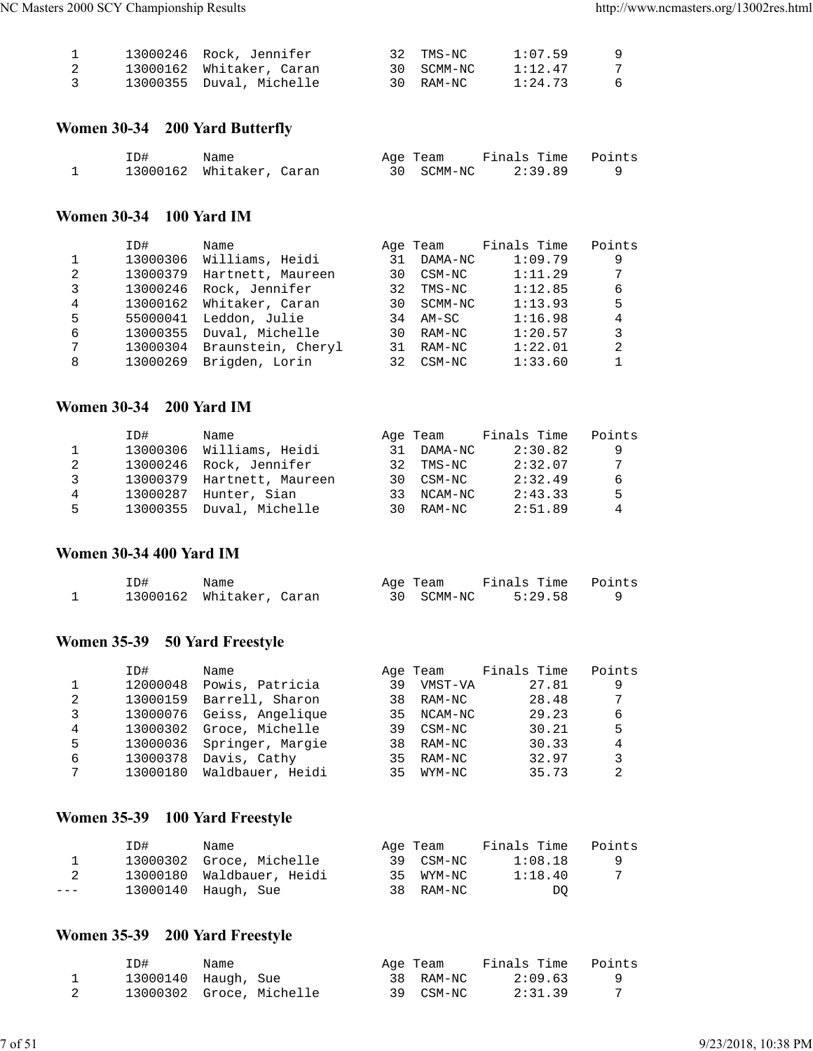| | ID# | Name | Age | Team | Finals Time | Points |
|---|---|---|---|---|---|---|
| 1 | 13000246 | Rock, Jennifer | 32 | TMS-NC | 1:07.59 | 9 |
| 2 | 13000162 | Whitaker, Caran | 30 | SCMM-NC | 1:12.47 | 7 |
| 3 | 13000355 | Duval, Michelle | 30 | RAM-NC | 1:24.73 | 6 |

### Women 30-34 200 Yard Butterfly

| | ID# | Name | Age | Team | Finals Time | Points |
|---|---|---|---|---|---|---|
| 1 | 13000162 | Whitaker, Caran | 30 | SCMM-NC | 2:39.89 | 9 |

### Women 30-34 100 Yard IM

| | ID# | Name | Age | Team | Finals Time | Points |
|---|---|---|---|---|---|---|
| 1 | 13000306 | Williams, Heidi | 31 | DAMA-NC | 1:09.79 | 9 |
| 2 | 13000379 | Hartnett, Maureen | 30 | CSM-NC | 1:11.29 | 7 |
| 3 | 13000246 | Rock, Jennifer | 32 | TMS-NC | 1:12.85 | 6 |
| 4 | 13000162 | Whitaker, Caran | 30 | SCMM-NC | 1:13.93 | 5 |
| 5 | 55000041 | Leddon, Julie | 34 | AM-SC | 1:16.98 | 4 |
| 6 | 13000355 | Duval, Michelle | 30 | RAM-NC | 1:20.57 | 3 |
| 7 | 13000304 | Braunstein, Cheryl | 31 | RAM-NC | 1:22.01 | 2 |
| 8 | 13000269 | Brigden, Lorin | 32 | CSM-NC | 1:33.60 | 1 |

### Women 30-34 200 Yard IM

| | ID# | Name | Age | Team | Finals Time | Points |
|---|---|---|---|---|---|---|
| 1 | 13000306 | Williams, Heidi | 31 | DAMA-NC | 2:30.82 | 9 |
| 2 | 13000246 | Rock, Jennifer | 32 | TMS-NC | 2:32.07 | 7 |
| 3 | 13000379 | Hartnett, Maureen | 30 | CSM-NC | 2:32.49 | 6 |
| 4 | 13000287 | Hunter, Sian | 33 | NCAM-NC | 2:43.33 | 5 |
| 5 | 13000355 | Duval, Michelle | 30 | RAM-NC | 2:51.89 | 4 |

### Women 30-34 400 Yard IM

| | ID# | Name | Age | Team | Finals Time | Points |
|---|---|---|---|---|---|---|
| 1 | 13000162 | Whitaker, Caran | 30 | SCMM-NC | 5:29.58 | 9 |

### Women 35-39 50 Yard Freestyle

| | ID# | Name | Age | Team | Finals Time | Points |
|---|---|---|---|---|---|---|
| 1 | 12000048 | Powis, Patricia | 39 | VMST-VA | 27.81 | 9 |
| 2 | 13000159 | Barrell, Sharon | 38 | RAM-NC | 28.48 | 7 |
| 3 | 13000076 | Geiss, Angelique | 35 | NCAM-NC | 29.23 | 6 |
| 4 | 13000302 | Groce, Michelle | 39 | CSM-NC | 30.21 | 5 |
| 5 | 13000036 | Springer, Margie | 38 | RAM-NC | 30.33 | 4 |
| 6 | 13000378 | Davis, Cathy | 35 | RAM-NC | 32.97 | 3 |
| 7 | 13000180 | Waldbauer, Heidi | 35 | WYM-NC | 35.73 | 2 |

### Women 35-39 100 Yard Freestyle

| | ID# | Name | Age | Team | Finals Time | Points |
|---|---|---|---|---|---|---|
| 1 | 13000302 | Groce, Michelle | 39 | CSM-NC | 1:08.18 | 9 |
| 2 | 13000180 | Waldbauer, Heidi | 35 | WYM-NC | 1:18.40 | 7 |
| --- | 13000140 | Haugh, Sue | 38 | RAM-NC | DQ | |

### Women 35-39 200 Yard Freestyle

| | ID# | Name | Age | Team | Finals Time | Points |
|---|---|---|---|---|---|---|
| 1 | 13000140 | Haugh, Sue | 38 | RAM-NC | 2:09.63 | 9 |
| 2 | 13000302 | Groce, Michelle | 39 | CSM-NC | 2:31.39 | 7 |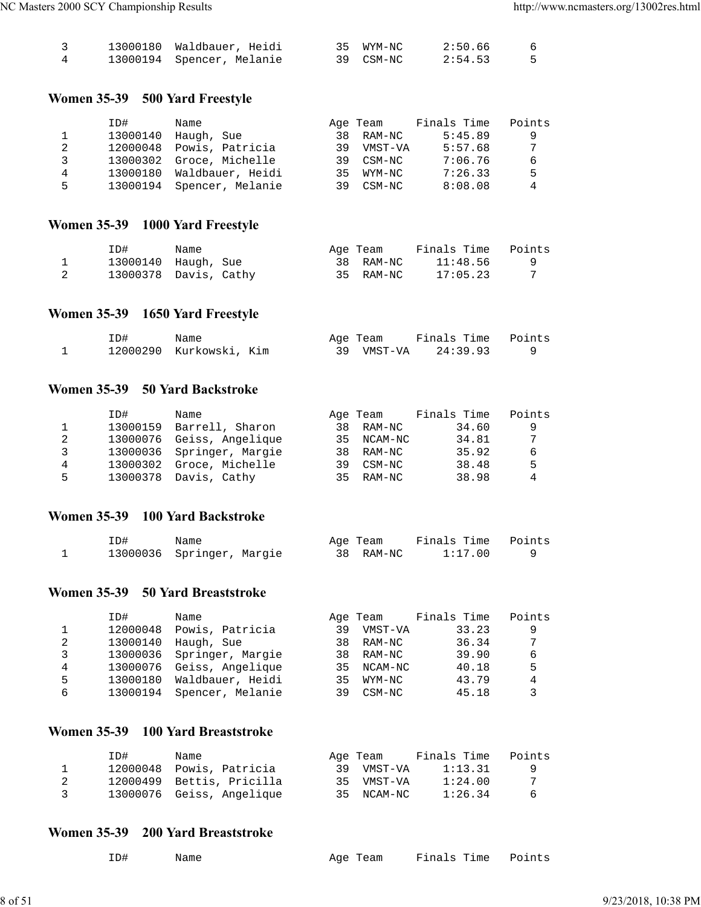|  | ID# | Name | Age | Team | Finals Time | Points |
|---|---|---|---|---|---|---|
| 3 | 13000180 | Waldbauer, Heidi | 35 | WYM-NC | 2:50.66 | 6 |
| 4 | 13000194 | Spencer, Melanie | 39 | CSM-NC | 2:54.53 | 5 |

### Women 35-39 500 Yard Freestyle

|  | ID# | Name | Age | Team | Finals Time | Points |
|---|---|---|---|---|---|---|
| 1 | 13000140 | Haugh, Sue | 38 | RAM-NC | 5:45.89 | 9 |
| 2 | 12000048 | Powis, Patricia | 39 | VMST-VA | 5:57.68 | 7 |
| 3 | 13000302 | Groce, Michelle | 39 | CSM-NC | 7:06.76 | 6 |
| 4 | 13000180 | Waldbauer, Heidi | 35 | WYM-NC | 7:26.33 | 5 |
| 5 | 13000194 | Spencer, Melanie | 39 | CSM-NC | 8:08.08 | 4 |

### Women 35-39 1000 Yard Freestyle

|  | ID# | Name | Age | Team | Finals Time | Points |
|---|---|---|---|---|---|---|
| 1 | 13000140 | Haugh, Sue | 38 | RAM-NC | 11:48.56 | 9 |
| 2 | 13000378 | Davis, Cathy | 35 | RAM-NC | 17:05.23 | 7 |

### Women 35-39 1650 Yard Freestyle

|  | ID# | Name | Age | Team | Finals Time | Points |
|---|---|---|---|---|---|---|
| 1 | 12000290 | Kurkowski, Kim | 39 | VMST-VA | 24:39.93 | 9 |

### Women 35-39 50 Yard Backstroke

|  | ID# | Name | Age | Team | Finals Time | Points |
|---|---|---|---|---|---|---|
| 1 | 13000159 | Barrell, Sharon | 38 | RAM-NC | 34.60 | 9 |
| 2 | 13000076 | Geiss, Angelique | 35 | NCAM-NC | 34.81 | 7 |
| 3 | 13000036 | Springer, Margie | 38 | RAM-NC | 35.92 | 6 |
| 4 | 13000302 | Groce, Michelle | 39 | CSM-NC | 38.48 | 5 |
| 5 | 13000378 | Davis, Cathy | 35 | RAM-NC | 38.98 | 4 |

### Women 35-39 100 Yard Backstroke

|  | ID# | Name | Age | Team | Finals Time | Points |
|---|---|---|---|---|---|---|
| 1 | 13000036 | Springer, Margie | 38 | RAM-NC | 1:17.00 | 9 |

### Women 35-39 50 Yard Breaststroke

|  | ID# | Name | Age | Team | Finals Time | Points |
|---|---|---|---|---|---|---|
| 1 | 12000048 | Powis, Patricia | 39 | VMST-VA | 33.23 | 9 |
| 2 | 13000140 | Haugh, Sue | 38 | RAM-NC | 36.34 | 7 |
| 3 | 13000036 | Springer, Margie | 38 | RAM-NC | 39.90 | 6 |
| 4 | 13000076 | Geiss, Angelique | 35 | NCAM-NC | 40.18 | 5 |
| 5 | 13000180 | Waldbauer, Heidi | 35 | WYM-NC | 43.79 | 4 |
| 6 | 13000194 | Spencer, Melanie | 39 | CSM-NC | 45.18 | 3 |

### Women 35-39 100 Yard Breaststroke

|  | ID# | Name | Age | Team | Finals Time | Points |
|---|---|---|---|---|---|---|
| 1 | 12000048 | Powis, Patricia | 39 | VMST-VA | 1:13.31 | 9 |
| 2 | 12000499 | Bettis, Pricilla | 35 | VMST-VA | 1:24.00 | 7 |
| 3 | 13000076 | Geiss, Angelique | 35 | NCAM-NC | 1:26.34 | 6 |

### Women 35-39 200 Yard Breaststroke

|  | ID# | Name | Age | Team | Finals Time | Points |
|---|---|---|---|---|---|---|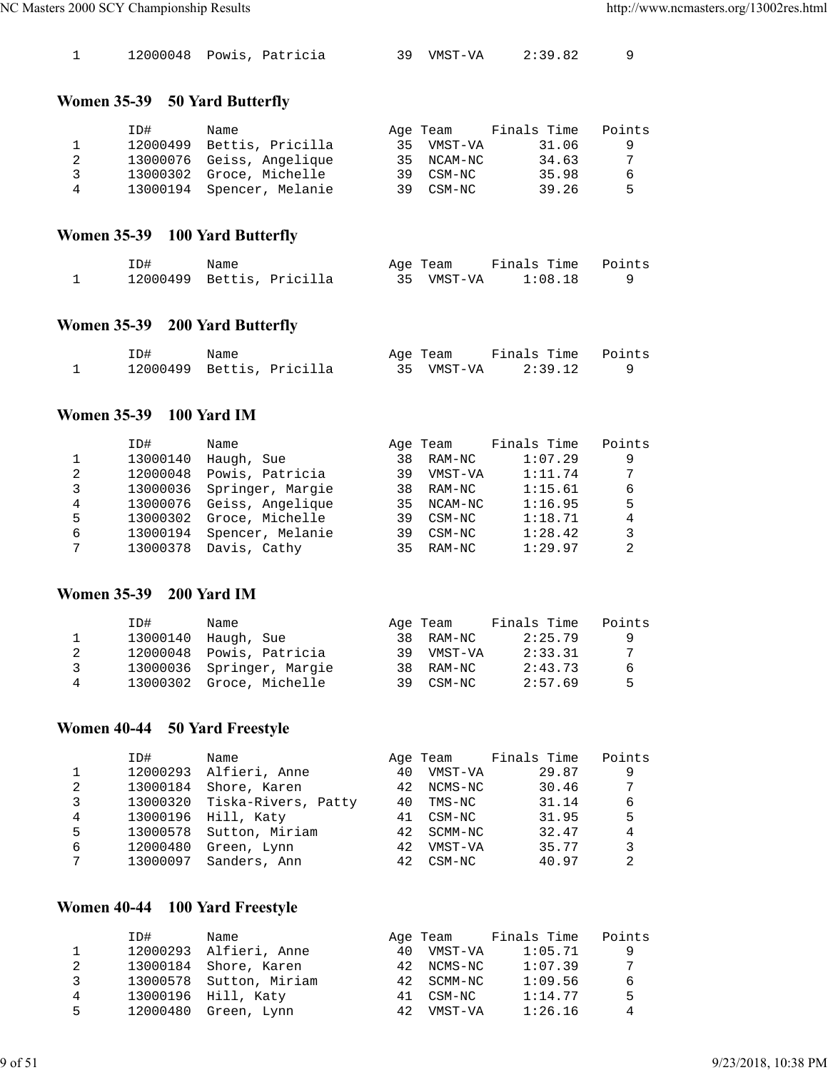| | | | | | | |
|---|---|---|---|---|---|---|
| 1 | 12000048 | Powis, Patricia | 39 | VMST-VA | 2:39.82 | 9 |

## Women 35-39 50 Yard Butterfly

| | ID# | Name | Age | Team | Finals Time | Points |
|---|---|---|---|---|---|---|
| 1 | 12000499 | Bettis, Pricilla | 35 | VMST-VA | 31.06 | 9 |
| 2 | 13000076 | Geiss, Angelique | 35 | NCAM-NC | 34.63 | 7 |
| 3 | 13000302 | Groce, Michelle | 39 | CSM-NC | 35.98 | 6 |
| 4 | 13000194 | Spencer, Melanie | 39 | CSM-NC | 39.26 | 5 |

## Women 35-39 100 Yard Butterfly

| | ID# | Name | Age | Team | Finals Time | Points |
|---|---|---|---|---|---|---|
| 1 | 12000499 | Bettis, Pricilla | 35 | VMST-VA | 1:08.18 | 9 |

## Women 35-39 200 Yard Butterfly

| | ID# | Name | Age | Team | Finals Time | Points |
|---|---|---|---|---|---|---|
| 1 | 12000499 | Bettis, Pricilla | 35 | VMST-VA | 2:39.12 | 9 |

## Women 35-39 100 Yard IM

| | ID# | Name | Age | Team | Finals Time | Points |
|---|---|---|---|---|---|---|
| 1 | 13000140 | Haugh, Sue | 38 | RAM-NC | 1:07.29 | 9 |
| 2 | 12000048 | Powis, Patricia | 39 | VMST-VA | 1:11.74 | 7 |
| 3 | 13000036 | Springer, Margie | 38 | RAM-NC | 1:15.61 | 6 |
| 4 | 13000076 | Geiss, Angelique | 35 | NCAM-NC | 1:16.95 | 5 |
| 5 | 13000302 | Groce, Michelle | 39 | CSM-NC | 1:18.71 | 4 |
| 6 | 13000194 | Spencer, Melanie | 39 | CSM-NC | 1:28.42 | 3 |
| 7 | 13000378 | Davis, Cathy | 35 | RAM-NC | 1:29.97 | 2 |

## Women 35-39 200 Yard IM

| | ID# | Name | Age | Team | Finals Time | Points |
|---|---|---|---|---|---|---|
| 1 | 13000140 | Haugh, Sue | 38 | RAM-NC | 2:25.79 | 9 |
| 2 | 12000048 | Powis, Patricia | 39 | VMST-VA | 2:33.31 | 7 |
| 3 | 13000036 | Springer, Margie | 38 | RAM-NC | 2:43.73 | 6 |
| 4 | 13000302 | Groce, Michelle | 39 | CSM-NC | 2:57.69 | 5 |

## Women 40-44 50 Yard Freestyle

| | ID# | Name | Age | Team | Finals Time | Points |
|---|---|---|---|---|---|---|
| 1 | 12000293 | Alfieri, Anne | 40 | VMST-VA | 29.87 | 9 |
| 2 | 13000184 | Shore, Karen | 42 | NCMS-NC | 30.46 | 7 |
| 3 | 13000320 | Tiska-Rivers, Patty | 40 | TMS-NC | 31.14 | 6 |
| 4 | 13000196 | Hill, Katy | 41 | CSM-NC | 31.95 | 5 |
| 5 | 13000578 | Sutton, Miriam | 42 | SCMM-NC | 32.47 | 4 |
| 6 | 12000480 | Green, Lynn | 42 | VMST-VA | 35.77 | 3 |
| 7 | 13000097 | Sanders, Ann | 42 | CSM-NC | 40.97 | 2 |

## Women 40-44 100 Yard Freestyle

| | ID# | Name | Age | Team | Finals Time | Points |
|---|---|---|---|---|---|---|
| 1 | 12000293 | Alfieri, Anne | 40 | VMST-VA | 1:05.71 | 9 |
| 2 | 13000184 | Shore, Karen | 42 | NCMS-NC | 1:07.39 | 7 |
| 3 | 13000578 | Sutton, Miriam | 42 | SCMM-NC | 1:09.56 | 6 |
| 4 | 13000196 | Hill, Katy | 41 | CSM-NC | 1:14.77 | 5 |
| 5 | 12000480 | Green, Lynn | 42 | VMST-VA | 1:26.16 | 4 |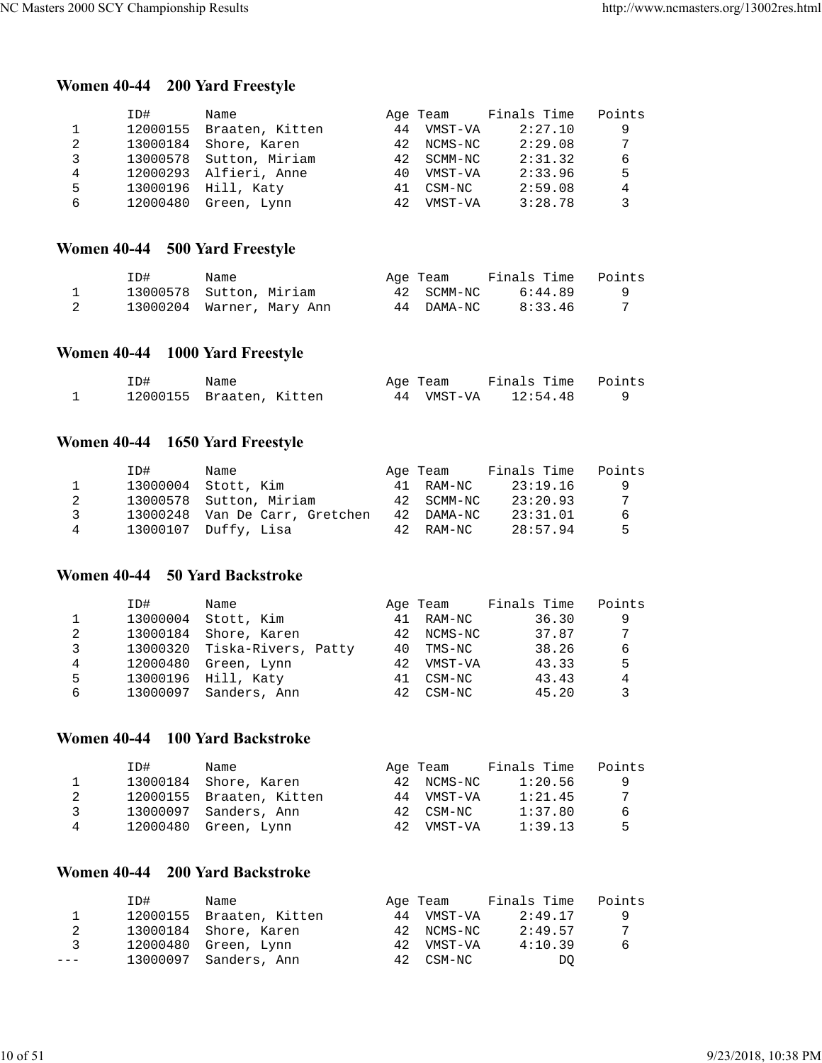## Women 40-44 200 Yard Freestyle

| | ID# | Name | Age | Team | Finals Time | Points |
|---|---|---|---|---|---|---|
| 1 | 12000155 | Braaten, Kitten | 44 | VMST-VA | 2:27.10 | 9 |
| 2 | 13000184 | Shore, Karen | 42 | NCMS-NC | 2:29.08 | 7 |
| 3 | 13000578 | Sutton, Miriam | 42 | SCMM-NC | 2:31.32 | 6 |
| 4 | 12000293 | Alfieri, Anne | 40 | VMST-VA | 2:33.96 | 5 |
| 5 | 13000196 | Hill, Katy | 41 | CSM-NC | 2:59.08 | 4 |
| 6 | 12000480 | Green, Lynn | 42 | VMST-VA | 3:28.78 | 3 |

## Women 40-44 500 Yard Freestyle

| | ID# | Name | Age | Team | Finals Time | Points |
|---|---|---|---|---|---|---|
| 1 | 13000578 | Sutton, Miriam | 42 | SCMM-NC | 6:44.89 | 9 |
| 2 | 13000204 | Warner, Mary Ann | 44 | DAMA-NC | 8:33.46 | 7 |

## Women 40-44 1000 Yard Freestyle

| | ID# | Name | Age | Team | Finals Time | Points |
|---|---|---|---|---|---|---|
| 1 | 12000155 | Braaten, Kitten | 44 | VMST-VA | 12:54.48 | 9 |

## Women 40-44 1650 Yard Freestyle

| | ID# | Name | Age | Team | Finals Time | Points |
|---|---|---|---|---|---|---|
| 1 | 13000004 | Stott, Kim | 41 | RAM-NC | 23:19.16 | 9 |
| 2 | 13000578 | Sutton, Miriam | 42 | SCMM-NC | 23:20.93 | 7 |
| 3 | 13000248 | Van De Carr, Gretchen | 42 | DAMA-NC | 23:31.01 | 6 |
| 4 | 13000107 | Duffy, Lisa | 42 | RAM-NC | 28:57.94 | 5 |

## Women 40-44 50 Yard Backstroke

| | ID# | Name | Age | Team | Finals Time | Points |
|---|---|---|---|---|---|---|
| 1 | 13000004 | Stott, Kim | 41 | RAM-NC | 36.30 | 9 |
| 2 | 13000184 | Shore, Karen | 42 | NCMS-NC | 37.87 | 7 |
| 3 | 13000320 | Tiska-Rivers, Patty | 40 | TMS-NC | 38.26 | 6 |
| 4 | 12000480 | Green, Lynn | 42 | VMST-VA | 43.33 | 5 |
| 5 | 13000196 | Hill, Katy | 41 | CSM-NC | 43.43 | 4 |
| 6 | 13000097 | Sanders, Ann | 42 | CSM-NC | 45.20 | 3 |

## Women 40-44 100 Yard Backstroke

| | ID# | Name | Age | Team | Finals Time | Points |
|---|---|---|---|---|---|---|
| 1 | 13000184 | Shore, Karen | 42 | NCMS-NC | 1:20.56 | 9 |
| 2 | 12000155 | Braaten, Kitten | 44 | VMST-VA | 1:21.45 | 7 |
| 3 | 13000097 | Sanders, Ann | 42 | CSM-NC | 1:37.80 | 6 |
| 4 | 12000480 | Green, Lynn | 42 | VMST-VA | 1:39.13 | 5 |

## Women 40-44 200 Yard Backstroke

| | ID# | Name | Age | Team | Finals Time | Points |
|---|---|---|---|---|---|---|
| 1 | 12000155 | Braaten, Kitten | 44 | VMST-VA | 2:49.17 | 9 |
| 2 | 13000184 | Shore, Karen | 42 | NCMS-NC | 2:49.57 | 7 |
| 3 | 12000480 | Green, Lynn | 42 | VMST-VA | 4:10.39 | 6 |
| --- | 13000097 | Sanders, Ann | 42 | CSM-NC | DQ | |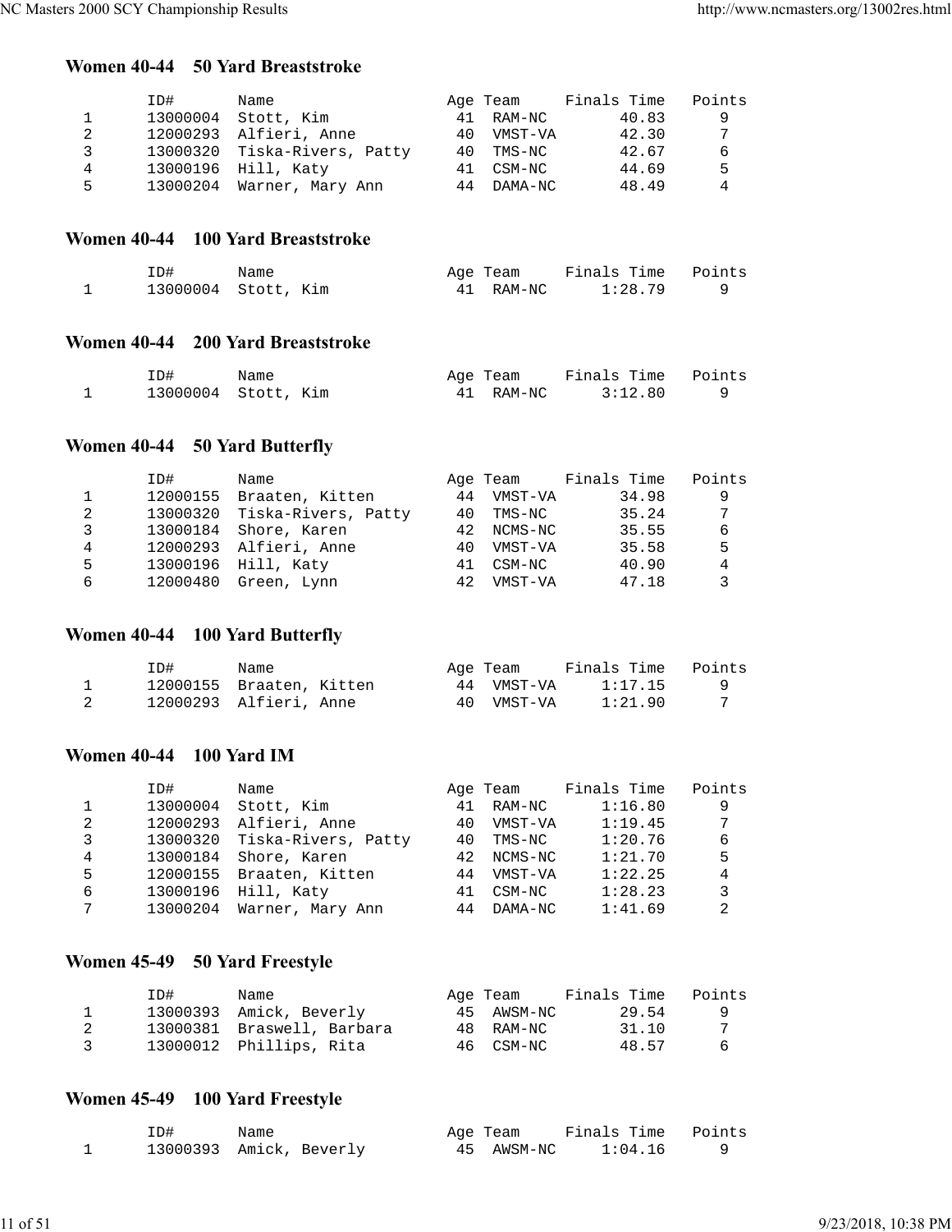### Women 40-44 50 Yard Breaststroke

| | ID# | Name | Age | Team | Finals Time | Points |
|---|---|---|---|---|---|---|
| 1 | 13000004 | Stott, Kim | 41 | RAM-NC | 40.83 | 9 |
| 2 | 12000293 | Alfieri, Anne | 40 | VMST-VA | 42.30 | 7 |
| 3 | 13000320 | Tiska-Rivers, Patty | 40 | TMS-NC | 42.67 | 6 |
| 4 | 13000196 | Hill, Katy | 41 | CSM-NC | 44.69 | 5 |
| 5 | 13000204 | Warner, Mary Ann | 44 | DAMA-NC | 48.49 | 4 |

### Women 40-44 100 Yard Breaststroke

| | ID# | Name | Age | Team | Finals Time | Points |
|---|---|---|---|---|---|---|
| 1 | 13000004 | Stott, Kim | 41 | RAM-NC | 1:28.79 | 9 |

### Women 40-44 200 Yard Breaststroke

| | ID# | Name | Age | Team | Finals Time | Points |
|---|---|---|---|---|---|---|
| 1 | 13000004 | Stott, Kim | 41 | RAM-NC | 3:12.80 | 9 |

### Women 40-44 50 Yard Butterfly

| | ID# | Name | Age | Team | Finals Time | Points |
|---|---|---|---|---|---|---|
| 1 | 12000155 | Braaten, Kitten | 44 | VMST-VA | 34.98 | 9 |
| 2 | 13000320 | Tiska-Rivers, Patty | 40 | TMS-NC | 35.24 | 7 |
| 3 | 13000184 | Shore, Karen | 42 | NCMS-NC | 35.55 | 6 |
| 4 | 12000293 | Alfieri, Anne | 40 | VMST-VA | 35.58 | 5 |
| 5 | 13000196 | Hill, Katy | 41 | CSM-NC | 40.90 | 4 |
| 6 | 12000480 | Green, Lynn | 42 | VMST-VA | 47.18 | 3 |

### Women 40-44 100 Yard Butterfly

| | ID# | Name | Age | Team | Finals Time | Points |
|---|---|---|---|---|---|---|
| 1 | 12000155 | Braaten, Kitten | 44 | VMST-VA | 1:17.15 | 9 |
| 2 | 12000293 | Alfieri, Anne | 40 | VMST-VA | 1:21.90 | 7 |

### Women 40-44 100 Yard IM

| | ID# | Name | Age | Team | Finals Time | Points |
|---|---|---|---|---|---|---|
| 1 | 13000004 | Stott, Kim | 41 | RAM-NC | 1:16.80 | 9 |
| 2 | 12000293 | Alfieri, Anne | 40 | VMST-VA | 1:19.45 | 7 |
| 3 | 13000320 | Tiska-Rivers, Patty | 40 | TMS-NC | 1:20.76 | 6 |
| 4 | 13000184 | Shore, Karen | 42 | NCMS-NC | 1:21.70 | 5 |
| 5 | 12000155 | Braaten, Kitten | 44 | VMST-VA | 1:22.25 | 4 |
| 6 | 13000196 | Hill, Katy | 41 | CSM-NC | 1:28.23 | 3 |
| 7 | 13000204 | Warner, Mary Ann | 44 | DAMA-NC | 1:41.69 | 2 |

### Women 45-49 50 Yard Freestyle

| | ID# | Name | Age | Team | Finals Time | Points |
|---|---|---|---|---|---|---|
| 1 | 13000393 | Amick, Beverly | 45 | AWSM-NC | 29.54 | 9 |
| 2 | 13000381 | Braswell, Barbara | 48 | RAM-NC | 31.10 | 7 |
| 3 | 13000012 | Phillips, Rita | 46 | CSM-NC | 48.57 | 6 |

### Women 45-49 100 Yard Freestyle

| | ID# | Name | Age | Team | Finals Time | Points |
|---|---|---|---|---|---|---|
| 1 | 13000393 | Amick, Beverly | 45 | AWSM-NC | 1:04.16 | 9 |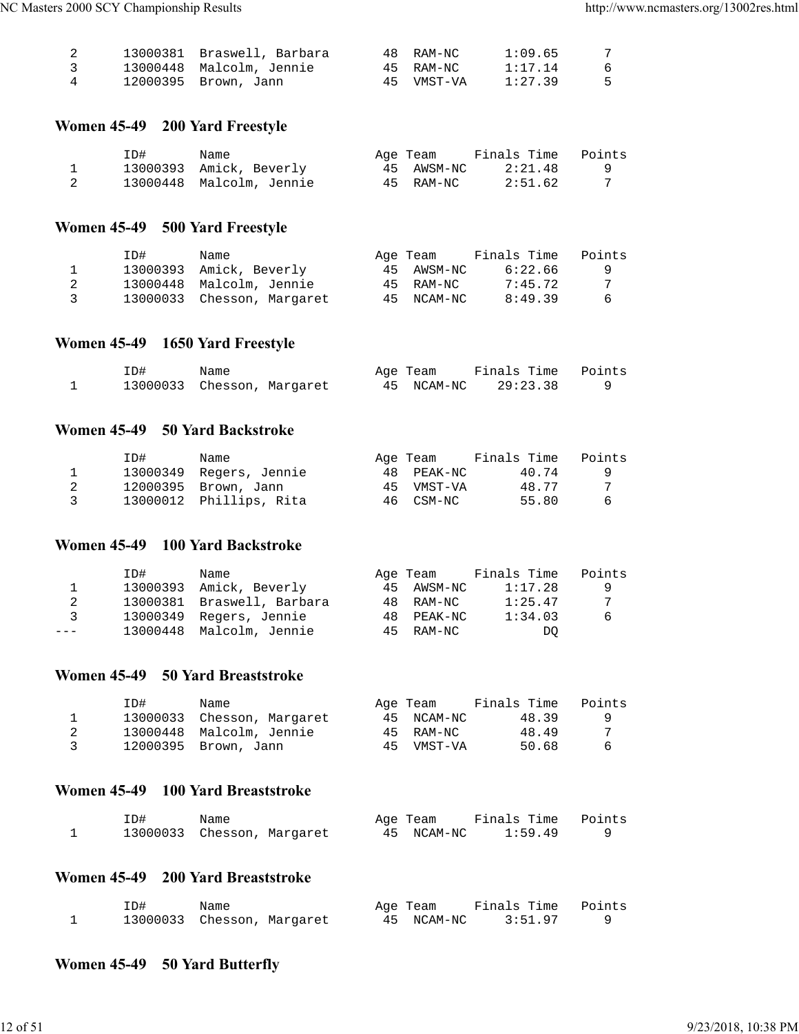| | ID# | Name | Age | Team | Finals Time | Points |
|---|---|---|---|---|---|---|
| 2 | 13000381 | Braswell, Barbara | 48 | RAM-NC | 1:09.65 | 7 |
| 3 | 13000448 | Malcolm, Jennie | 45 | RAM-NC | 1:17.14 | 6 |
| 4 | 12000395 | Brown, Jann | 45 | VMST-VA | 1:27.39 | 5 |

### Women 45-49 200 Yard Freestyle

| | ID# | Name | Age | Team | Finals Time | Points |
|---|---|---|---|---|---|---|
| 1 | 13000393 | Amick, Beverly | 45 | AWSM-NC | 2:21.48 | 9 |
| 2 | 13000448 | Malcolm, Jennie | 45 | RAM-NC | 2:51.62 | 7 |

### Women 45-49 500 Yard Freestyle

| | ID# | Name | Age | Team | Finals Time | Points |
|---|---|---|---|---|---|---|
| 1 | 13000393 | Amick, Beverly | 45 | AWSM-NC | 6:22.66 | 9 |
| 2 | 13000448 | Malcolm, Jennie | 45 | RAM-NC | 7:45.72 | 7 |
| 3 | 13000033 | Chesson, Margaret | 45 | NCAM-NC | 8:49.39 | 6 |

### Women 45-49 1650 Yard Freestyle

| | ID# | Name | Age | Team | Finals Time | Points |
|---|---|---|---|---|---|---|
| 1 | 13000033 | Chesson, Margaret | 45 | NCAM-NC | 29:23.38 | 9 |

### Women 45-49 50 Yard Backstroke

| | ID# | Name | Age | Team | Finals Time | Points |
|---|---|---|---|---|---|---|
| 1 | 13000349 | Regers, Jennie | 48 | PEAK-NC | 40.74 | 9 |
| 2 | 12000395 | Brown, Jann | 45 | VMST-VA | 48.77 | 7 |
| 3 | 13000012 | Phillips, Rita | 46 | CSM-NC | 55.80 | 6 |

### Women 45-49 100 Yard Backstroke

| | ID# | Name | Age | Team | Finals Time | Points |
|---|---|---|---|---|---|---|
| 1 | 13000393 | Amick, Beverly | 45 | AWSM-NC | 1:17.28 | 9 |
| 2 | 13000381 | Braswell, Barbara | 48 | RAM-NC | 1:25.47 | 7 |
| 3 | 13000349 | Regers, Jennie | 48 | PEAK-NC | 1:34.03 | 6 |
| --- | 13000448 | Malcolm, Jennie | 45 | RAM-NC | DQ | |

### Women 45-49 50 Yard Breaststroke

| | ID# | Name | Age | Team | Finals Time | Points |
|---|---|---|---|---|---|---|
| 1 | 13000033 | Chesson, Margaret | 45 | NCAM-NC | 48.39 | 9 |
| 2 | 13000448 | Malcolm, Jennie | 45 | RAM-NC | 48.49 | 7 |
| 3 | 12000395 | Brown, Jann | 45 | VMST-VA | 50.68 | 6 |

### Women 45-49 100 Yard Breaststroke

| | ID# | Name | Age | Team | Finals Time | Points |
|---|---|---|---|---|---|---|
| 1 | 13000033 | Chesson, Margaret | 45 | NCAM-NC | 1:59.49 | 9 |

### Women 45-49 200 Yard Breaststroke

| | ID# | Name | Age | Team | Finals Time | Points |
|---|---|---|---|---|---|---|
| 1 | 13000033 | Chesson, Margaret | 45 | NCAM-NC | 3:51.97 | 9 |

### Women 45-49 50 Yard Butterfly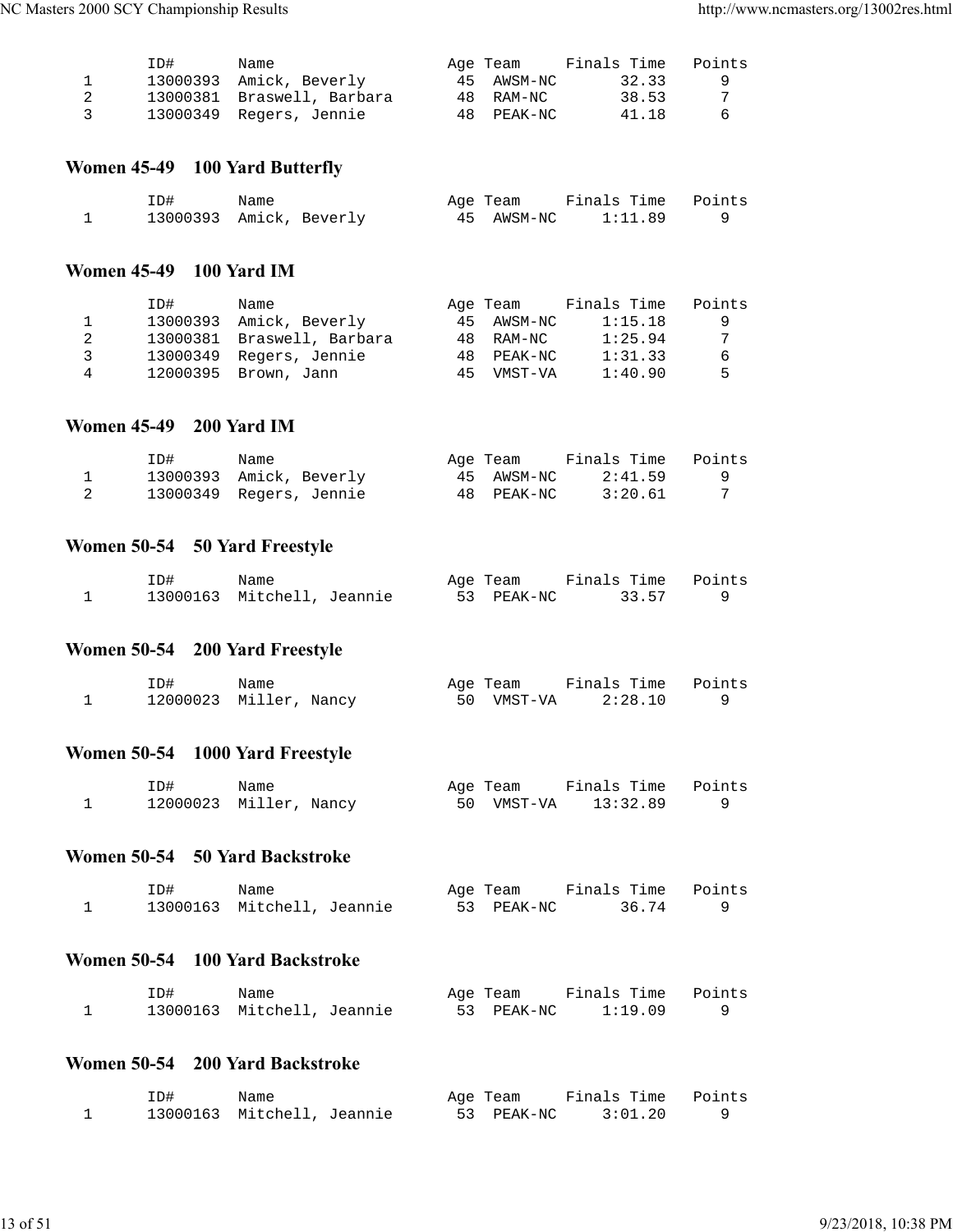| | ID# | Name | Age | Team | Finals Time | Points |
|---|---|---|---|---|---|---|
| 1 | 13000393 | Amick, Beverly | 45 | AWSM-NC | 32.33 | 9 |
| 2 | 13000381 | Braswell, Barbara | 48 | RAM-NC | 38.53 | 7 |
| 3 | 13000349 | Regers, Jennie | 48 | PEAK-NC | 41.18 | 6 |

### Women 45-49 100 Yard Butterfly

| | ID# | Name | Age | Team | Finals Time | Points |
|---|---|---|---|---|---|---|
| 1 | 13000393 | Amick, Beverly | 45 | AWSM-NC | 1:11.89 | 9 |

### Women 45-49 100 Yard IM

| | ID# | Name | Age | Team | Finals Time | Points |
|---|---|---|---|---|---|---|
| 1 | 13000393 | Amick, Beverly | 45 | AWSM-NC | 1:15.18 | 9 |
| 2 | 13000381 | Braswell, Barbara | 48 | RAM-NC | 1:25.94 | 7 |
| 3 | 13000349 | Regers, Jennie | 48 | PEAK-NC | 1:31.33 | 6 |
| 4 | 12000395 | Brown, Jann | 45 | VMST-VA | 1:40.90 | 5 |

### Women 45-49 200 Yard IM

| | ID# | Name | Age | Team | Finals Time | Points |
|---|---|---|---|---|---|---|
| 1 | 13000393 | Amick, Beverly | 45 | AWSM-NC | 2:41.59 | 9 |
| 2 | 13000349 | Regers, Jennie | 48 | PEAK-NC | 3:20.61 | 7 |

### Women 50-54 50 Yard Freestyle

| | ID# | Name | Age | Team | Finals Time | Points |
|---|---|---|---|---|---|---|
| 1 | 13000163 | Mitchell, Jeannie | 53 | PEAK-NC | 33.57 | 9 |

### Women 50-54 200 Yard Freestyle

| | ID# | Name | Age | Team | Finals Time | Points |
|---|---|---|---|---|---|---|
| 1 | 12000023 | Miller, Nancy | 50 | VMST-VA | 2:28.10 | 9 |

### Women 50-54 1000 Yard Freestyle

| | ID# | Name | Age | Team | Finals Time | Points |
|---|---|---|---|---|---|---|
| 1 | 12000023 | Miller, Nancy | 50 | VMST-VA | 13:32.89 | 9 |

### Women 50-54 50 Yard Backstroke

| | ID# | Name | Age | Team | Finals Time | Points |
|---|---|---|---|---|---|---|
| 1 | 13000163 | Mitchell, Jeannie | 53 | PEAK-NC | 36.74 | 9 |

### Women 50-54 100 Yard Backstroke

| | ID# | Name | Age | Team | Finals Time | Points |
|---|---|---|---|---|---|---|
| 1 | 13000163 | Mitchell, Jeannie | 53 | PEAK-NC | 1:19.09 | 9 |

### Women 50-54 200 Yard Backstroke

| | ID# | Name | Age | Team | Finals Time | Points |
|---|---|---|---|---|---|---|
| 1 | 13000163 | Mitchell, Jeannie | 53 | PEAK-NC | 3:01.20 | 9 |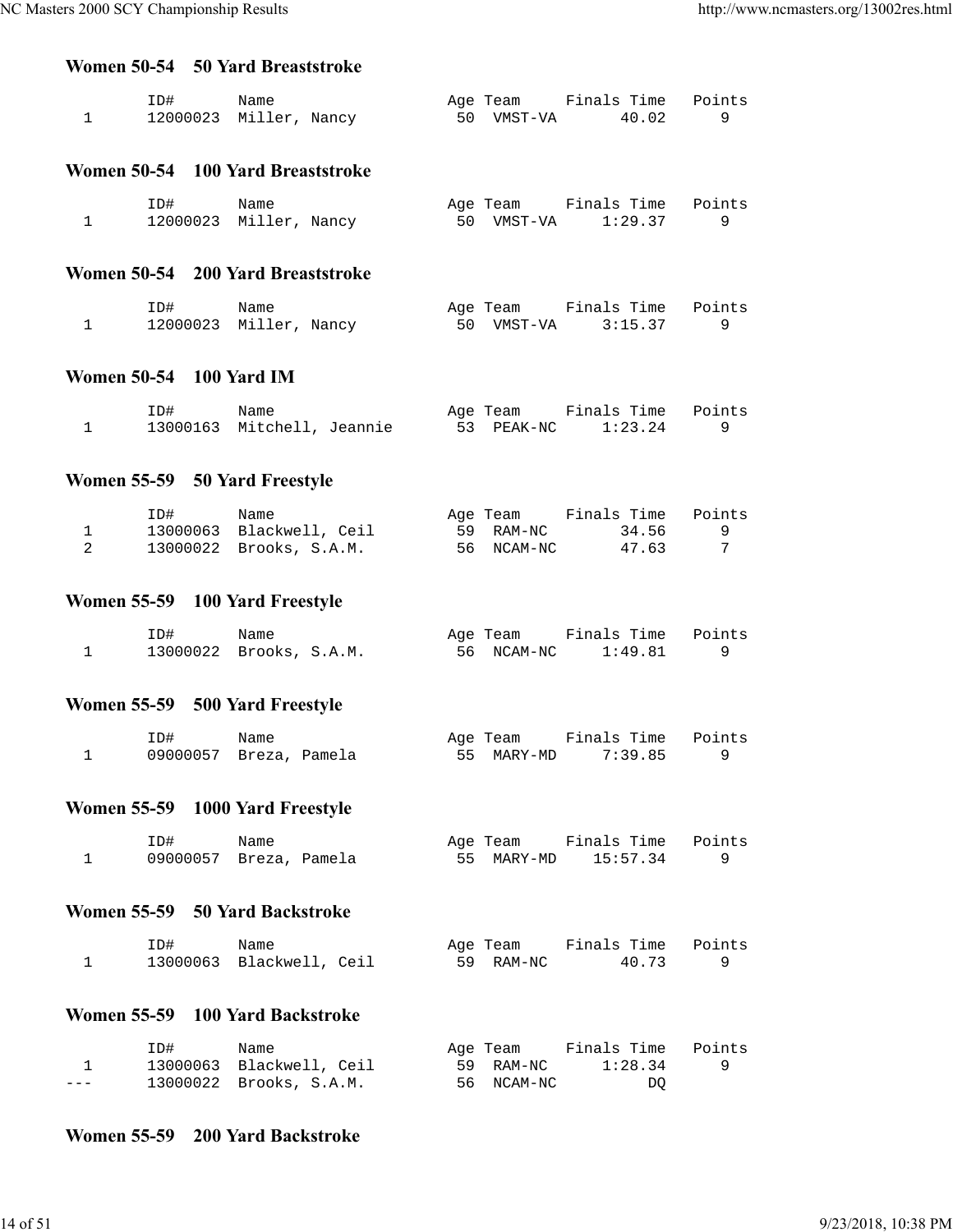### Women 50-54 50 Yard Breaststroke

| | ID# | Name | Age | Team | Finals Time | Points |
|---|---|---|---|---|---|---|
| 1 | 12000023 | Miller, Nancy | 50 | VMST-VA | 40.02 | 9 |

### Women 50-54 100 Yard Breaststroke

| | ID# | Name | Age | Team | Finals Time | Points |
|---|---|---|---|---|---|---|
| 1 | 12000023 | Miller, Nancy | 50 | VMST-VA | 1:29.37 | 9 |

### Women 50-54 200 Yard Breaststroke

| | ID# | Name | Age | Team | Finals Time | Points |
|---|---|---|---|---|---|---|
| 1 | 12000023 | Miller, Nancy | 50 | VMST-VA | 3:15.37 | 9 |

### Women 50-54 100 Yard IM

| | ID# | Name | Age | Team | Finals Time | Points |
|---|---|---|---|---|---|---|
| 1 | 13000163 | Mitchell, Jeannie | 53 | PEAK-NC | 1:23.24 | 9 |

### Women 55-59 50 Yard Freestyle

| | ID# | Name | Age | Team | Finals Time | Points |
|---|---|---|---|---|---|---|
| 1 | 13000063 | Blackwell, Ceil | 59 | RAM-NC | 34.56 | 9 |
| 2 | 13000022 | Brooks, S.A.M. | 56 | NCAM-NC | 47.63 | 7 |

### Women 55-59 100 Yard Freestyle

| | ID# | Name | Age | Team | Finals Time | Points |
|---|---|---|---|---|---|---|
| 1 | 13000022 | Brooks, S.A.M. | 56 | NCAM-NC | 1:49.81 | 9 |

### Women 55-59 500 Yard Freestyle

| | ID# | Name | Age | Team | Finals Time | Points |
|---|---|---|---|---|---|---|
| 1 | 09000057 | Breza, Pamela | 55 | MARY-MD | 7:39.85 | 9 |

### Women 55-59 1000 Yard Freestyle

| | ID# | Name | Age | Team | Finals Time | Points |
|---|---|---|---|---|---|---|
| 1 | 09000057 | Breza, Pamela | 55 | MARY-MD | 15:57.34 | 9 |

### Women 55-59 50 Yard Backstroke

| | ID# | Name | Age | Team | Finals Time | Points |
|---|---|---|---|---|---|---|
| 1 | 13000063 | Blackwell, Ceil | 59 | RAM-NC | 40.73 | 9 |

### Women 55-59 100 Yard Backstroke

| | ID# | Name | Age | Team | Finals Time | Points |
|---|---|---|---|---|---|---|
| 1 | 13000063 | Blackwell, Ceil | 59 | RAM-NC | 1:28.34 | 9 |
| --- | 13000022 | Brooks, S.A.M. | 56 | NCAM-NC | DQ | |

### Women 55-59 200 Yard Backstroke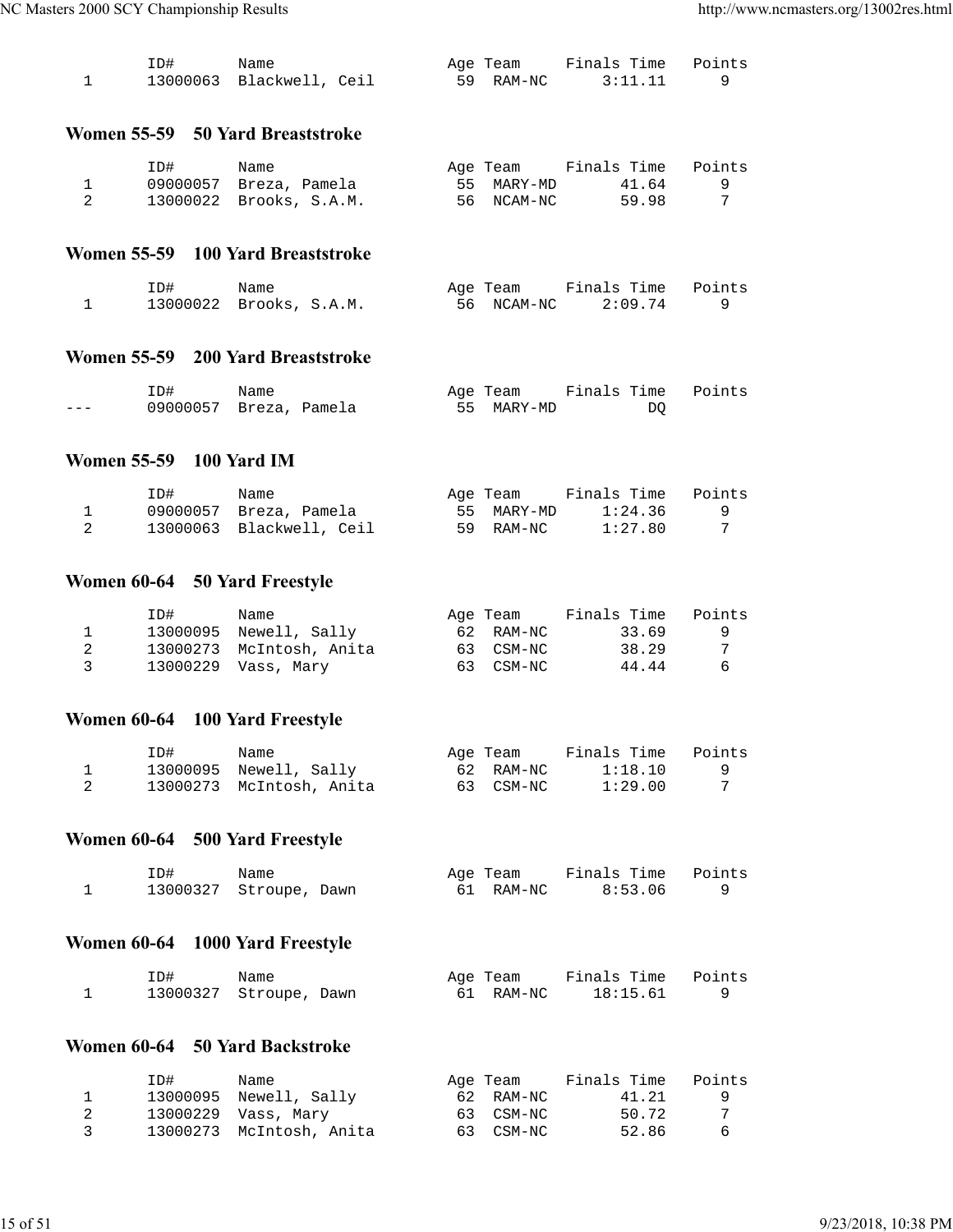| | ID# | Name | Age | Team | Finals Time | Points |
|---|---|---|---|---|---|---|
| 1 | 13000063 | Blackwell, Ceil | 59 | RAM-NC | 3:11.11 | 9 |

### Women 55-59 50 Yard Breaststroke

| | ID# | Name | Age | Team | Finals Time | Points |
|---|---|---|---|---|---|---|
| 1 | 09000057 | Breza, Pamela | 55 | MARY-MD | 41.64 | 9 |
| 2 | 13000022 | Brooks, S.A.M. | 56 | NCAM-NC | 59.98 | 7 |

### Women 55-59 100 Yard Breaststroke

| | ID# | Name | Age | Team | Finals Time | Points |
|---|---|---|---|---|---|---|
| 1 | 13000022 | Brooks, S.A.M. | 56 | NCAM-NC | 2:09.74 | 9 |

### Women 55-59 200 Yard Breaststroke

| | ID# | Name | Age | Team | Finals Time | Points |
|---|---|---|---|---|---|---|
| --- | 09000057 | Breza, Pamela | 55 | MARY-MD | DQ | |

### Women 55-59 100 Yard IM

| | ID# | Name | Age | Team | Finals Time | Points |
|---|---|---|---|---|---|---|
| 1 | 09000057 | Breza, Pamela | 55 | MARY-MD | 1:24.36 | 9 |
| 2 | 13000063 | Blackwell, Ceil | 59 | RAM-NC | 1:27.80 | 7 |

### Women 60-64 50 Yard Freestyle

| | ID# | Name | Age | Team | Finals Time | Points |
|---|---|---|---|---|---|---|
| 1 | 13000095 | Newell, Sally | 62 | RAM-NC | 33.69 | 9 |
| 2 | 13000273 | McIntosh, Anita | 63 | CSM-NC | 38.29 | 7 |
| 3 | 13000229 | Vass, Mary | 63 | CSM-NC | 44.44 | 6 |

### Women 60-64 100 Yard Freestyle

| | ID# | Name | Age | Team | Finals Time | Points |
|---|---|---|---|---|---|---|
| 1 | 13000095 | Newell, Sally | 62 | RAM-NC | 1:18.10 | 9 |
| 2 | 13000273 | McIntosh, Anita | 63 | CSM-NC | 1:29.00 | 7 |

### Women 60-64 500 Yard Freestyle

| | ID# | Name | Age | Team | Finals Time | Points |
|---|---|---|---|---|---|---|
| 1 | 13000327 | Stroupe, Dawn | 61 | RAM-NC | 8:53.06 | 9 |

### Women 60-64 1000 Yard Freestyle

| | ID# | Name | Age | Team | Finals Time | Points |
|---|---|---|---|---|---|---|
| 1 | 13000327 | Stroupe, Dawn | 61 | RAM-NC | 18:15.61 | 9 |

### Women 60-64 50 Yard Backstroke

| | ID# | Name | Age | Team | Finals Time | Points |
|---|---|---|---|---|---|---|
| 1 | 13000095 | Newell, Sally | 62 | RAM-NC | 41.21 | 9 |
| 2 | 13000229 | Vass, Mary | 63 | CSM-NC | 50.72 | 7 |
| 3 | 13000273 | McIntosh, Anita | 63 | CSM-NC | 52.86 | 6 |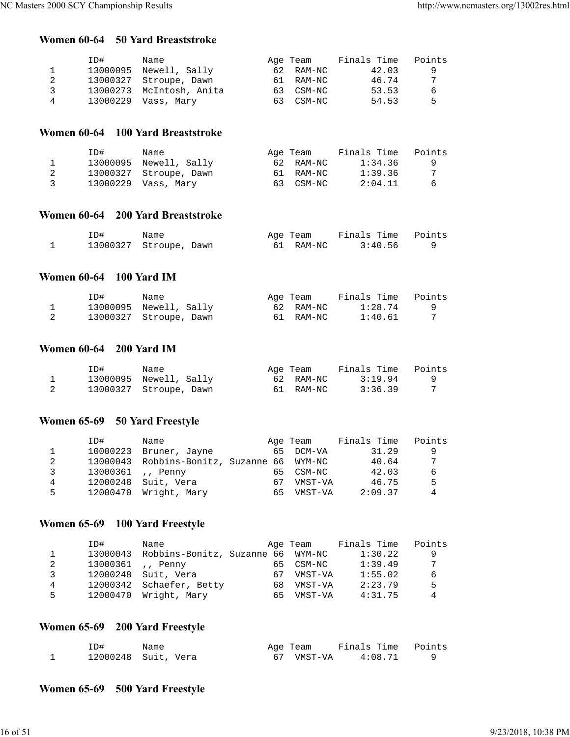### Women 60-64 50 Yard Breaststroke

| | ID# | Name | Age | Team | Finals Time | Points |
|---|---|---|---|---|---|---|
| 1 | 13000095 | Newell, Sally | 62 | RAM-NC | 42.03 | 9 |
| 2 | 13000327 | Stroupe, Dawn | 61 | RAM-NC | 46.74 | 7 |
| 3 | 13000273 | McIntosh, Anita | 63 | CSM-NC | 53.53 | 6 |
| 4 | 13000229 | Vass, Mary | 63 | CSM-NC | 54.53 | 5 |

### Women 60-64 100 Yard Breaststroke

| | ID# | Name | Age | Team | Finals Time | Points |
|---|---|---|---|---|---|---|
| 1 | 13000095 | Newell, Sally | 62 | RAM-NC | 1:34.36 | 9 |
| 2 | 13000327 | Stroupe, Dawn | 61 | RAM-NC | 1:39.36 | 7 |
| 3 | 13000229 | Vass, Mary | 63 | CSM-NC | 2:04.11 | 6 |

### Women 60-64 200 Yard Breaststroke

| | ID# | Name | Age | Team | Finals Time | Points |
|---|---|---|---|---|---|---|
| 1 | 13000327 | Stroupe, Dawn | 61 | RAM-NC | 3:40.56 | 9 |

### Women 60-64 100 Yard IM

| | ID# | Name | Age | Team | Finals Time | Points |
|---|---|---|---|---|---|---|
| 1 | 13000095 | Newell, Sally | 62 | RAM-NC | 1:28.74 | 9 |
| 2 | 13000327 | Stroupe, Dawn | 61 | RAM-NC | 1:40.61 | 7 |

### Women 60-64 200 Yard IM

| | ID# | Name | Age | Team | Finals Time | Points |
|---|---|---|---|---|---|---|
| 1 | 13000095 | Newell, Sally | 62 | RAM-NC | 3:19.94 | 9 |
| 2 | 13000327 | Stroupe, Dawn | 61 | RAM-NC | 3:36.39 | 7 |

### Women 65-69 50 Yard Freestyle

| | ID# | Name | Age | Team | Finals Time | Points |
|---|---|---|---|---|---|---|
| 1 | 10000223 | Bruner, Jayne | 65 | DCM-VA | 31.29 | 9 |
| 2 | 13000043 | Robbins-Bonitz, Suzanne | 66 | WYM-NC | 40.64 | 7 |
| 3 | 13000361 | ,, Penny | 65 | CSM-NC | 42.03 | 6 |
| 4 | 12000248 | Suit, Vera | 67 | VMST-VA | 46.75 | 5 |
| 5 | 12000470 | Wright, Mary | 65 | VMST-VA | 2:09.37 | 4 |

### Women 65-69 100 Yard Freestyle

| | ID# | Name | Age | Team | Finals Time | Points |
|---|---|---|---|---|---|---|
| 1 | 13000043 | Robbins-Bonitz, Suzanne | 66 | WYM-NC | 1:30.22 | 9 |
| 2 | 13000361 | ,, Penny | 65 | CSM-NC | 1:39.49 | 7 |
| 3 | 12000248 | Suit, Vera | 67 | VMST-VA | 1:55.02 | 6 |
| 4 | 12000342 | Schaefer, Betty | 68 | VMST-VA | 2:23.79 | 5 |
| 5 | 12000470 | Wright, Mary | 65 | VMST-VA | 4:31.75 | 4 |

### Women 65-69 200 Yard Freestyle

| | ID# | Name | Age | Team | Finals Time | Points |
|---|---|---|---|---|---|---|
| 1 | 12000248 | Suit, Vera | 67 | VMST-VA | 4:08.71 | 9 |

### Women 65-69 500 Yard Freestyle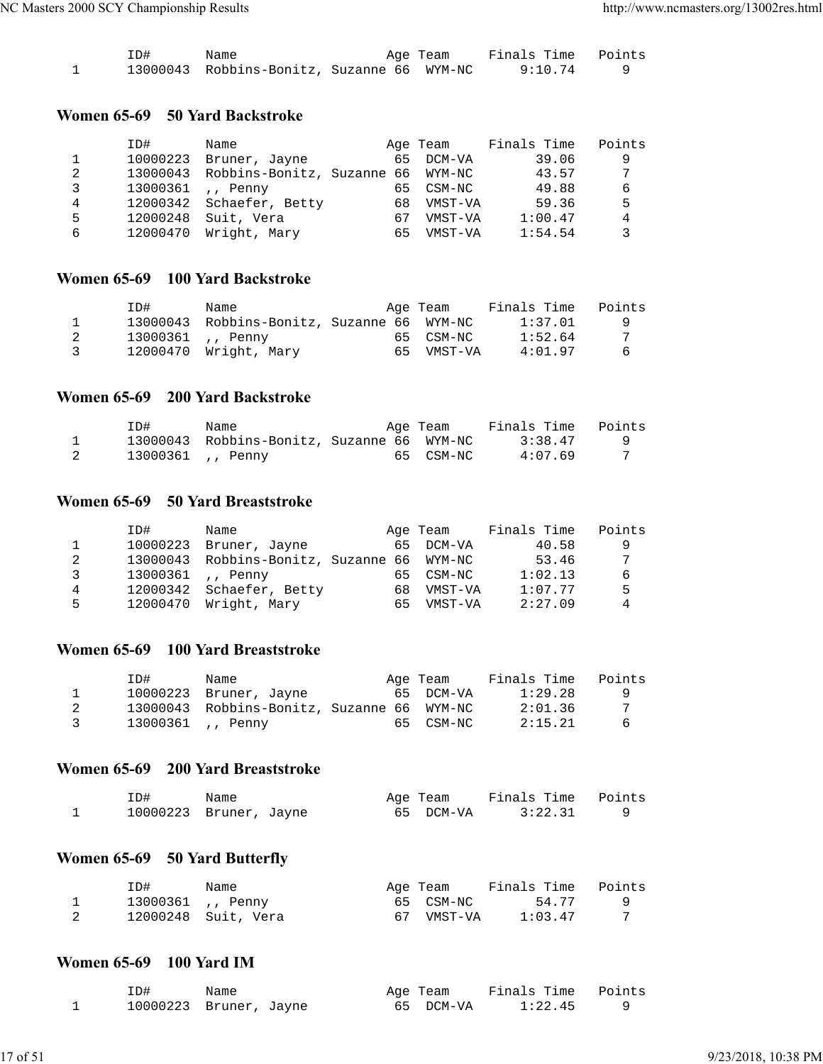| | ID# | Name | Age | Team | Finals Time | Points |
|---|---|---|---|---|---|---|
| 1 | 13000043 | Robbins-Bonitz, Suzanne | 66 | WYM-NC | 9:10.74 | 9 |

### Women 65-69 50 Yard Backstroke

| | ID# | Name | Age | Team | Finals Time | Points |
|---|---|---|---|---|---|---|
| 1 | 10000223 | Bruner, Jayne | 65 | DCM-VA | 39.06 | 9 |
| 2 | 13000043 | Robbins-Bonitz, Suzanne | 66 | WYM-NC | 43.57 | 7 |
| 3 | 13000361 | ,, Penny | 65 | CSM-NC | 49.88 | 6 |
| 4 | 12000342 | Schaefer, Betty | 68 | VMST-VA | 59.36 | 5 |
| 5 | 12000248 | Suit, Vera | 67 | VMST-VA | 1:00.47 | 4 |
| 6 | 12000470 | Wright, Mary | 65 | VMST-VA | 1:54.54 | 3 |

### Women 65-69 100 Yard Backstroke

| | ID# | Name | Age | Team | Finals Time | Points |
|---|---|---|---|---|---|---|
| 1 | 13000043 | Robbins-Bonitz, Suzanne | 66 | WYM-NC | 1:37.01 | 9 |
| 2 | 13000361 | ,, Penny | 65 | CSM-NC | 1:52.64 | 7 |
| 3 | 12000470 | Wright, Mary | 65 | VMST-VA | 4:01.97 | 6 |

### Women 65-69 200 Yard Backstroke

| | ID# | Name | Age | Team | Finals Time | Points |
|---|---|---|---|---|---|---|
| 1 | 13000043 | Robbins-Bonitz, Suzanne | 66 | WYM-NC | 3:38.47 | 9 |
| 2 | 13000361 | ,, Penny | 65 | CSM-NC | 4:07.69 | 7 |

### Women 65-69 50 Yard Breaststroke

| | ID# | Name | Age | Team | Finals Time | Points |
|---|---|---|---|---|---|---|
| 1 | 10000223 | Bruner, Jayne | 65 | DCM-VA | 40.58 | 9 |
| 2 | 13000043 | Robbins-Bonitz, Suzanne | 66 | WYM-NC | 53.46 | 7 |
| 3 | 13000361 | ,, Penny | 65 | CSM-NC | 1:02.13 | 6 |
| 4 | 12000342 | Schaefer, Betty | 68 | VMST-VA | 1:07.77 | 5 |
| 5 | 12000470 | Wright, Mary | 65 | VMST-VA | 2:27.09 | 4 |

### Women 65-69 100 Yard Breaststroke

| | ID# | Name | Age | Team | Finals Time | Points |
|---|---|---|---|---|---|---|
| 1 | 10000223 | Bruner, Jayne | 65 | DCM-VA | 1:29.28 | 9 |
| 2 | 13000043 | Robbins-Bonitz, Suzanne | 66 | WYM-NC | 2:01.36 | 7 |
| 3 | 13000361 | ,, Penny | 65 | CSM-NC | 2:15.21 | 6 |

### Women 65-69 200 Yard Breaststroke

| | ID# | Name | Age | Team | Finals Time | Points |
|---|---|---|---|---|---|---|
| 1 | 10000223 | Bruner, Jayne | 65 | DCM-VA | 3:22.31 | 9 |

### Women 65-69 50 Yard Butterfly

| | ID# | Name | Age | Team | Finals Time | Points |
|---|---|---|---|---|---|---|
| 1 | 13000361 | ,, Penny | 65 | CSM-NC | 54.77 | 9 |
| 2 | 12000248 | Suit, Vera | 67 | VMST-VA | 1:03.47 | 7 |

### Women 65-69 100 Yard IM

| | ID# | Name | Age | Team | Finals Time | Points |
|---|---|---|---|---|---|---|
| 1 | 10000223 | Bruner, Jayne | 65 | DCM-VA | 1:22.45 | 9 |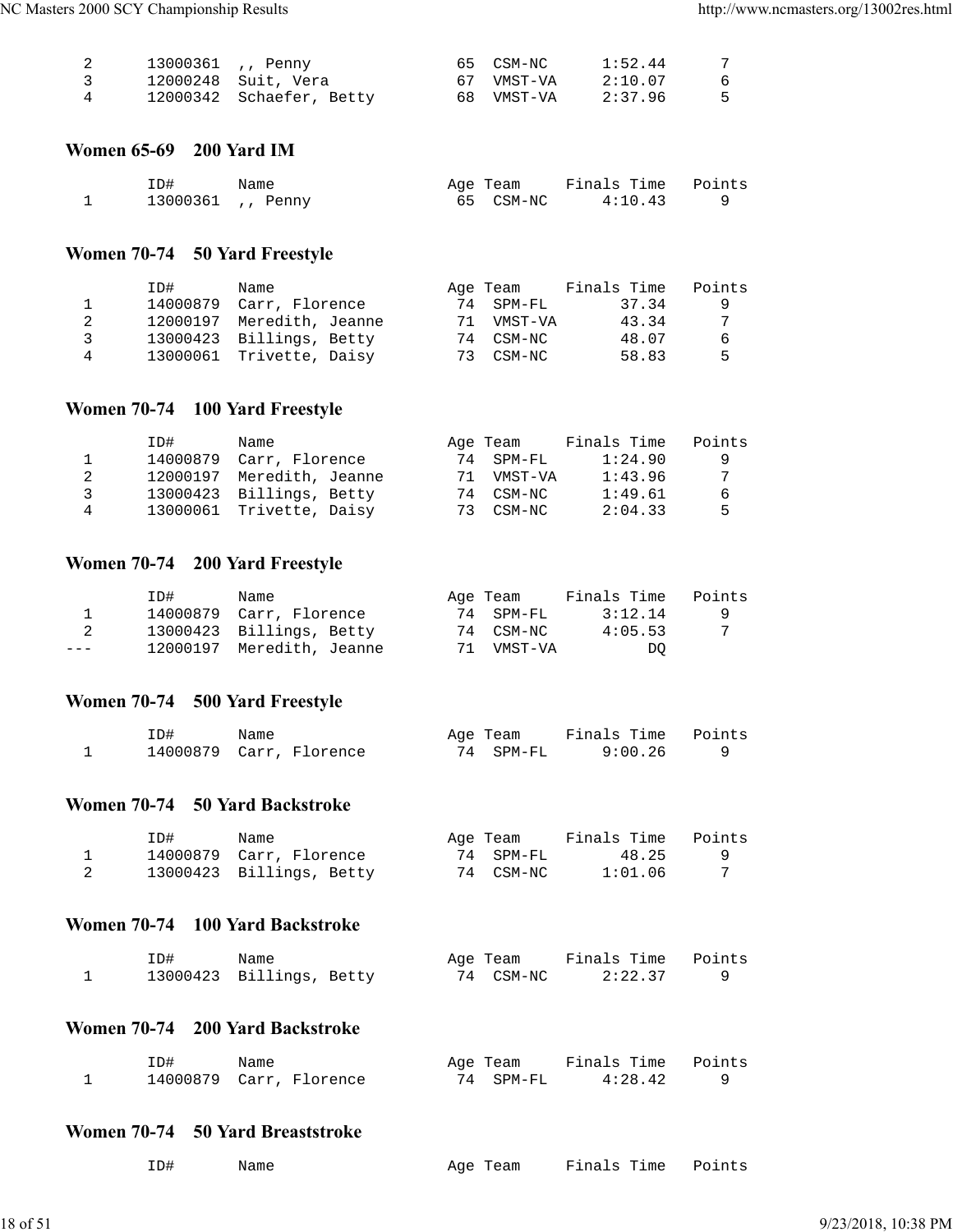| | ID# | Name | Age | Team | Finals Time | Points |
|---|---|---|---|---|---|---|
| 2 | 13000361 | ,, Penny | 65 | CSM-NC | 1:52.44 | 7 |
| 3 | 12000248 | Suit, Vera | 67 | VMST-VA | 2:10.07 | 6 |
| 4 | 12000342 | Schaefer, Betty | 68 | VMST-VA | 2:37.96 | 5 |

### Women 65-69 200 Yard IM

| | ID# | Name | Age | Team | Finals Time | Points |
|---|---|---|---|---|---|---|
| 1 | 13000361 | ,, Penny | 65 | CSM-NC | 4:10.43 | 9 |

### Women 70-74 50 Yard Freestyle

| | ID# | Name | Age | Team | Finals Time | Points |
|---|---|---|---|---|---|---|
| 1 | 14000879 | Carr, Florence | 74 | SPM-FL | 37.34 | 9 |
| 2 | 12000197 | Meredith, Jeanne | 71 | VMST-VA | 43.34 | 7 |
| 3 | 13000423 | Billings, Betty | 74 | CSM-NC | 48.07 | 6 |
| 4 | 13000061 | Trivette, Daisy | 73 | CSM-NC | 58.83 | 5 |

### Women 70-74 100 Yard Freestyle

| | ID# | Name | Age | Team | Finals Time | Points |
|---|---|---|---|---|---|---|
| 1 | 14000879 | Carr, Florence | 74 | SPM-FL | 1:24.90 | 9 |
| 2 | 12000197 | Meredith, Jeanne | 71 | VMST-VA | 1:43.96 | 7 |
| 3 | 13000423 | Billings, Betty | 74 | CSM-NC | 1:49.61 | 6 |
| 4 | 13000061 | Trivette, Daisy | 73 | CSM-NC | 2:04.33 | 5 |

### Women 70-74 200 Yard Freestyle

| | ID# | Name | Age | Team | Finals Time | Points |
|---|---|---|---|---|---|---|
| 1 | 14000879 | Carr, Florence | 74 | SPM-FL | 3:12.14 | 9 |
| 2 | 13000423 | Billings, Betty | 74 | CSM-NC | 4:05.53 | 7 |
| --- | 12000197 | Meredith, Jeanne | 71 | VMST-VA | DQ | |

### Women 70-74 500 Yard Freestyle

| | ID# | Name | Age | Team | Finals Time | Points |
|---|---|---|---|---|---|---|
| 1 | 14000879 | Carr, Florence | 74 | SPM-FL | 9:00.26 | 9 |

### Women 70-74 50 Yard Backstroke

| | ID# | Name | Age | Team | Finals Time | Points |
|---|---|---|---|---|---|---|
| 1 | 14000879 | Carr, Florence | 74 | SPM-FL | 48.25 | 9 |
| 2 | 13000423 | Billings, Betty | 74 | CSM-NC | 1:01.06 | 7 |

### Women 70-74 100 Yard Backstroke

| | ID# | Name | Age | Team | Finals Time | Points |
|---|---|---|---|---|---|---|
| 1 | 13000423 | Billings, Betty | 74 | CSM-NC | 2:22.37 | 9 |

### Women 70-74 200 Yard Backstroke

| | ID# | Name | Age | Team | Finals Time | Points |
|---|---|---|---|---|---|---|
| 1 | 14000879 | Carr, Florence | 74 | SPM-FL | 4:28.42 | 9 |

### Women 70-74 50 Yard Breaststroke

| | ID# | Name | Age | Team | Finals Time | Points |
|---|---|---|---|---|---|---|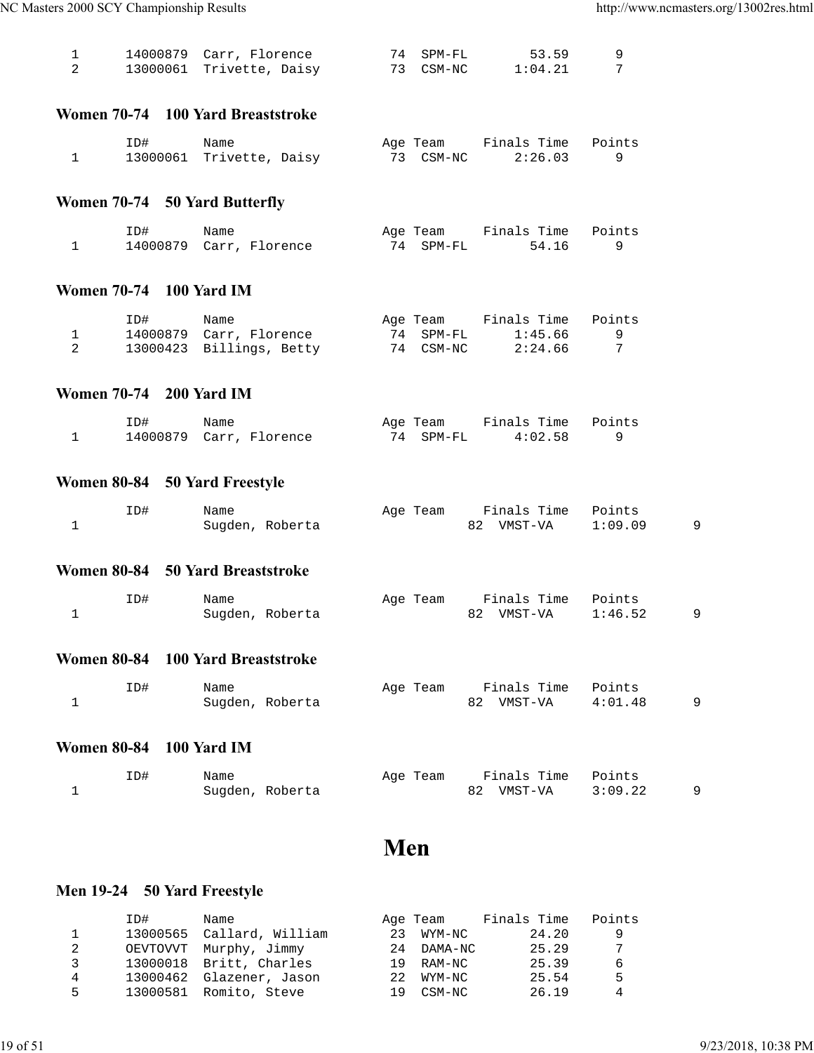| | ID# | Name | Age | Team | Finals Time | Points |
|---|---|---|---|---|---|---|
| 1 | 14000879 | Carr, Florence | 74 | SPM-FL | 53.59 | 9 |
| 2 | 13000061 | Trivette, Daisy | 73 | CSM-NC | 1:04.21 | 7 |

### Women 70-74 100 Yard Breaststroke

| | ID# | Name | Age | Team | Finals Time | Points |
|---|---|---|---|---|---|---|
| 1 | 13000061 | Trivette, Daisy | 73 | CSM-NC | 2:26.03 | 9 |

### Women 70-74 50 Yard Butterfly

| | ID# | Name | Age | Team | Finals Time | Points |
|---|---|---|---|---|---|---|
| 1 | 14000879 | Carr, Florence | 74 | SPM-FL | 54.16 | 9 |

### Women 70-74 100 Yard IM

| | ID# | Name | Age | Team | Finals Time | Points |
|---|---|---|---|---|---|---|
| 1 | 14000879 | Carr, Florence | 74 | SPM-FL | 1:45.66 | 9 |
| 2 | 13000423 | Billings, Betty | 74 | CSM-NC | 2:24.66 | 7 |

### Women 70-74 200 Yard IM

| | ID# | Name | Age | Team | Finals Time | Points |
|---|---|---|---|---|---|---|
| 1 | 14000879 | Carr, Florence | 74 | SPM-FL | 4:02.58 | 9 |

### Women 80-84 50 Yard Freestyle

| | ID# | Name | Age | Team | Finals Time | Points |
|---|---|---|---|---|---|---|
| 1 | | Sugden, Roberta | 82 | VMST-VA | 1:09.09 | 9 |

### Women 80-84 50 Yard Breaststroke

| | ID# | Name | Age | Team | Finals Time | Points |
|---|---|---|---|---|---|---|
| 1 | | Sugden, Roberta | 82 | VMST-VA | 1:46.52 | 9 |

### Women 80-84 100 Yard Breaststroke

| | ID# | Name | Age | Team | Finals Time | Points |
|---|---|---|---|---|---|---|
| 1 | | Sugden, Roberta | 82 | VMST-VA | 4:01.48 | 9 |

### Women 80-84 100 Yard IM

| | ID# | Name | Age | Team | Finals Time | Points |
|---|---|---|---|---|---|---|
| 1 | | Sugden, Roberta | 82 | VMST-VA | 3:09.22 | 9 |

# Men

### Men 19-24 50 Yard Freestyle

| | ID# | Name | Age | Team | Finals Time | Points |
|---|---|---|---|---|---|---|
| 1 | 13000565 | Callard, William | 23 | WYM-NC | 24.20 | 9 |
| 2 | OEVTOVVT | Murphy, Jimmy | 24 | DAMA-NC | 25.29 | 7 |
| 3 | 13000018 | Britt, Charles | 19 | RAM-NC | 25.39 | 6 |
| 4 | 13000462 | Glazener, Jason | 22 | WYM-NC | 25.54 | 5 |
| 5 | 13000581 | Romito, Steve | 19 | CSM-NC | 26.19 | 4 |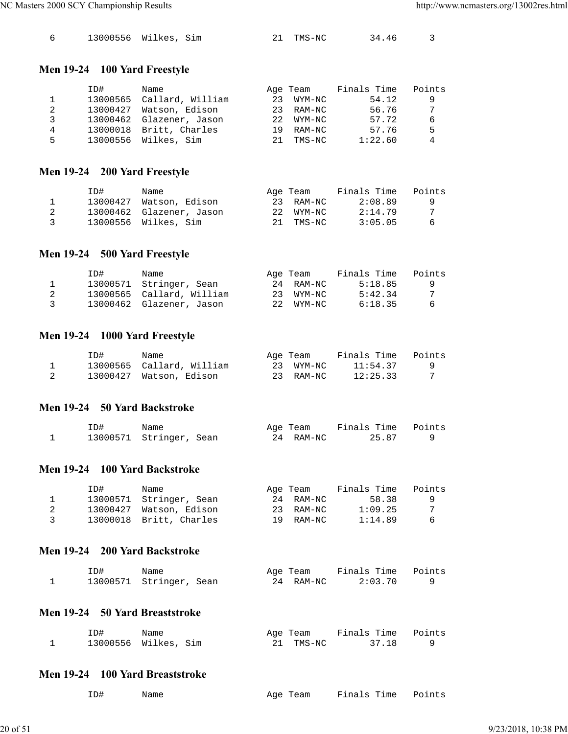| 6 | 13000556 | Wilkes, Sim | 21 | TMS-NC | 34.46 | 3 |
|---|---|---|---|---|---|---|

### Men 19-24 100 Yard Freestyle

| | ID# | Name | Age | Team | Finals Time | Points |
|---|---|---|---|---|---|---|
| 1 | 13000565 | Callard, William | 23 | WYM-NC | 54.12 | 9 |
| 2 | 13000427 | Watson, Edison | 23 | RAM-NC | 56.76 | 7 |
| 3 | 13000462 | Glazener, Jason | 22 | WYM-NC | 57.72 | 6 |
| 4 | 13000018 | Britt, Charles | 19 | RAM-NC | 57.76 | 5 |
| 5 | 13000556 | Wilkes, Sim | 21 | TMS-NC | 1:22.60 | 4 |

### Men 19-24 200 Yard Freestyle

| | ID# | Name | Age | Team | Finals Time | Points |
|---|---|---|---|---|---|---|
| 1 | 13000427 | Watson, Edison | 23 | RAM-NC | 2:08.89 | 9 |
| 2 | 13000462 | Glazener, Jason | 22 | WYM-NC | 2:14.79 | 7 |
| 3 | 13000556 | Wilkes, Sim | 21 | TMS-NC | 3:05.05 | 6 |

### Men 19-24 500 Yard Freestyle

| | ID# | Name | Age | Team | Finals Time | Points |
|---|---|---|---|---|---|---|
| 1 | 13000571 | Stringer, Sean | 24 | RAM-NC | 5:18.85 | 9 |
| 2 | 13000565 | Callard, William | 23 | WYM-NC | 5:42.34 | 7 |
| 3 | 13000462 | Glazener, Jason | 22 | WYM-NC | 6:18.35 | 6 |

### Men 19-24 1000 Yard Freestyle

| | ID# | Name | Age | Team | Finals Time | Points |
|---|---|---|---|---|---|---|
| 1 | 13000565 | Callard, William | 23 | WYM-NC | 11:54.37 | 9 |
| 2 | 13000427 | Watson, Edison | 23 | RAM-NC | 12:25.33 | 7 |

### Men 19-24 50 Yard Backstroke

| | ID# | Name | Age | Team | Finals Time | Points |
|---|---|---|---|---|---|---|
| 1 | 13000571 | Stringer, Sean | 24 | RAM-NC | 25.87 | 9 |

### Men 19-24 100 Yard Backstroke

| | ID# | Name | Age | Team | Finals Time | Points |
|---|---|---|---|---|---|---|
| 1 | 13000571 | Stringer, Sean | 24 | RAM-NC | 58.38 | 9 |
| 2 | 13000427 | Watson, Edison | 23 | RAM-NC | 1:09.25 | 7 |
| 3 | 13000018 | Britt, Charles | 19 | RAM-NC | 1:14.89 | 6 |

### Men 19-24 200 Yard Backstroke

| | ID# | Name | Age | Team | Finals Time | Points |
|---|---|---|---|---|---|---|
| 1 | 13000571 | Stringer, Sean | 24 | RAM-NC | 2:03.70 | 9 |

### Men 19-24 50 Yard Breaststroke

| | ID# | Name | Age | Team | Finals Time | Points |
|---|---|---|---|---|---|---|
| 1 | 13000556 | Wilkes, Sim | 21 | TMS-NC | 37.18 | 9 |

### Men 19-24 100 Yard Breaststroke

| | ID# | Name | Age | Team | Finals Time | Points |
|---|---|---|---|---|---|---|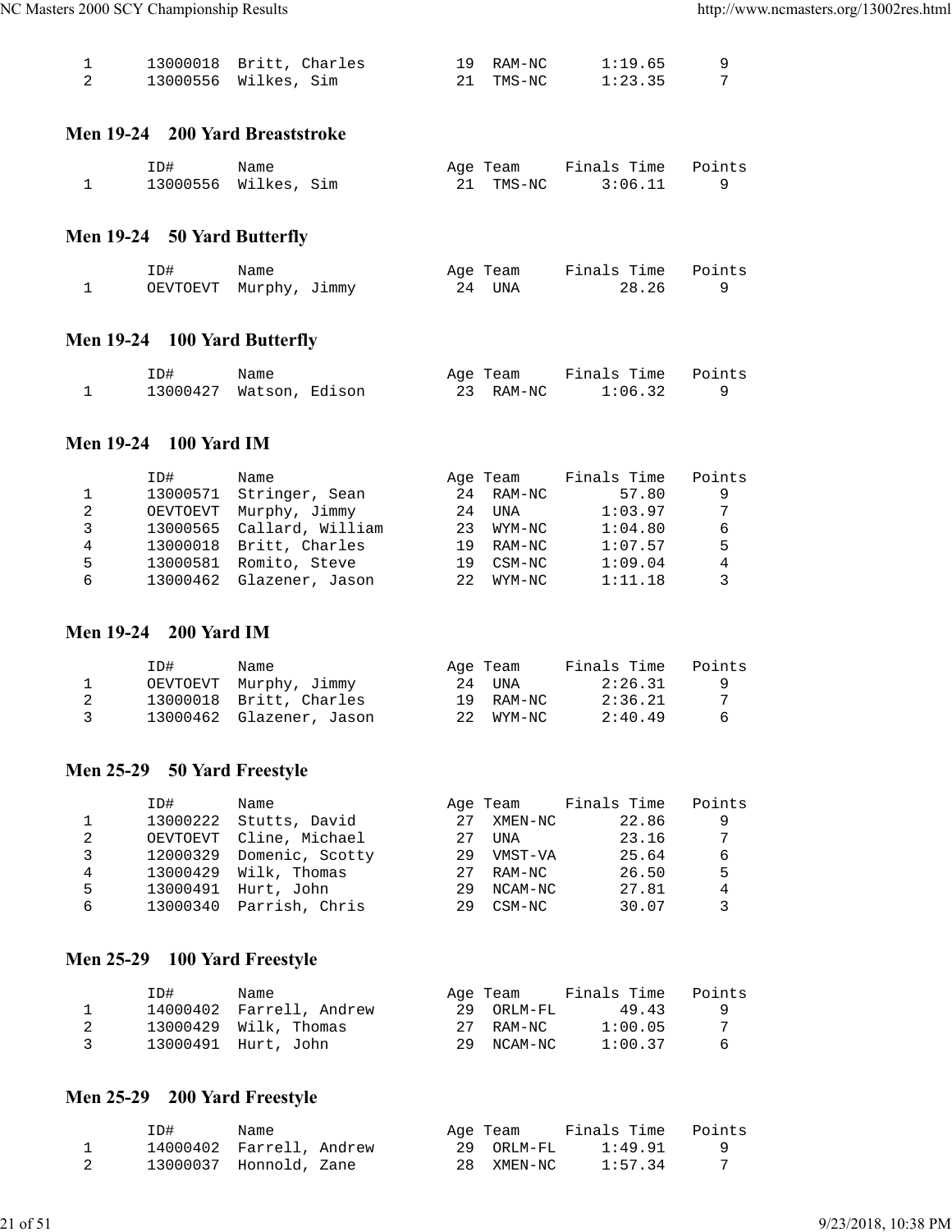| | ID# | Name | Age | Team | Finals Time | Points |
|---|---|---|---|---|---|---|
| 1 | 13000018 | Britt, Charles | 19 | RAM-NC | 1:19.65 | 9 |
| 2 | 13000556 | Wilkes, Sim | 21 | TMS-NC | 1:23.35 | 7 |

### Men 19-24 200 Yard Breaststroke

| | ID# | Name | Age | Team | Finals Time | Points |
|---|---|---|---|---|---|---|
| 1 | 13000556 | Wilkes, Sim | 21 | TMS-NC | 3:06.11 | 9 |

### Men 19-24 50 Yard Butterfly

| | ID# | Name | Age | Team | Finals Time | Points |
|---|---|---|---|---|---|---|
| 1 | OEVTOEVT | Murphy, Jimmy | 24 | UNA | 28.26 | 9 |

### Men 19-24 100 Yard Butterfly

| | ID# | Name | Age | Team | Finals Time | Points |
|---|---|---|---|---|---|---|
| 1 | 13000427 | Watson, Edison | 23 | RAM-NC | 1:06.32 | 9 |

### Men 19-24 100 Yard IM

| | ID# | Name | Age | Team | Finals Time | Points |
|---|---|---|---|---|---|---|
| 1 | 13000571 | Stringer, Sean | 24 | RAM-NC | 57.80 | 9 |
| 2 | OEVTOEVT | Murphy, Jimmy | 24 | UNA | 1:03.97 | 7 |
| 3 | 13000565 | Callard, William | 23 | WYM-NC | 1:04.80 | 6 |
| 4 | 13000018 | Britt, Charles | 19 | RAM-NC | 1:07.57 | 5 |
| 5 | 13000581 | Romito, Steve | 19 | CSM-NC | 1:09.04 | 4 |
| 6 | 13000462 | Glazener, Jason | 22 | WYM-NC | 1:11.18 | 3 |

### Men 19-24 200 Yard IM

| | ID# | Name | Age | Team | Finals Time | Points |
|---|---|---|---|---|---|---|
| 1 | OEVTOEVT | Murphy, Jimmy | 24 | UNA | 2:26.31 | 9 |
| 2 | 13000018 | Britt, Charles | 19 | RAM-NC | 2:36.21 | 7 |
| 3 | 13000462 | Glazener, Jason | 22 | WYM-NC | 2:40.49 | 6 |

### Men 25-29 50 Yard Freestyle

| | ID# | Name | Age | Team | Finals Time | Points |
|---|---|---|---|---|---|---|
| 1 | 13000222 | Stutts, David | 27 | XMEN-NC | 22.86 | 9 |
| 2 | OEVTOEVT | Cline, Michael | 27 | UNA | 23.16 | 7 |
| 3 | 12000329 | Domenic, Scotty | 29 | VMST-VA | 25.64 | 6 |
| 4 | 13000429 | Wilk, Thomas | 27 | RAM-NC | 26.50 | 5 |
| 5 | 13000491 | Hurt, John | 29 | NCAM-NC | 27.81 | 4 |
| 6 | 13000340 | Parrish, Chris | 29 | CSM-NC | 30.07 | 3 |

### Men 25-29 100 Yard Freestyle

| | ID# | Name | Age | Team | Finals Time | Points |
|---|---|---|---|---|---|---|
| 1 | 14000402 | Farrell, Andrew | 29 | ORLM-FL | 49.43 | 9 |
| 2 | 13000429 | Wilk, Thomas | 27 | RAM-NC | 1:00.05 | 7 |
| 3 | 13000491 | Hurt, John | 29 | NCAM-NC | 1:00.37 | 6 |

### Men 25-29 200 Yard Freestyle

| | ID# | Name | Age | Team | Finals Time | Points |
|---|---|---|---|---|---|---|
| 1 | 14000402 | Farrell, Andrew | 29 | ORLM-FL | 1:49.91 | 9 |
| 2 | 13000037 | Honnold, Zane | 28 | XMEN-NC | 1:57.34 | 7 |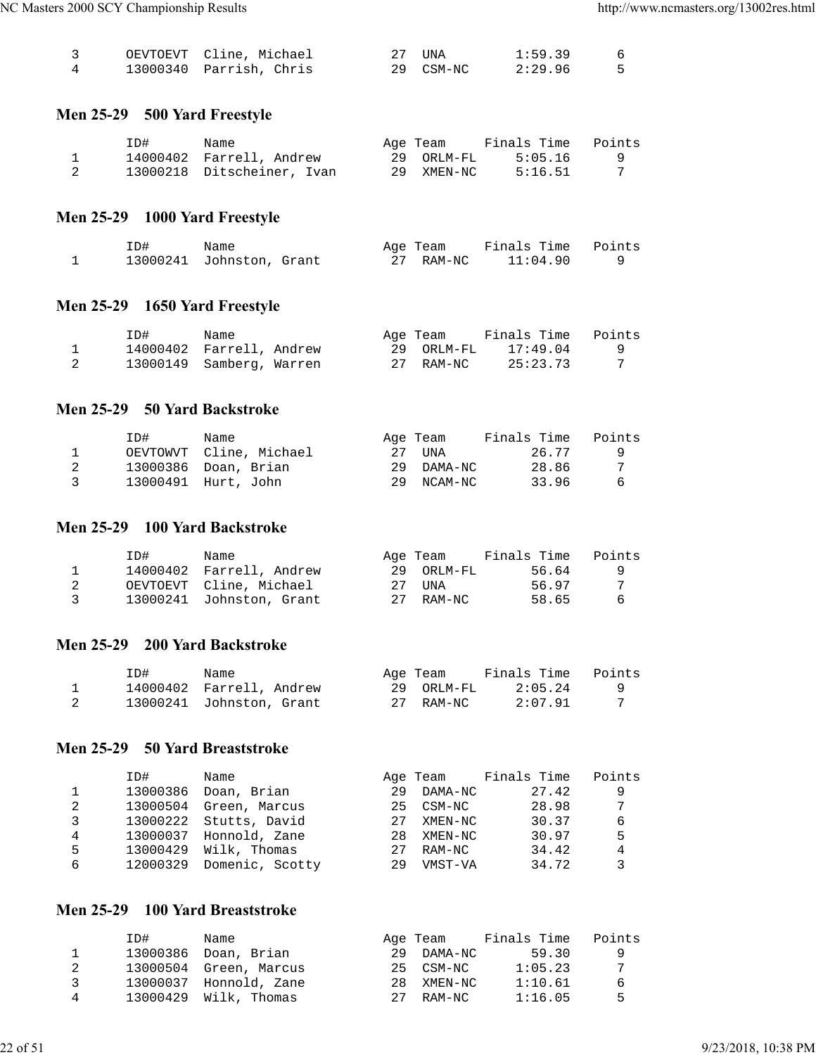| | ID# | Name | Age | Team | Finals Time | Points |
|---|---|---|---|---|---|---|
| 3 | OEVTOEVT | Cline, Michael | 27 | UNA | 1:59.39 | 6 |
| 4 | 13000340 | Parrish, Chris | 29 | CSM-NC | 2:29.96 | 5 |

### Men 25-29 500 Yard Freestyle

| | ID# | Name | Age | Team | Finals Time | Points |
|---|---|---|---|---|---|---|
| 1 | 14000402 | Farrell, Andrew | 29 | ORLM-FL | 5:05.16 | 9 |
| 2 | 13000218 | Ditscheiner, Ivan | 29 | XMEN-NC | 5:16.51 | 7 |

### Men 25-29 1000 Yard Freestyle

| | ID# | Name | Age | Team | Finals Time | Points |
|---|---|---|---|---|---|---|
| 1 | 13000241 | Johnston, Grant | 27 | RAM-NC | 11:04.90 | 9 |

### Men 25-29 1650 Yard Freestyle

| | ID# | Name | Age | Team | Finals Time | Points |
|---|---|---|---|---|---|---|
| 1 | 14000402 | Farrell, Andrew | 29 | ORLM-FL | 17:49.04 | 9 |
| 2 | 13000149 | Samberg, Warren | 27 | RAM-NC | 25:23.73 | 7 |

### Men 25-29 50 Yard Backstroke

| | ID# | Name | Age | Team | Finals Time | Points |
|---|---|---|---|---|---|---|
| 1 | OEVTOWVT | Cline, Michael | 27 | UNA | 26.77 | 9 |
| 2 | 13000386 | Doan, Brian | 29 | DAMA-NC | 28.86 | 7 |
| 3 | 13000491 | Hurt, John | 29 | NCAM-NC | 33.96 | 6 |

### Men 25-29 100 Yard Backstroke

| | ID# | Name | Age | Team | Finals Time | Points |
|---|---|---|---|---|---|---|
| 1 | 14000402 | Farrell, Andrew | 29 | ORLM-FL | 56.64 | 9 |
| 2 | OEVTOEVT | Cline, Michael | 27 | UNA | 56.97 | 7 |
| 3 | 13000241 | Johnston, Grant | 27 | RAM-NC | 58.65 | 6 |

### Men 25-29 200 Yard Backstroke

| | ID# | Name | Age | Team | Finals Time | Points |
|---|---|---|---|---|---|---|
| 1 | 14000402 | Farrell, Andrew | 29 | ORLM-FL | 2:05.24 | 9 |
| 2 | 13000241 | Johnston, Grant | 27 | RAM-NC | 2:07.91 | 7 |

### Men 25-29 50 Yard Breaststroke

| | ID# | Name | Age | Team | Finals Time | Points |
|---|---|---|---|---|---|---|
| 1 | 13000386 | Doan, Brian | 29 | DAMA-NC | 27.42 | 9 |
| 2 | 13000504 | Green, Marcus | 25 | CSM-NC | 28.98 | 7 |
| 3 | 13000222 | Stutts, David | 27 | XMEN-NC | 30.37 | 6 |
| 4 | 13000037 | Honnold, Zane | 28 | XMEN-NC | 30.97 | 5 |
| 5 | 13000429 | Wilk, Thomas | 27 | RAM-NC | 34.42 | 4 |
| 6 | 12000329 | Domenic, Scotty | 29 | VMST-VA | 34.72 | 3 |

### Men 25-29 100 Yard Breaststroke

| | ID# | Name | Age | Team | Finals Time | Points |
|---|---|---|---|---|---|---|
| 1 | 13000386 | Doan, Brian | 29 | DAMA-NC | 59.30 | 9 |
| 2 | 13000504 | Green, Marcus | 25 | CSM-NC | 1:05.23 | 7 |
| 3 | 13000037 | Honnold, Zane | 28 | XMEN-NC | 1:10.61 | 6 |
| 4 | 13000429 | Wilk, Thomas | 27 | RAM-NC | 1:16.05 | 5 |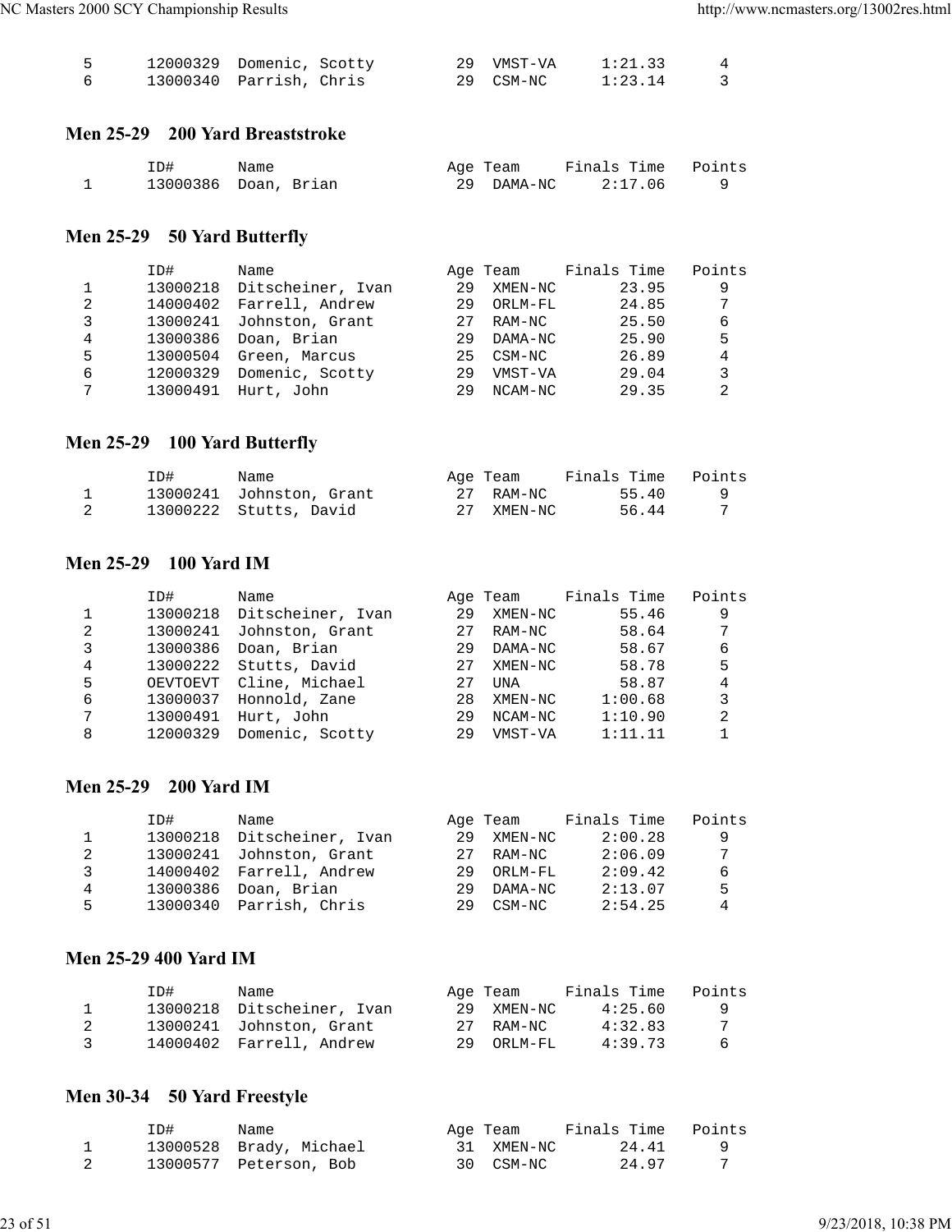| | ID# | Name | Age | Team | Finals Time | Points |
|---|---|---|---|---|---|---|
| 5 | 12000329 | Domenic, Scotty | 29 | VMST-VA | 1:21.33 | 4 |
| 6 | 13000340 | Parrish, Chris | 29 | CSM-NC | 1:23.14 | 3 |

### Men 25-29 200 Yard Breaststroke

| | ID# | Name | Age | Team | Finals Time | Points |
|---|---|---|---|---|---|---|
| 1 | 13000386 | Doan, Brian | 29 | DAMA-NC | 2:17.06 | 9 |

### Men 25-29 50 Yard Butterfly

| | ID# | Name | Age | Team | Finals Time | Points |
|---|---|---|---|---|---|---|
| 1 | 13000218 | Ditscheiner, Ivan | 29 | XMEN-NC | 23.95 | 9 |
| 2 | 14000402 | Farrell, Andrew | 29 | ORLM-FL | 24.85 | 7 |
| 3 | 13000241 | Johnston, Grant | 27 | RAM-NC | 25.50 | 6 |
| 4 | 13000386 | Doan, Brian | 29 | DAMA-NC | 25.90 | 5 |
| 5 | 13000504 | Green, Marcus | 25 | CSM-NC | 26.89 | 4 |
| 6 | 12000329 | Domenic, Scotty | 29 | VMST-VA | 29.04 | 3 |
| 7 | 13000491 | Hurt, John | 29 | NCAM-NC | 29.35 | 2 |

### Men 25-29 100 Yard Butterfly

| | ID# | Name | Age | Team | Finals Time | Points |
|---|---|---|---|---|---|---|
| 1 | 13000241 | Johnston, Grant | 27 | RAM-NC | 55.40 | 9 |
| 2 | 13000222 | Stutts, David | 27 | XMEN-NC | 56.44 | 7 |

### Men 25-29 100 Yard IM

| | ID# | Name | Age | Team | Finals Time | Points |
|---|---|---|---|---|---|---|
| 1 | 13000218 | Ditscheiner, Ivan | 29 | XMEN-NC | 55.46 | 9 |
| 2 | 13000241 | Johnston, Grant | 27 | RAM-NC | 58.64 | 7 |
| 3 | 13000386 | Doan, Brian | 29 | DAMA-NC | 58.67 | 6 |
| 4 | 13000222 | Stutts, David | 27 | XMEN-NC | 58.78 | 5 |
| 5 | OEVTOEVT | Cline, Michael | 27 | UNA | 58.87 | 4 |
| 6 | 13000037 | Honnold, Zane | 28 | XMEN-NC | 1:00.68 | 3 |
| 7 | 13000491 | Hurt, John | 29 | NCAM-NC | 1:10.90 | 2 |
| 8 | 12000329 | Domenic, Scotty | 29 | VMST-VA | 1:11.11 | 1 |

### Men 25-29 200 Yard IM

| | ID# | Name | Age | Team | Finals Time | Points |
|---|---|---|---|---|---|---|
| 1 | 13000218 | Ditscheiner, Ivan | 29 | XMEN-NC | 2:00.28 | 9 |
| 2 | 13000241 | Johnston, Grant | 27 | RAM-NC | 2:06.09 | 7 |
| 3 | 14000402 | Farrell, Andrew | 29 | ORLM-FL | 2:09.42 | 6 |
| 4 | 13000386 | Doan, Brian | 29 | DAMA-NC | 2:13.07 | 5 |
| 5 | 13000340 | Parrish, Chris | 29 | CSM-NC | 2:54.25 | 4 |

### Men 25-29 400 Yard IM

| | ID# | Name | Age | Team | Finals Time | Points |
|---|---|---|---|---|---|---|
| 1 | 13000218 | Ditscheiner, Ivan | 29 | XMEN-NC | 4:25.60 | 9 |
| 2 | 13000241 | Johnston, Grant | 27 | RAM-NC | 4:32.83 | 7 |
| 3 | 14000402 | Farrell, Andrew | 29 | ORLM-FL | 4:39.73 | 6 |

### Men 30-34 50 Yard Freestyle

| | ID# | Name | Age | Team | Finals Time | Points |
|---|---|---|---|---|---|---|
| 1 | 13000528 | Brady, Michael | 31 | XMEN-NC | 24.41 | 9 |
| 2 | 13000577 | Peterson, Bob | 30 | CSM-NC | 24.97 | 7 |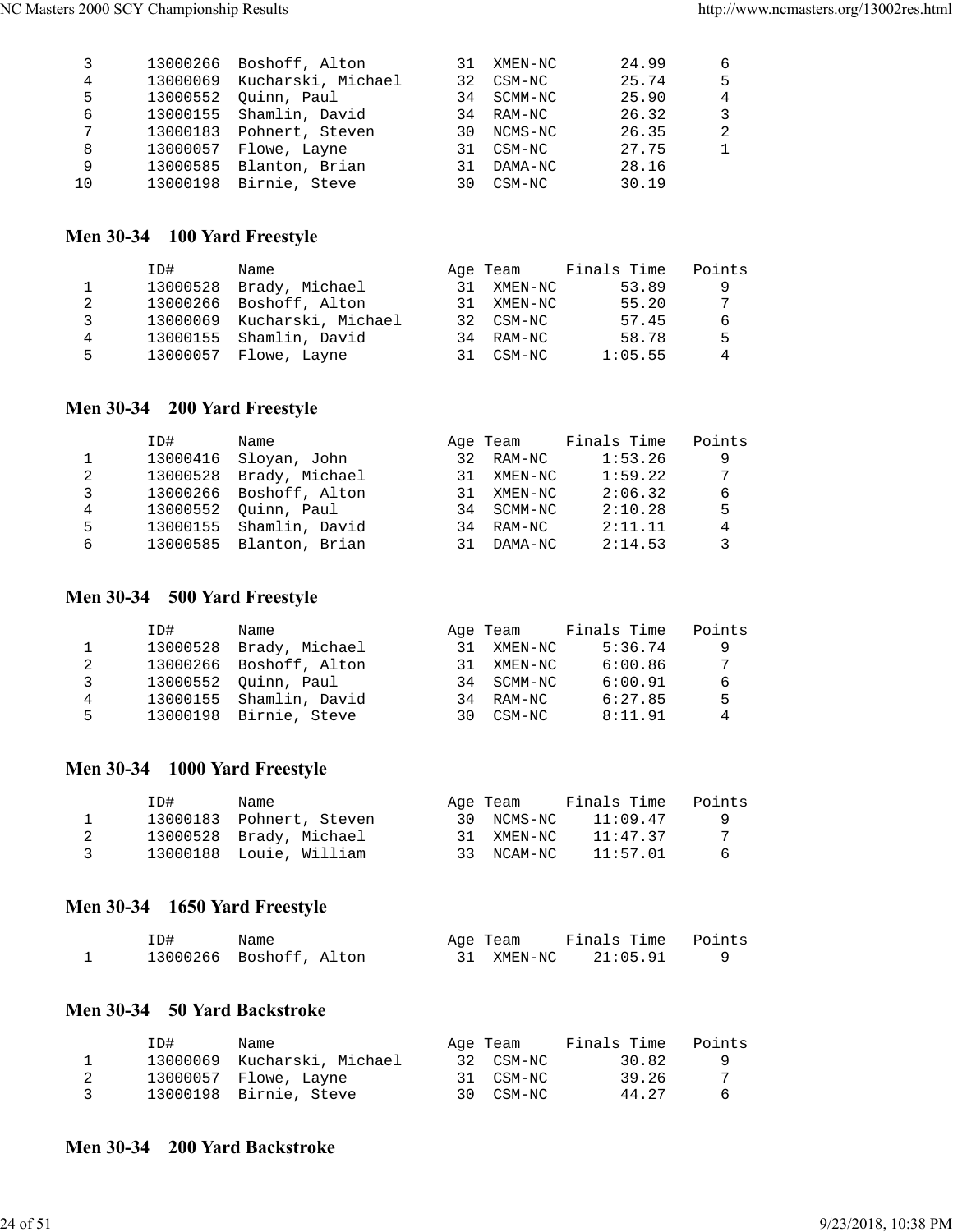| | ID# | Name | Age | Team | Finals Time | Points |
|---|---|---|---|---|---|---|
| 3 | 13000266 | Boshoff, Alton | 31 | XMEN-NC | 24.99 | 6 |
| 4 | 13000069 | Kucharski, Michael | 32 | CSM-NC | 25.74 | 5 |
| 5 | 13000552 | Quinn, Paul | 34 | SCMM-NC | 25.90 | 4 |
| 6 | 13000155 | Shamlin, David | 34 | RAM-NC | 26.32 | 3 |
| 7 | 13000183 | Pohnert, Steven | 30 | NCMS-NC | 26.35 | 2 |
| 8 | 13000057 | Flowe, Layne | 31 | CSM-NC | 27.75 | 1 |
| 9 | 13000585 | Blnton, Brian | 31 | DAMA-NC | 28.16 | |
| 10 | 13000198 | Birnie, Steve | 30 | CSM-NC | 30.19 | |

## Men 30-34 100 Yard Freestyle

| | ID# | Name | Age | Team | Finals Time | Points |
|---|---|---|---|---|---|---|
| 1 | 13000528 | Brady, Michael | 31 | XMEN-NC | 53.89 | 9 |
| 2 | 13000266 | Boshoff, Alton | 31 | XMEN-NC | 55.20 | 7 |
| 3 | 13000069 | Kucharski, Michael | 32 | CSM-NC | 57.45 | 6 |
| 4 | 13000155 | Shamlin, David | 34 | RAM-NC | 58.78 | 5 |
| 5 | 13000057 | Flowe, Layne | 31 | CSM-NC | 1:05.55 | 4 |

## Men 30-34 200 Yard Freestyle

| | ID# | Name | Age | Team | Finals Time | Points |
|---|---|---|---|---|---|---|
| 1 | 13000416 | Sloyan, John | 32 | RAM-NC | 1:53.26 | 9 |
| 2 | 13000528 | Brady, Michael | 31 | XMEN-NC | 1:59.22 | 7 |
| 3 | 13000266 | Boshoff, Alton | 31 | XMEN-NC | 2:06.32 | 6 |
| 4 | 13000552 | Quinn, Paul | 34 | SCMM-NC | 2:10.28 | 5 |
| 5 | 13000155 | Shamlin, David | 34 | RAM-NC | 2:11.11 | 4 |
| 6 | 13000585 | Blanton, Brian | 31 | DAMA-NC | 2:14.53 | 3 |

## Men 30-34 500 Yard Freestyle

| | ID# | Name | Age | Team | Finals Time | Points |
|---|---|---|---|---|---|---|
| 1 | 13000528 | Brady, Michael | 31 | XMEN-NC | 5:36.74 | 9 |
| 2 | 13000266 | Boshoff, Alton | 31 | XMEN-NC | 6:00.86 | 7 |
| 3 | 13000552 | Quinn, Paul | 34 | SCMM-NC | 6:00.91 | 6 |
| 4 | 13000155 | Shamlin, David | 34 | RAM-NC | 6:27.85 | 5 |
| 5 | 13000198 | Birnie, Steve | 30 | CSM-NC | 8:11.91 | 4 |

## Men 30-34 1000 Yard Freestyle

| | ID# | Name | Age | Team | Finals Time | Points |
|---|---|---|---|---|---|---|
| 1 | 13000183 | Pohnert, Steven | 30 | NCMS-NC | 11:09.47 | 9 |
| 2 | 13000528 | Brady, Michael | 31 | XMEN-NC | 11:47.37 | 7 |
| 3 | 13000188 | Louie, William | 33 | NCAM-NC | 11:57.01 | 6 |

## Men 30-34 1650 Yard Freestyle

| | ID# | Name | Age | Team | Finals Time | Points |
|---|---|---|---|---|---|---|
| 1 | 13000266 | Boshoff, Alton | 31 | XMEN-NC | 21:05.91 | 9 |

## Men 30-34 50 Yard Backstroke

| | ID# | Name | Age | Team | Finals Time | Points |
|---|---|---|---|---|---|---|
| 1 | 13000069 | Kucharski, Michael | 32 | CSM-NC | 30.82 | 9 |
| 2 | 13000057 | Flowe, Layne | 31 | CSM-NC | 39.26 | 7 |
| 3 | 13000198 | Birnie, Steve | 30 | CSM-NC | 44.27 | 6 |

## Men 30-34 200 Yard Backstroke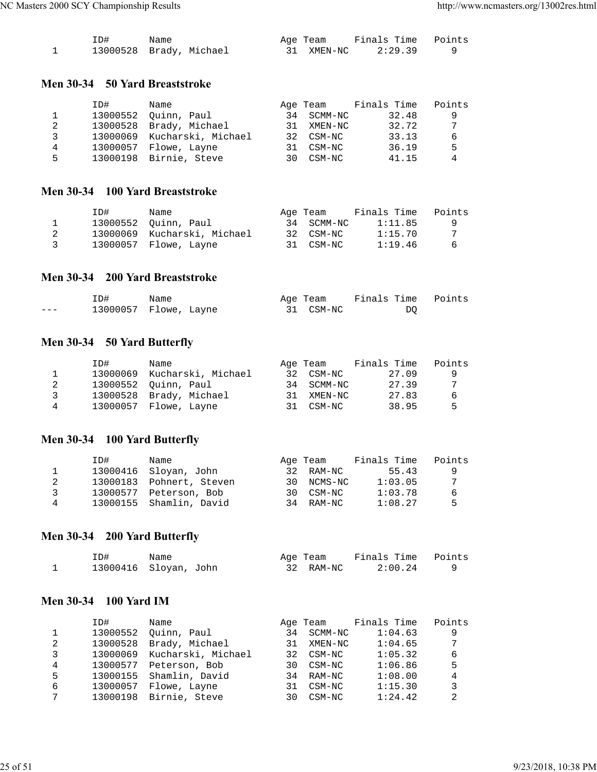| | ID# | Name | Age | Team | Finals Time | Points |
|---|---|---|---|---|---|---|
| 1 | 13000528 | Brady, Michael | 31 | XMEN-NC | 2:29.39 | 9 |

### Men 30-34 50 Yard Breaststroke

| | ID# | Name | Age | Team | Finals Time | Points |
|---|---|---|---|---|---|---|
| 1 | 13000552 | Quinn, Paul | 34 | SCMM-NC | 32.48 | 9 |
| 2 | 13000528 | Brady, Michael | 31 | XMEN-NC | 32.72 | 7 |
| 3 | 13000069 | Kucharski, Michael | 32 | CSM-NC | 33.13 | 6 |
| 4 | 13000057 | Flowe, Layne | 31 | CSM-NC | 36.19 | 5 |
| 5 | 13000198 | Birnie, Steve | 30 | CSM-NC | 41.15 | 4 |

### Men 30-34 100 Yard Breaststroke

| | ID# | Name | Age | Team | Finals Time | Points |
|---|---|---|---|---|---|---|
| 1 | 13000552 | Quinn, Paul | 34 | SCMM-NC | 1:11.85 | 9 |
| 2 | 13000069 | Kucharski, Michael | 32 | CSM-NC | 1:15.70 | 7 |
| 3 | 13000057 | Flowe, Layne | 31 | CSM-NC | 1:19.46 | 6 |

### Men 30-34 200 Yard Breaststroke

| | ID# | Name | Age | Team | Finals Time | Points |
|---|---|---|---|---|---|---|
| --- | 13000057 | Flowe, Layne | 31 | CSM-NC | DQ | |

### Men 30-34 50 Yard Butterfly

| | ID# | Name | Age | Team | Finals Time | Points |
|---|---|---|---|---|---|---|
| 1 | 13000069 | Kucharski, Michael | 32 | CSM-NC | 27.09 | 9 |
| 2 | 13000552 | Quinn, Paul | 34 | SCMM-NC | 27.39 | 7 |
| 3 | 13000528 | Brady, Michael | 31 | XMEN-NC | 27.83 | 6 |
| 4 | 13000057 | Flowe, Layne | 31 | CSM-NC | 38.95 | 5 |

### Men 30-34 100 Yard Butterfly

| | ID# | Name | Age | Team | Finals Time | Points |
|---|---|---|---|---|---|---|
| 1 | 13000416 | Sloyan, John | 32 | RAM-NC | 55.43 | 9 |
| 2 | 13000183 | Pohnert, Steven | 30 | NCMS-NC | 1:03.05 | 7 |
| 3 | 13000577 | Peterson, Bob | 30 | CSM-NC | 1:03.78 | 6 |
| 4 | 13000155 | Shamlin, David | 34 | RAM-NC | 1:08.27 | 5 |

### Men 30-34 200 Yard Butterfly

| | ID# | Name | Age | Team | Finals Time | Points |
|---|---|---|---|---|---|---|
| 1 | 13000416 | Sloyan, John | 32 | RAM-NC | 2:00.24 | 9 |

### Men 30-34 100 Yard IM

| | ID# | Name | Age | Team | Finals Time | Points |
|---|---|---|---|---|---|---|
| 1 | 13000552 | Quinn, Paul | 34 | SCMM-NC | 1:04.63 | 9 |
| 2 | 13000528 | Brady, Michael | 31 | XMEN-NC | 1:04.65 | 7 |
| 3 | 13000069 | Kucharski, Michael | 32 | CSM-NC | 1:05.32 | 6 |
| 4 | 13000577 | Peterson, Bob | 30 | CSM-NC | 1:06.86 | 5 |
| 5 | 13000155 | Shamlin, David | 34 | RAM-NC | 1:08.00 | 4 |
| 6 | 13000057 | Flowe, Layne | 31 | CSM-NC | 1:15.30 | 3 |
| 7 | 13000198 | Birnie, Steve | 30 | CSM-NC | 1:24.42 | 2 |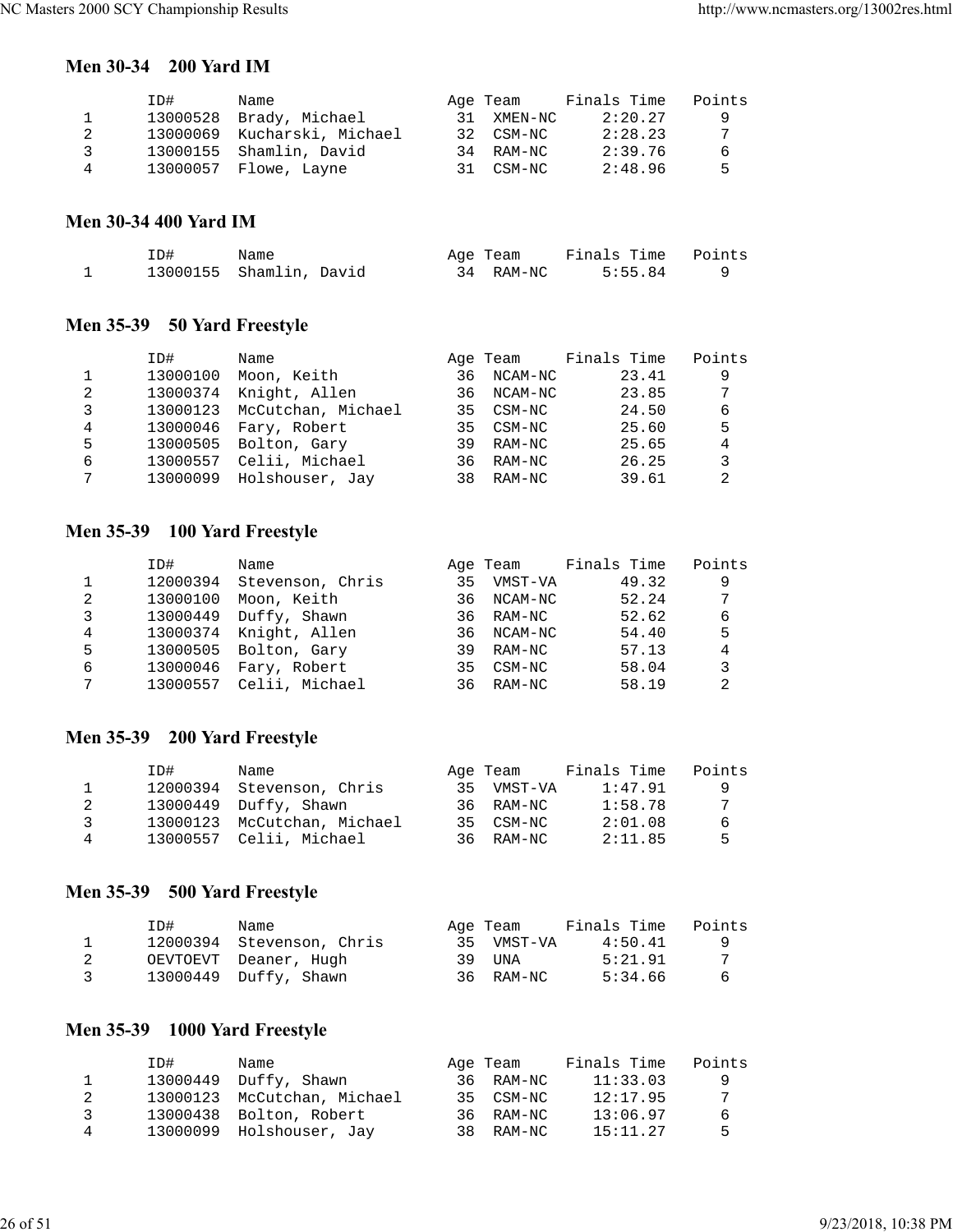### Men 30-34 200 Yard IM

| | ID# | Name | Age | Team | Finals Time | Points |
|---|---|---|---|---|---|---|
| 1 | 13000528 | Brady, Michael | 31 | XMEN-NC | 2:20.27 | 9 |
| 2 | 13000069 | Kucharski, Michael | 32 | CSM-NC | 2:28.23 | 7 |
| 3 | 13000155 | Shamlin, David | 34 | RAM-NC | 2:39.76 | 6 |
| 4 | 13000057 | Flowe, Layne | 31 | CSM-NC | 2:48.96 | 5 |

### Men 30-34 400 Yard IM

| | ID# | Name | Age | Team | Finals Time | Points |
|---|---|---|---|---|---|---|
| 1 | 13000155 | Shamlin, David | 34 | RAM-NC | 5:55.84 | 9 |

### Men 35-39 50 Yard Freestyle

| | ID# | Name | Age | Team | Finals Time | Points |
|---|---|---|---|---|---|---|
| 1 | 13000100 | Moon, Keith | 36 | NCAM-NC | 23.41 | 9 |
| 2 | 13000374 | Knight, Allen | 36 | NCAM-NC | 23.85 | 7 |
| 3 | 13000123 | McCutchan, Michael | 35 | CSM-NC | 24.50 | 6 |
| 4 | 13000046 | Fary, Robert | 35 | CSM-NC | 25.60 | 5 |
| 5 | 13000505 | Bolton, Gary | 39 | RAM-NC | 25.65 | 4 |
| 6 | 13000557 | Celii, Michael | 36 | RAM-NC | 26.25 | 3 |
| 7 | 13000099 | Holshouser, Jay | 38 | RAM-NC | 39.61 | 2 |

### Men 35-39 100 Yard Freestyle

| | ID# | Name | Age | Team | Finals Time | Points |
|---|---|---|---|---|---|---|
| 1 | 12000394 | Stevenson, Chris | 35 | VMST-VA | 49.32 | 9 |
| 2 | 13000100 | Moon, Keith | 36 | NCAM-NC | 52.24 | 7 |
| 3 | 13000449 | Duffy, Shawn | 36 | RAM-NC | 52.62 | 6 |
| 4 | 13000374 | Knight, Allen | 36 | NCAM-NC | 54.40 | 5 |
| 5 | 13000505 | Bolton, Gary | 39 | RAM-NC | 57.13 | 4 |
| 6 | 13000046 | Fary, Robert | 35 | CSM-NC | 58.04 | 3 |
| 7 | 13000557 | Celii, Michael | 36 | RAM-NC | 58.19 | 2 |

### Men 35-39 200 Yard Freestyle

| | ID# | Name | Age | Team | Finals Time | Points |
|---|---|---|---|---|---|---|
| 1 | 12000394 | Stevenson, Chris | 35 | VMST-VA | 1:47.91 | 9 |
| 2 | 13000449 | Duffy, Shawn | 36 | RAM-NC | 1:58.78 | 7 |
| 3 | 13000123 | McCutchan, Michael | 35 | CSM-NC | 2:01.08 | 6 |
| 4 | 13000557 | Celii, Michael | 36 | RAM-NC | 2:11.85 | 5 |

### Men 35-39 500 Yard Freestyle

| | ID# | Name | Age | Team | Finals Time | Points |
|---|---|---|---|---|---|---|
| 1 | 12000394 | Stevenson, Chris | 35 | VMST-VA | 4:50.41 | 9 |
| 2 | OEVTOEVT | Deaner, Hugh | 39 | UNA | 5:21.91 | 7 |
| 3 | 13000449 | Duffy, Shawn | 36 | RAM-NC | 5:34.66 | 6 |

### Men 35-39 1000 Yard Freestyle

| | ID# | Name | Age | Team | Finals Time | Points |
|---|---|---|---|---|---|---|
| 1 | 13000449 | Duffy, Shawn | 36 | RAM-NC | 11:33.03 | 9 |
| 2 | 13000123 | McCutchan, Michael | 35 | CSM-NC | 12:17.95 | 7 |
| 3 | 13000438 | Bolton, Robert | 36 | RAM-NC | 13:06.97 | 6 |
| 4 | 13000099 | Holshouser, Jay | 38 | RAM-NC | 15:11.27 | 5 |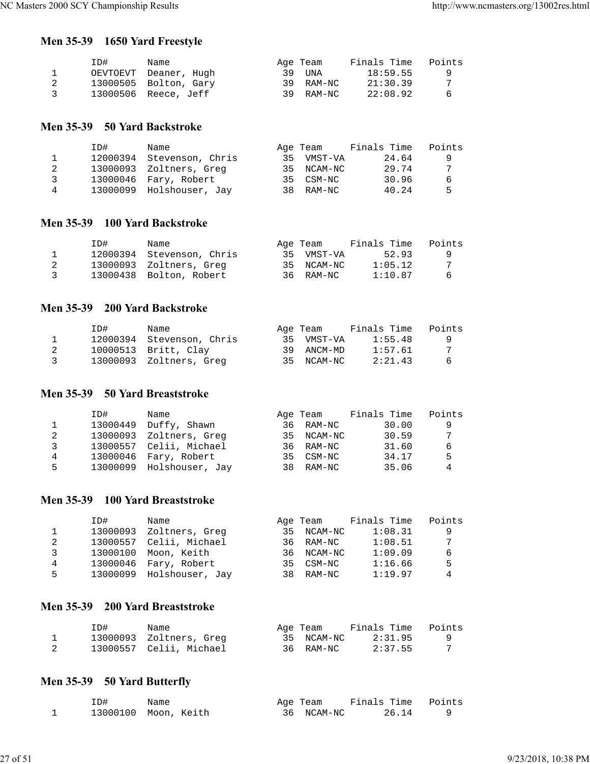### Men 35-39 1650 Yard Freestyle

| | ID# | Name | Age | Team | Finals Time | Points |
|---|---|---|---|---|---|---|
| 1 | OEVTOEVT | Deaner, Hugh | 39 | UNA | 18:59.55 | 9 |
| 2 | 13000505 | Bolton, Gary | 39 | RAM-NC | 21:30.39 | 7 |
| 3 | 13000506 | Reece, Jeff | 39 | RAM-NC | 22:08.92 | 6 |

### Men 35-39 50 Yard Backstroke

| | ID# | Name | Age | Team | Finals Time | Points |
|---|---|---|---|---|---|---|
| 1 | 12000394 | Stevenson, Chris | 35 | VMST-VA | 24.64 | 9 |
| 2 | 13000093 | Zoltners, Greg | 35 | NCAM-NC | 29.74 | 7 |
| 3 | 13000046 | Fary, Robert | 35 | CSM-NC | 30.96 | 6 |
| 4 | 13000099 | Holshouser, Jay | 38 | RAM-NC | 40.24 | 5 |

### Men 35-39 100 Yard Backstroke

| | ID# | Name | Age | Team | Finals Time | Points |
|---|---|---|---|---|---|---|
| 1 | 12000394 | Stevenson, Chris | 35 | VMST-VA | 52.93 | 9 |
| 2 | 13000093 | Zoltners, Greg | 35 | NCAM-NC | 1:05.12 | 7 |
| 3 | 13000438 | Bolton, Robert | 36 | RAM-NC | 1:10.87 | 6 |

### Men 35-39 200 Yard Backstroke

| | ID# | Name | Age | Team | Finals Time | Points |
|---|---|---|---|---|---|---|
| 1 | 12000394 | Stevenson, Chris | 35 | VMST-VA | 1:55.48 | 9 |
| 2 | 10000513 | Britt, Clay | 39 | ANCM-MD | 1:57.61 | 7 |
| 3 | 13000093 | Zoltners, Greg | 35 | NCAM-NC | 2:21.43 | 6 |

### Men 35-39 50 Yard Breaststroke

| | ID# | Name | Age | Team | Finals Time | Points |
|---|---|---|---|---|---|---|
| 1 | 13000449 | Duffy, Shawn | 36 | RAM-NC | 30.00 | 9 |
| 2 | 13000093 | Zoltners, Greg | 35 | NCAM-NC | 30.59 | 7 |
| 3 | 13000557 | Celii, Michael | 36 | RAM-NC | 31.60 | 6 |
| 4 | 13000046 | Fary, Robert | 35 | CSM-NC | 34.17 | 5 |
| 5 | 13000099 | Holshouser, Jay | 38 | RAM-NC | 35.06 | 4 |

### Men 35-39 100 Yard Breaststroke

| | ID# | Name | Age | Team | Finals Time | Points |
|---|---|---|---|---|---|---|
| 1 | 13000093 | Zoltners, Greg | 35 | NCAM-NC | 1:08.31 | 9 |
| 2 | 13000557 | Celii, Michael | 36 | RAM-NC | 1:08.51 | 7 |
| 3 | 13000100 | Moon, Keith | 36 | NCAM-NC | 1:09.09 | 6 |
| 4 | 13000046 | Fary, Robert | 35 | CSM-NC | 1:16.66 | 5 |
| 5 | 13000099 | Holshouser, Jay | 38 | RAM-NC | 1:19.97 | 4 |

### Men 35-39 200 Yard Breaststroke

| | ID# | Name | Age | Team | Finals Time | Points |
|---|---|---|---|---|---|---|
| 1 | 13000093 | Zoltners, Greg | 35 | NCAM-NC | 2:31.95 | 9 |
| 2 | 13000557 | Celii, Michael | 36 | RAM-NC | 2:37.55 | 7 |

### Men 35-39 50 Yard Butterfly

| | ID# | Name | Age | Team | Finals Time | Points |
|---|---|---|---|---|---|---|
| 1 | 13000100 | Moon, Keith | 36 | NCAM-NC | 26.14 | 9 |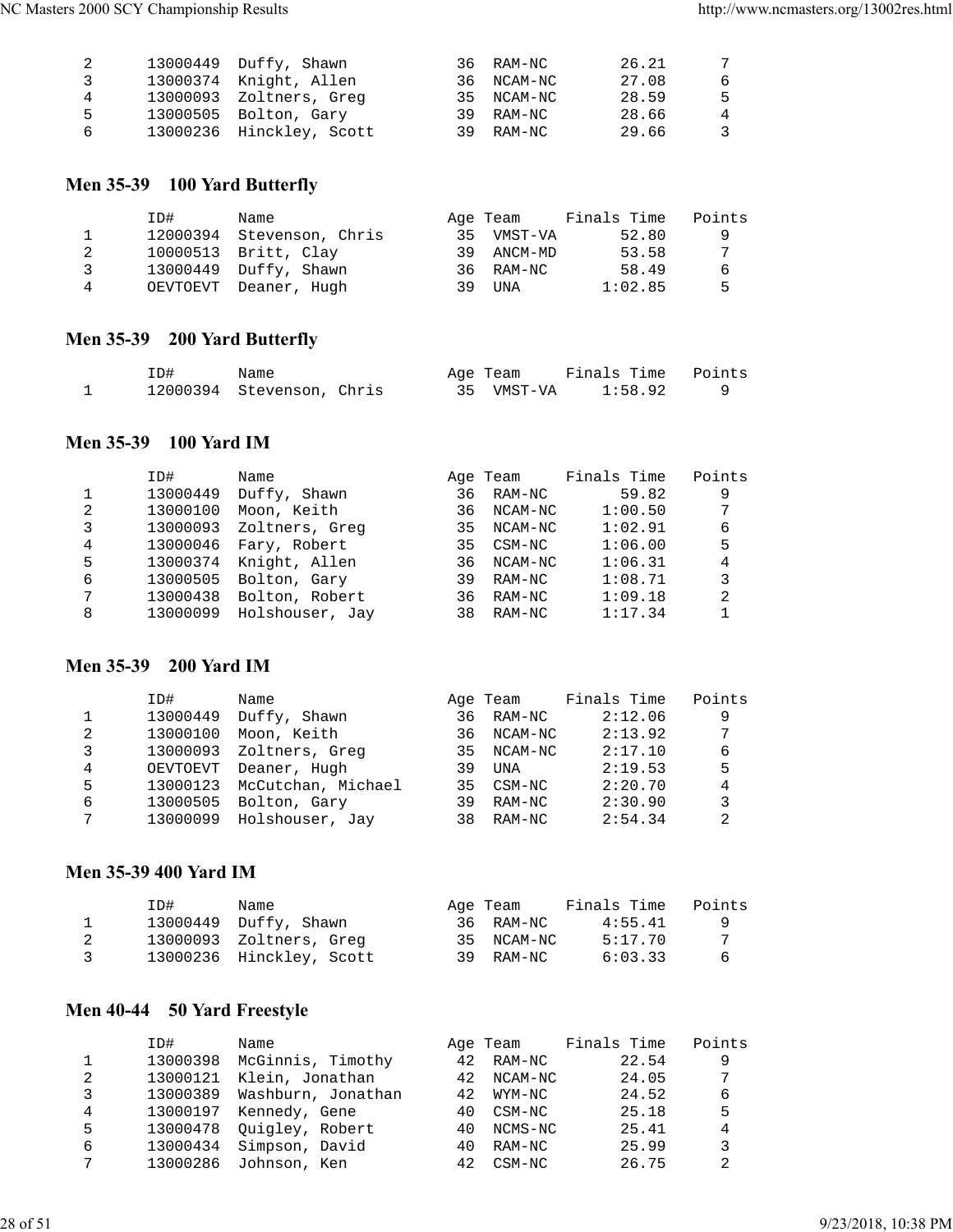| | ID# | Name | Age | Team | Finals Time | Points |
|---|---|---|---|---|---|---|
| 2 | 13000449 | Duffy, Shawn | 36 | RAM-NC | 26.21 | 7 |
| 3 | 13000374 | Knight, Allen | 36 | NCAM-NC | 27.08 | 6 |
| 4 | 13000093 | Zoltners, Greg | 35 | NCAM-NC | 28.59 | 5 |
| 5 | 13000505 | Bolton, Gary | 39 | RAM-NC | 28.66 | 4 |
| 6 | 13000236 | Hinckley, Scott | 39 | RAM-NC | 29.66 | 3 |

## Men 35-39 100 Yard Butterfly

| | ID# | Name | Age | Team | Finals Time | Points |
|---|---|---|---|---|---|---|
| 1 | 12000394 | Stevenson, Chris | 35 | VMST-VA | 52.80 | 9 |
| 2 | 10000513 | Britt, Clay | 39 | ANCM-MD | 53.58 | 7 |
| 3 | 13000449 | Duffy, Shawn | 36 | RAM-NC | 58.49 | 6 |
| 4 | OEVTOEVT | Deaner, Hugh | 39 | UNA | 1:02.85 | 5 |

## Men 35-39 200 Yard Butterfly

| | ID# | Name | Age | Team | Finals Time | Points |
|---|---|---|---|---|---|---|
| 1 | 12000394 | Stevenson, Chris | 35 | VMST-VA | 1:58.92 | 9 |

## Men 35-39 100 Yard IM

| | ID# | Name | Age | Team | Finals Time | Points |
|---|---|---|---|---|---|---|
| 1 | 13000449 | Duffy, Shawn | 36 | RAM-NC | 59.82 | 9 |
| 2 | 13000100 | Moon, Keith | 36 | NCAM-NC | 1:00.50 | 7 |
| 3 | 13000093 | Zoltners, Greg | 35 | NCAM-NC | 1:02.91 | 6 |
| 4 | 13000046 | Fary, Robert | 35 | CSM-NC | 1:06.00 | 5 |
| 5 | 13000374 | Knight, Allen | 36 | NCAM-NC | 1:06.31 | 4 |
| 6 | 13000505 | Bolton, Gary | 39 | RAM-NC | 1:08.71 | 3 |
| 7 | 13000438 | Bolton, Robert | 36 | RAM-NC | 1:09.18 | 2 |
| 8 | 13000099 | Holshouser, Jay | 38 | RAM-NC | 1:17.34 | 1 |

## Men 35-39 200 Yard IM

| | ID# | Name | Age | Team | Finals Time | Points |
|---|---|---|---|---|---|---|
| 1 | 13000449 | Duffy, Shawn | 36 | RAM-NC | 2:12.06 | 9 |
| 2 | 13000100 | Moon, Keith | 36 | NCAM-NC | 2:13.92 | 7 |
| 3 | 13000093 | Zoltners, Greg | 35 | NCAM-NC | 2:17.10 | 6 |
| 4 | OEVTOEVT | Deaner, Hugh | 39 | UNA | 2:19.53 | 5 |
| 5 | 13000123 | McCutchan, Michael | 35 | CSM-NC | 2:20.70 | 4 |
| 6 | 13000505 | Bolton, Gary | 39 | RAM-NC | 2:30.90 | 3 |
| 7 | 13000099 | Holshouser, Jay | 38 | RAM-NC | 2:54.34 | 2 |

## Men 35-39 400 Yard IM

| | ID# | Name | Age | Team | Finals Time | Points |
|---|---|---|---|---|---|---|
| 1 | 13000449 | Duffy, Shawn | 36 | RAM-NC | 4:55.41 | 9 |
| 2 | 13000093 | Zoltners, Greg | 35 | NCAM-NC | 5:17.70 | 7 |
| 3 | 13000236 | Hinckley, Scott | 39 | RAM-NC | 6:03.33 | 6 |

## Men 40-44 50 Yard Freestyle

| | ID# | Name | Age | Team | Finals Time | Points |
|---|---|---|---|---|---|---|
| 1 | 13000398 | McGinnis, Timothy | 42 | RAM-NC | 22.54 | 9 |
| 2 | 13000121 | Klein, Jonathan | 42 | NCAM-NC | 24.05 | 7 |
| 3 | 13000389 | Washburn, Jonathan | 42 | WYM-NC | 24.52 | 6 |
| 4 | 13000197 | Kennedy, Gene | 40 | CSM-NC | 25.18 | 5 |
| 5 | 13000478 | Quigley, Robert | 40 | NCMS-NC | 25.41 | 4 |
| 6 | 13000434 | Simpson, David | 40 | RAM-NC | 25.99 | 3 |
| 7 | 13000286 | Johnson, Ken | 42 | CSM-NC | 26.75 | 2 |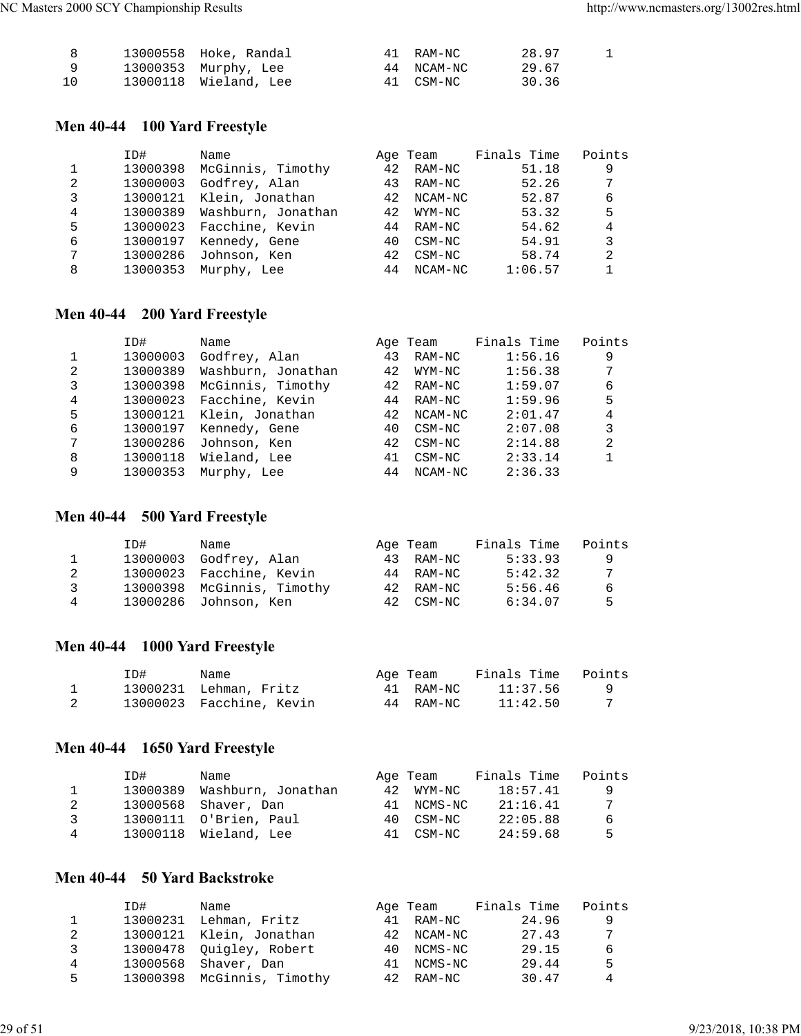|  | ID# | Name | Age | Team | Finals Time | Points |
|---|---|---|---|---|---|---|
| 8 | 13000558 | Hoke, Randal | 41 | RAM-NC | 28.97 | 1 |
| 9 | 13000353 | Murphy, Lee | 44 | NCAM-NC | 29.67 | |
| 10 | 13000118 | Wieland, Lee | 41 | CSM-NC | 30.36 | |

### Men 40-44 100 Yard Freestyle

|  | ID# | Name | Age | Team | Finals Time | Points |
|---|---|---|---|---|---|---|
| 1 | 13000398 | McGinnis, Timothy | 42 | RAM-NC | 51.18 | 9 |
| 2 | 13000003 | Godfrey, Alan | 43 | RAM-NC | 52.26 | 7 |
| 3 | 13000121 | Klein, Jonathan | 42 | NCAM-NC | 52.87 | 6 |
| 4 | 13000389 | Washburn, Jonathan | 42 | WYM-NC | 53.32 | 5 |
| 5 | 13000023 | Facchine, Kevin | 44 | RAM-NC | 54.62 | 4 |
| 6 | 13000197 | Kennedy, Gene | 40 | CSM-NC | 54.91 | 3 |
| 7 | 13000286 | Johnson, Ken | 42 | CSM-NC | 58.74 | 2 |
| 8 | 13000353 | Murphy, Lee | 44 | NCAM-NC | 1:06.57 | 1 |

### Men 40-44 200 Yard Freestyle

|  | ID# | Name | Age | Team | Finals Time | Points |
|---|---|---|---|---|---|---|
| 1 | 13000003 | Godfrey, Alan | 43 | RAM-NC | 1:56.16 | 9 |
| 2 | 13000389 | Washburn, Jonathan | 42 | WYM-NC | 1:56.38 | 7 |
| 3 | 13000398 | McGinnis, Timothy | 42 | RAM-NC | 1:59.07 | 6 |
| 4 | 13000023 | Facchine, Kevin | 44 | RAM-NC | 1:59.96 | 5 |
| 5 | 13000121 | Klein, Jonathan | 42 | NCAM-NC | 2:01.47 | 4 |
| 6 | 13000197 | Kennedy, Gene | 40 | CSM-NC | 2:07.08 | 3 |
| 7 | 13000286 | Johnson, Ken | 42 | CSM-NC | 2:14.88 | 2 |
| 8 | 13000118 | Wieland, Lee | 41 | CSM-NC | 2:33.14 | 1 |
| 9 | 13000353 | Murphy, Lee | 44 | NCAM-NC | 2:36.33 | |

### Men 40-44 500 Yard Freestyle

|  | ID# | Name | Age | Team | Finals Time | Points |
|---|---|---|---|---|---|---|
| 1 | 13000003 | Godfrey, Alan | 43 | RAM-NC | 5:33.93 | 9 |
| 2 | 13000023 | Facchine, Kevin | 44 | RAM-NC | 5:42.32 | 7 |
| 3 | 13000398 | McGinnis, Timothy | 42 | RAM-NC | 5:56.46 | 6 |
| 4 | 13000286 | Johnson, Ken | 42 | CSM-NC | 6:34.07 | 5 |

### Men 40-44 1000 Yard Freestyle

|  | ID# | Name | Age | Team | Finals Time | Points |
|---|---|---|---|---|---|---|
| 1 | 13000231 | Lehman, Fritz | 41 | RAM-NC | 11:37.56 | 9 |
| 2 | 13000023 | Facchine, Kevin | 44 | RAM-NC | 11:42.50 | 7 |

### Men 40-44 1650 Yard Freestyle

|  | ID# | Name | Age | Team | Finals Time | Points |
|---|---|---|---|---|---|---|
| 1 | 13000389 | Washburn, Jonathan | 42 | WYM-NC | 18:57.41 | 9 |
| 2 | 13000568 | Shaver, Dan | 41 | NCMS-NC | 21:16.41 | 7 |
| 3 | 13000111 | O'Brien, Paul | 40 | CSM-NC | 22:05.88 | 6 |
| 4 | 13000118 | Wieland, Lee | 41 | CSM-NC | 24:59.68 | 5 |

### Men 40-44 50 Yard Backstroke

|  | ID# | Name | Age | Team | Finals Time | Points |
|---|---|---|---|---|---|---|
| 1 | 13000231 | Lehman, Fritz | 41 | RAM-NC | 24.96 | 9 |
| 2 | 13000121 | Klein, Jonathan | 42 | NCAM-NC | 27.43 | 7 |
| 3 | 13000478 | Quigley, Robert | 40 | NCMS-NC | 29.15 | 6 |
| 4 | 13000568 | Shaver, Dan | 41 | NCMS-NC | 29.44 | 5 |
| 5 | 13000398 | McGinnis, Timothy | 42 | RAM-NC | 30.47 | 4 |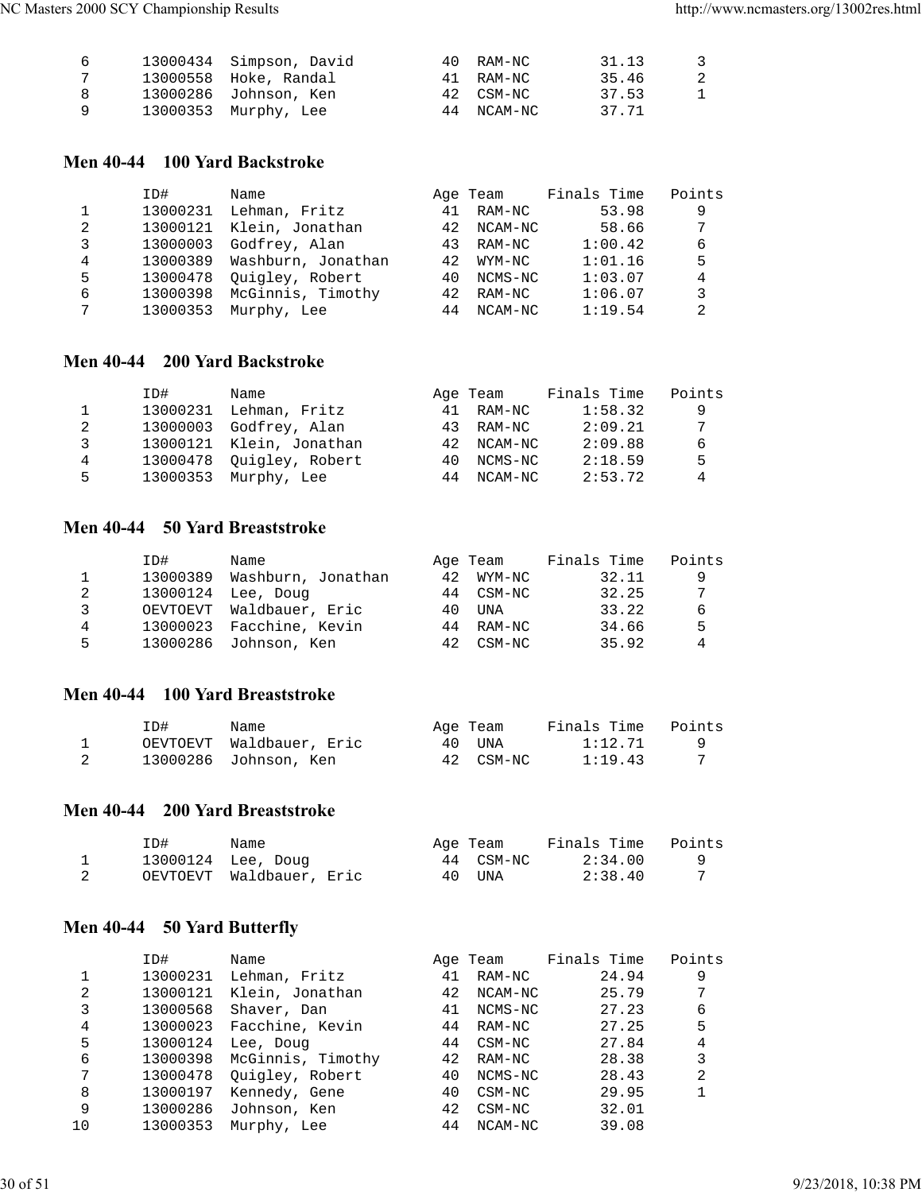| | ID# | Name | Age | Team | Finals Time | Points |
|---|---|---|---|---|---|---|
| 6 | 13000434 | Simpson, David | 40 | RAM-NC | 31.13 | 3 |
| 7 | 13000558 | Hoke, Randal | 41 | RAM-NC | 35.46 | 2 |
| 8 | 13000286 | Johnson, Ken | 42 | CSM-NC | 37.53 | 1 |
| 9 | 13000353 | Murphy, Lee | 44 | NCAM-NC | 37.71 | |

### Men 40-44 100 Yard Backstroke

| | ID# | Name | Age | Team | Finals Time | Points |
|---|---|---|---|---|---|---|
| 1 | 13000231 | Lehman, Fritz | 41 | RAM-NC | 53.98 | 9 |
| 2 | 13000121 | Klein, Jonathan | 42 | NCAM-NC | 58.66 | 7 |
| 3 | 13000003 | Godfrey, Alan | 43 | RAM-NC | 1:00.42 | 6 |
| 4 | 13000389 | Washburn, Jonathan | 42 | WYM-NC | 1:01.16 | 5 |
| 5 | 13000478 | Quigley, Robert | 40 | NCMS-NC | 1:03.07 | 4 |
| 6 | 13000398 | McGinnis, Timothy | 42 | RAM-NC | 1:06.07 | 3 |
| 7 | 13000353 | Murphy, Lee | 44 | NCAM-NC | 1:19.54 | 2 |

### Men 40-44 200 Yard Backstroke

| | ID# | Name | Age | Team | Finals Time | Points |
|---|---|---|---|---|---|---|
| 1 | 13000231 | Lehman, Fritz | 41 | RAM-NC | 1:58.32 | 9 |
| 2 | 13000003 | Godfrey, Alan | 43 | RAM-NC | 2:09.21 | 7 |
| 3 | 13000121 | Klein, Jonathan | 42 | NCAM-NC | 2:09.88 | 6 |
| 4 | 13000478 | Quigley, Robert | 40 | NCMS-NC | 2:18.59 | 5 |
| 5 | 13000353 | Murphy, Lee | 44 | NCAM-NC | 2:53.72 | 4 |

### Men 40-44 50 Yard Breaststroke

| | ID# | Name | Age | Team | Finals Time | Points |
|---|---|---|---|---|---|---|
| 1 | 13000389 | Washburn, Jonathan | 42 | WYM-NC | 32.11 | 9 |
| 2 | 13000124 | Lee, Doug | 44 | CSM-NC | 32.25 | 7 |
| 3 | OEVTOEVT | Waldbauer, Eric | 40 | UNA | 33.22 | 6 |
| 4 | 13000023 | Facchine, Kevin | 44 | RAM-NC | 34.66 | 5 |
| 5 | 13000286 | Johnson, Ken | 42 | CSM-NC | 35.92 | 4 |

### Men 40-44 100 Yard Breaststroke

| | ID# | Name | Age | Team | Finals Time | Points |
|---|---|---|---|---|---|---|
| 1 | OEVTOEVT | Waldbauer, Eric | 40 | UNA | 1:12.71 | 9 |
| 2 | 13000286 | Johnson, Ken | 42 | CSM-NC | 1:19.43 | 7 |

### Men 40-44 200 Yard Breaststroke

| | ID# | Name | Age | Team | Finals Time | Points |
|---|---|---|---|---|---|---|
| 1 | 13000124 | Lee, Doug | 44 | CSM-NC | 2:34.00 | 9 |
| 2 | OEVTOEVT | Waldbauer, Eric | 40 | UNA | 2:38.40 | 7 |

### Men 40-44 50 Yard Butterfly

| | ID# | Name | Age | Team | Finals Time | Points |
|---|---|---|---|---|---|---|
| 1 | 13000231 | Lehman, Fritz | 41 | RAM-NC | 24.94 | 9 |
| 2 | 13000121 | Klein, Jonathan | 42 | NCAM-NC | 25.79 | 7 |
| 3 | 13000568 | Shaver, Dan | 41 | NCMS-NC | 27.23 | 6 |
| 4 | 13000023 | Facchine, Kevin | 44 | RAM-NC | 27.25 | 5 |
| 5 | 13000124 | Lee, Doug | 44 | CSM-NC | 27.84 | 4 |
| 6 | 13000398 | McGinnis, Timothy | 42 | RAM-NC | 28.38 | 3 |
| 7 | 13000478 | Quigley, Robert | 40 | NCMS-NC | 28.43 | 2 |
| 8 | 13000197 | Kennedy, Gene | 40 | CSM-NC | 29.95 | 1 |
| 9 | 13000286 | Johnson, Ken | 42 | CSM-NC | 32.01 | |
| 10 | 13000353 | Murphy, Lee | 44 | NCAM-NC | 39.08 | |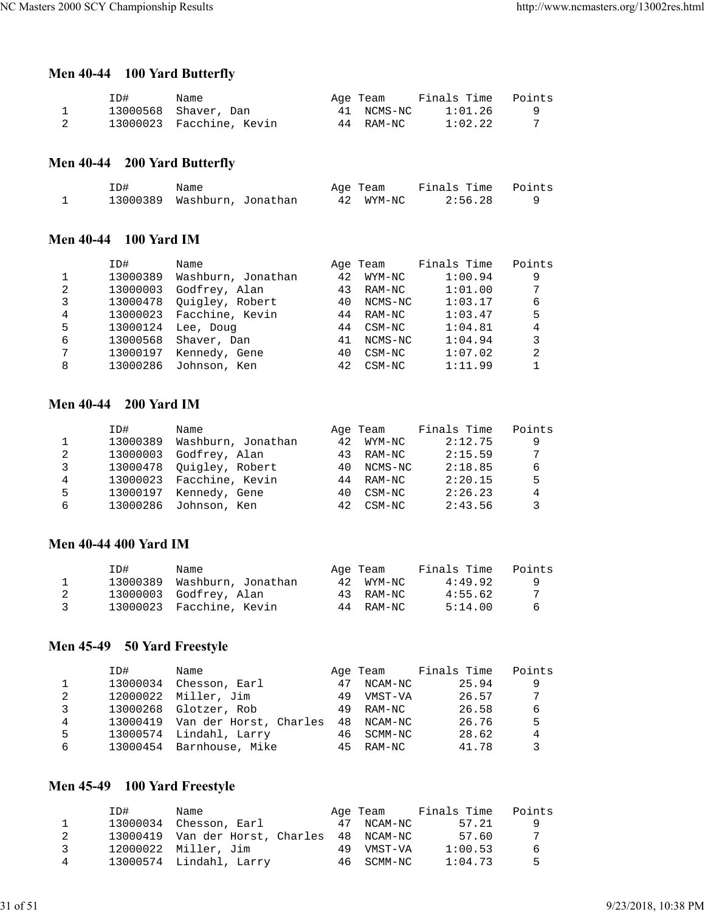## Men 40-44 100 Yard Butterfly

| | ID# | Name | Age | Team | Finals Time | Points |
|---|---|---|---|---|---|---|
| 1 | 13000568 | Shaver, Dan | 41 | NCMS-NC | 1:01.26 | 9 |
| 2 | 13000023 | Facchine, Kevin | 44 | RAM-NC | 1:02.22 | 7 |

## Men 40-44 200 Yard Butterfly

| | ID# | Name | Age | Team | Finals Time | Points |
|---|---|---|---|---|---|---|
| 1 | 13000389 | Washburn, Jonathan | 42 | WYM-NC | 2:56.28 | 9 |

## Men 40-44 100 Yard IM

| | ID# | Name | Age | Team | Finals Time | Points |
|---|---|---|---|---|---|---|
| 1 | 13000389 | Washburn, Jonathan | 42 | WYM-NC | 1:00.94 | 9 |
| 2 | 13000003 | Godfrey, Alan | 43 | RAM-NC | 1:01.00 | 7 |
| 3 | 13000478 | Quigley, Robert | 40 | NCMS-NC | 1:03.17 | 6 |
| 4 | 13000023 | Facchine, Kevin | 44 | RAM-NC | 1:03.47 | 5 |
| 5 | 13000124 | Lee, Doug | 44 | CSM-NC | 1:04.81 | 4 |
| 6 | 13000568 | Shaver, Dan | 41 | NCMS-NC | 1:04.94 | 3 |
| 7 | 13000197 | Kennedy, Gene | 40 | CSM-NC | 1:07.02 | 2 |
| 8 | 13000286 | Johnson, Ken | 42 | CSM-NC | 1:11.99 | 1 |

## Men 40-44 200 Yard IM

| | ID# | Name | Age | Team | Finals Time | Points |
|---|---|---|---|---|---|---|
| 1 | 13000389 | Washburn, Jonathan | 42 | WYM-NC | 2:12.75 | 9 |
| 2 | 13000003 | Godfrey, Alan | 43 | RAM-NC | 2:15.59 | 7 |
| 3 | 13000478 | Quigley, Robert | 40 | NCMS-NC | 2:18.85 | 6 |
| 4 | 13000023 | Facchine, Kevin | 44 | RAM-NC | 2:20.15 | 5 |
| 5 | 13000197 | Kennedy, Gene | 40 | CSM-NC | 2:26.23 | 4 |
| 6 | 13000286 | Johnson, Ken | 42 | CSM-NC | 2:43.56 | 3 |

## Men 40-44 400 Yard IM

| | ID# | Name | Age | Team | Finals Time | Points |
|---|---|---|---|---|---|---|
| 1 | 13000389 | Washburn, Jonathan | 42 | WYM-NC | 4:49.92 | 9 |
| 2 | 13000003 | Godfrey, Alan | 43 | RAM-NC | 4:55.62 | 7 |
| 3 | 13000023 | Facchine, Kevin | 44 | RAM-NC | 5:14.00 | 6 |

## Men 45-49 50 Yard Freestyle

| | ID# | Name | Age | Team | Finals Time | Points |
|---|---|---|---|---|---|---|
| 1 | 13000034 | Chesson, Earl | 47 | NCAM-NC | 25.94 | 9 |
| 2 | 12000022 | Miller, Jim | 49 | VMST-VA | 26.57 | 7 |
| 3 | 13000268 | Glotzer, Rob | 49 | RAM-NC | 26.58 | 6 |
| 4 | 13000419 | Van der Horst, Charles | 48 | NCAM-NC | 26.76 | 5 |
| 5 | 13000574 | Lindahl, Larry | 46 | SCMM-NC | 28.62 | 4 |
| 6 | 13000454 | Barnhouse, Mike | 45 | RAM-NC | 41.78 | 3 |

## Men 45-49 100 Yard Freestyle

| | ID# | Name | Age | Team | Finals Time | Points |
|---|---|---|---|---|---|---|
| 1 | 13000034 | Chesson, Earl | 47 | NCAM-NC | 57.21 | 9 |
| 2 | 13000419 | Van der Horst, Charles | 48 | NCAM-NC | 57.60 | 7 |
| 3 | 12000022 | Miller, Jim | 49 | VMST-VA | 1:00.53 | 6 |
| 4 | 13000574 | Lindahl, Larry | 46 | SCMM-NC | 1:04.73 | 5 |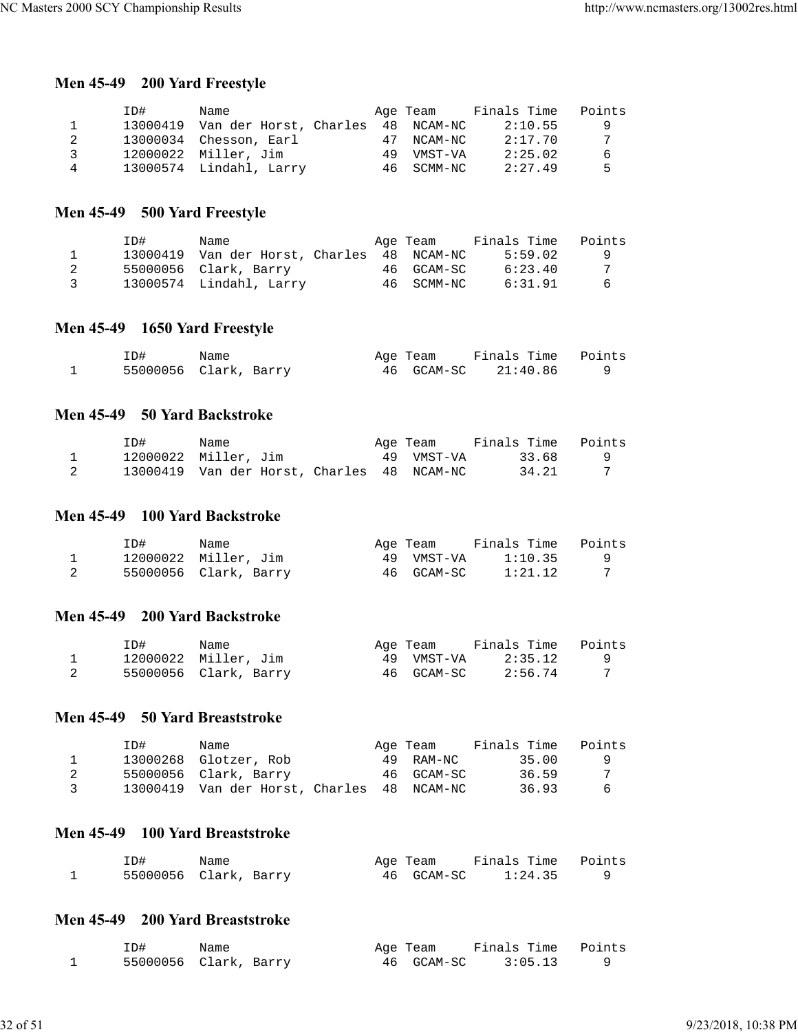### Men 45-49 200 Yard Freestyle

| | ID# | Name | Age | Team | Finals Time | Points |
|---|---|---|---|---|---|---|
| 1 | 13000419 | Van der Horst, Charles | 48 | NCAM-NC | 2:10.55 | 9 |
| 2 | 13000034 | Chesson, Earl | 47 | NCAM-NC | 2:17.70 | 7 |
| 3 | 12000022 | Miller, Jim | 49 | VMST-VA | 2:25.02 | 6 |
| 4 | 13000574 | Lindahl, Larry | 46 | SCMM-NC | 2:27.49 | 5 |

### Men 45-49 500 Yard Freestyle

| | ID# | Name | Age | Team | Finals Time | Points |
|---|---|---|---|---|---|---|
| 1 | 13000419 | Van der Horst, Charles | 48 | NCAM-NC | 5:59.02 | 9 |
| 2 | 55000056 | Clark, Barry | 46 | GCAM-SC | 6:23.40 | 7 |
| 3 | 13000574 | Lindahl, Larry | 46 | SCMM-NC | 6:31.91 | 6 |

### Men 45-49 1650 Yard Freestyle

| | ID# | Name | Age | Team | Finals Time | Points |
|---|---|---|---|---|---|---|
| 1 | 55000056 | Clark, Barry | 46 | GCAM-SC | 21:40.86 | 9 |

### Men 45-49 50 Yard Backstroke

| | ID# | Name | Age | Team | Finals Time | Points |
|---|---|---|---|---|---|---|
| 1 | 12000022 | Miller, Jim | 49 | VMST-VA | 33.68 | 9 |
| 2 | 13000419 | Van der Horst, Charles | 48 | NCAM-NC | 34.21 | 7 |

### Men 45-49 100 Yard Backstroke

| | ID# | Name | Age | Team | Finals Time | Points |
|---|---|---|---|---|---|---|
| 1 | 12000022 | Miller, Jim | 49 | VMST-VA | 1:10.35 | 9 |
| 2 | 55000056 | Clark, Barry | 46 | GCAM-SC | 1:21.12 | 7 |

### Men 45-49 200 Yard Backstroke

| | ID# | Name | Age | Team | Finals Time | Points |
|---|---|---|---|---|---|---|
| 1 | 12000022 | Miller, Jim | 49 | VMST-VA | 2:35.12 | 9 |
| 2 | 55000056 | Clark, Barry | 46 | GCAM-SC | 2:56.74 | 7 |

### Men 45-49 50 Yard Breaststroke

| | ID# | Name | Age | Team | Finals Time | Points |
|---|---|---|---|---|---|---|
| 1 | 13000268 | Glotzer, Rob | 49 | RAM-NC | 35.00 | 9 |
| 2 | 55000056 | Clark, Barry | 46 | GCAM-SC | 36.59 | 7 |
| 3 | 13000419 | Van der Horst, Charles | 48 | NCAM-NC | 36.93 | 6 |

### Men 45-49 100 Yard Breaststroke

| | ID# | Name | Age | Team | Finals Time | Points |
|---|---|---|---|---|---|---|
| 1 | 55000056 | Clark, Barry | 46 | GCAM-SC | 1:24.35 | 9 |

### Men 45-49 200 Yard Breaststroke

| | ID# | Name | Age | Team | Finals Time | Points |
|---|---|---|---|---|---|---|
| 1 | 55000056 | Clark, Barry | 46 | GCAM-SC | 3:05.13 | 9 |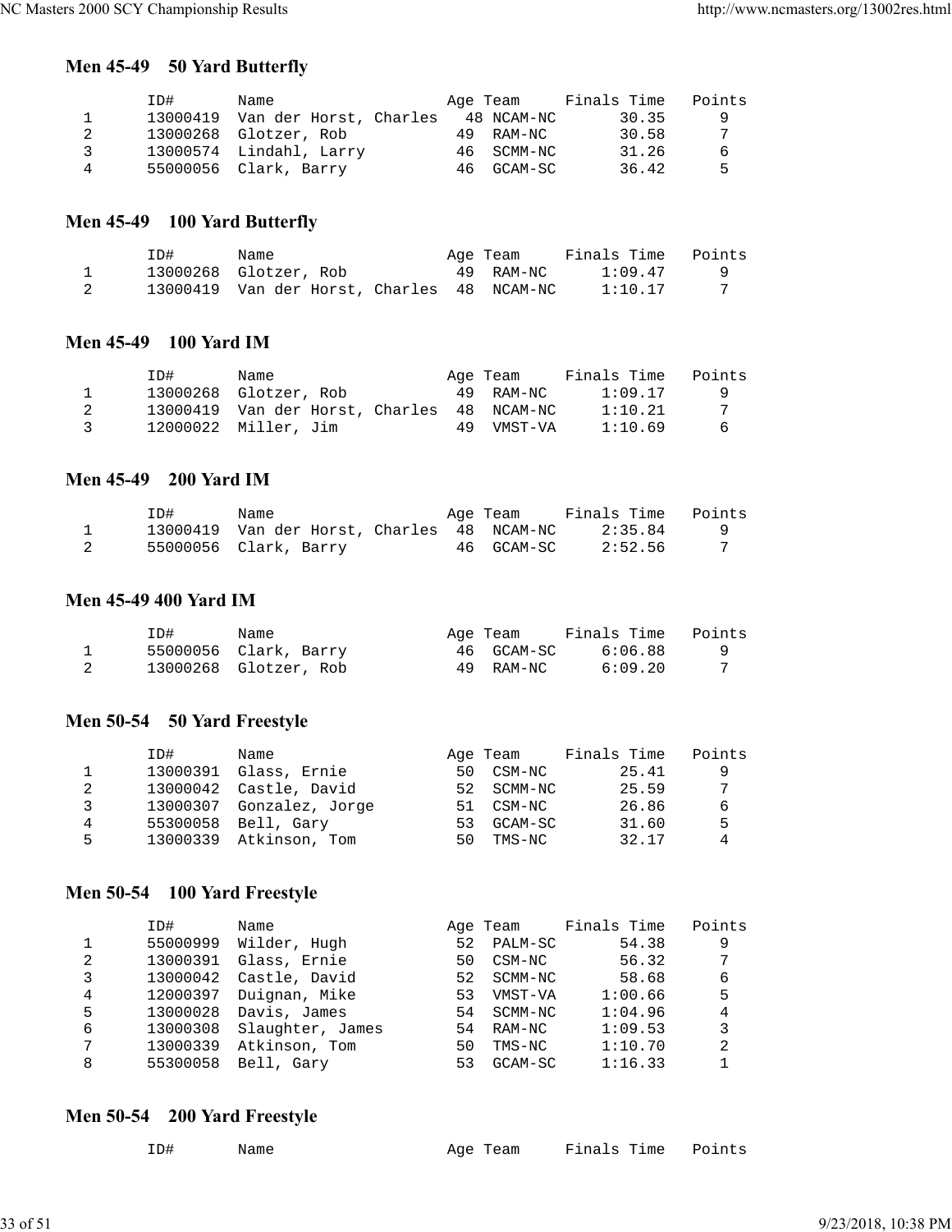### Men 45-49 50 Yard Butterfly

| | ID# | Name | Age | Team | Finals Time | Points |
|---|---|---|---|---|---|---|
| 1 | 13000419 | Van der Horst, Charles | 48 | NCAM-NC | 30.35 | 9 |
| 2 | 13000268 | Glotzer, Rob | 49 | RAM-NC | 30.58 | 7 |
| 3 | 13000574 | Lindahl, Larry | 46 | SCMM-NC | 31.26 | 6 |
| 4 | 55000056 | Clark, Barry | 46 | GCAM-SC | 36.42 | 5 |

### Men 45-49 100 Yard Butterfly

| | ID# | Name | Age | Team | Finals Time | Points |
|---|---|---|---|---|---|---|
| 1 | 13000268 | Glotzer, Rob | 49 | RAM-NC | 1:09.47 | 9 |
| 2 | 13000419 | Van der Horst, Charles | 48 | NCAM-NC | 1:10.17 | 7 |

### Men 45-49 100 Yard IM

| | ID# | Name | Age | Team | Finals Time | Points |
|---|---|---|---|---|---|---|
| 1 | 13000268 | Glotzer, Rob | 49 | RAM-NC | 1:09.17 | 9 |
| 2 | 13000419 | Van der Horst, Charles | 48 | NCAM-NC | 1:10.21 | 7 |
| 3 | 12000022 | Miller, Jim | 49 | VMST-VA | 1:10.69 | 6 |

### Men 45-49 200 Yard IM

| | ID# | Name | Age | Team | Finals Time | Points |
|---|---|---|---|---|---|---|
| 1 | 13000419 | Van der Horst, Charles | 48 | NCAM-NC | 2:35.84 | 9 |
| 2 | 55000056 | Clark, Barry | 46 | GCAM-SC | 2:52.56 | 7 |

### Men 45-49 400 Yard IM

| | ID# | Name | Age | Team | Finals Time | Points |
|---|---|---|---|---|---|---|
| 1 | 55000056 | Clark, Barry | 46 | GCAM-SC | 6:06.88 | 9 |
| 2 | 13000268 | Glotzer, Rob | 49 | RAM-NC | 6:09.20 | 7 |

### Men 50-54 50 Yard Freestyle

| | ID# | Name | Age | Team | Finals Time | Points |
|---|---|---|---|---|---|---|
| 1 | 13000391 | Glass, Ernie | 50 | CSM-NC | 25.41 | 9 |
| 2 | 13000042 | Castle, David | 52 | SCMM-NC | 25.59 | 7 |
| 3 | 13000307 | Gonzalez, Jorge | 51 | CSM-NC | 26.86 | 6 |
| 4 | 55300058 | Bell, Gary | 53 | GCAM-SC | 31.60 | 5 |
| 5 | 13000339 | Atkinson, Tom | 50 | TMS-NC | 32.17 | 4 |

### Men 50-54 100 Yard Freestyle

| | ID# | Name | Age | Team | Finals Time | Points |
|---|---|---|---|---|---|---|
| 1 | 55000999 | Wilder, Hugh | 52 | PALM-SC | 54.38 | 9 |
| 2 | 13000391 | Glass, Ernie | 50 | CSM-NC | 56.32 | 7 |
| 3 | 13000042 | Castle, David | 52 | SCMM-NC | 58.68 | 6 |
| 4 | 12000397 | Duignan, Mike | 53 | VMST-VA | 1:00.66 | 5 |
| 5 | 13000028 | Davis, James | 54 | SCMM-NC | 1:04.96 | 4 |
| 6 | 13000308 | Slaughter, James | 54 | RAM-NC | 1:09.53 | 3 |
| 7 | 13000339 | Atkinson, Tom | 50 | TMS-NC | 1:10.70 | 2 |
| 8 | 55300058 | Bell, Gary | 53 | GCAM-SC | 1:16.33 | 1 |

### Men 50-54 200 Yard Freestyle

| | ID# | Name | Age | Team | Finals Time | Points |
|---|---|---|---|---|---|---|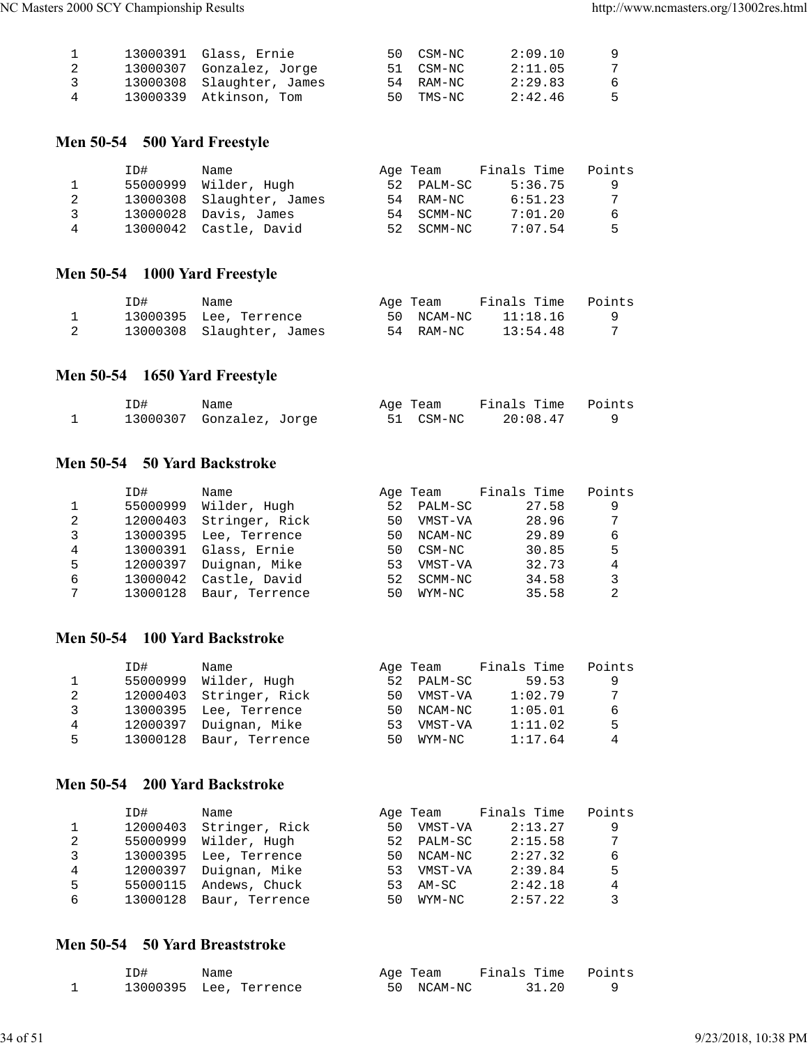| | ID# | Name | Age | Team | Finals Time | Points |
|---|---|---|---|---|---|---|
| 1 | 13000391 | Glass, Ernie | 50 | CSM-NC | 2:09.10 | 9 |
| 2 | 13000307 | Gonzalez, Jorge | 51 | CSM-NC | 2:11.05 | 7 |
| 3 | 13000308 | Slaughter, James | 54 | RAM-NC | 2:29.83 | 6 |
| 4 | 13000339 | Atkinson, Tom | 50 | TMS-NC | 2:42.46 | 5 |

### Men 50-54 500 Yard Freestyle

| | ID# | Name | Age | Team | Finals Time | Points |
|---|---|---|---|---|---|---|
| 1 | 55000999 | Wilder, Hugh | 52 | PALM-SC | 5:36.75 | 9 |
| 2 | 13000308 | Slaughter, James | 54 | RAM-NC | 6:51.23 | 7 |
| 3 | 13000028 | Davis, James | 54 | SCMM-NC | 7:01.20 | 6 |
| 4 | 13000042 | Castle, David | 52 | SCMM-NC | 7:07.54 | 5 |

### Men 50-54 1000 Yard Freestyle

| | ID# | Name | Age | Team | Finals Time | Points |
|---|---|---|---|---|---|---|
| 1 | 13000395 | Lee, Terrence | 50 | NCAM-NC | 11:18.16 | 9 |
| 2 | 13000308 | Slaughter, James | 54 | RAM-NC | 13:54.48 | 7 |

### Men 50-54 1650 Yard Freestyle

| | ID# | Name | Age | Team | Finals Time | Points |
|---|---|---|---|---|---|---|
| 1 | 13000307 | Gonzalez, Jorge | 51 | CSM-NC | 20:08.47 | 9 |

### Men 50-54 50 Yard Backstroke

| | ID# | Name | Age | Team | Finals Time | Points |
|---|---|---|---|---|---|---|
| 1 | 55000999 | Wilder, Hugh | 52 | PALM-SC | 27.58 | 9 |
| 2 | 12000403 | Stringer, Rick | 50 | VMST-VA | 28.96 | 7 |
| 3 | 13000395 | Lee, Terrence | 50 | NCAM-NC | 29.89 | 6 |
| 4 | 13000391 | Glass, Ernie | 50 | CSM-NC | 30.85 | 5 |
| 5 | 12000397 | Duignan, Mike | 53 | VMST-VA | 32.73 | 4 |
| 6 | 13000042 | Castle, David | 52 | SCMM-NC | 34.58 | 3 |
| 7 | 13000128 | Baur, Terrence | 50 | WYM-NC | 35.58 | 2 |

### Men 50-54 100 Yard Backstroke

| | ID# | Name | Age | Team | Finals Time | Points |
|---|---|---|---|---|---|---|
| 1 | 55000999 | Wilder, Hugh | 52 | PALM-SC | 59.53 | 9 |
| 2 | 12000403 | Stringer, Rick | 50 | VMST-VA | 1:02.79 | 7 |
| 3 | 13000395 | Lee, Terrence | 50 | NCAM-NC | 1:05.01 | 6 |
| 4 | 12000397 | Duignan, Mike | 53 | VMST-VA | 1:11.02 | 5 |
| 5 | 13000128 | Baur, Terrence | 50 | WYM-NC | 1:17.64 | 4 |

### Men 50-54 200 Yard Backstroke

| | ID# | Name | Age | Team | Finals Time | Points |
|---|---|---|---|---|---|---|
| 1 | 12000403 | Stringer, Rick | 50 | VMST-VA | 2:13.27 | 9 |
| 2 | 55000999 | Wilder, Hugh | 52 | PALM-SC | 2:15.58 | 7 |
| 3 | 13000395 | Lee, Terrence | 50 | NCAM-NC | 2:27.32 | 6 |
| 4 | 12000397 | Duignan, Mike | 53 | VMST-VA | 2:39.84 | 5 |
| 5 | 55000115 | Andews, Chuck | 53 | AM-SC | 2:42.18 | 4 |
| 6 | 13000128 | Baur, Terrence | 50 | WYM-NC | 2:57.22 | 3 |

### Men 50-54 50 Yard Breaststroke

| | ID# | Name | Age | Team | Finals Time | Points |
|---|---|---|---|---|---|---|
| 1 | 13000395 | Lee, Terrence | 50 | NCAM-NC | 31.20 | 9 |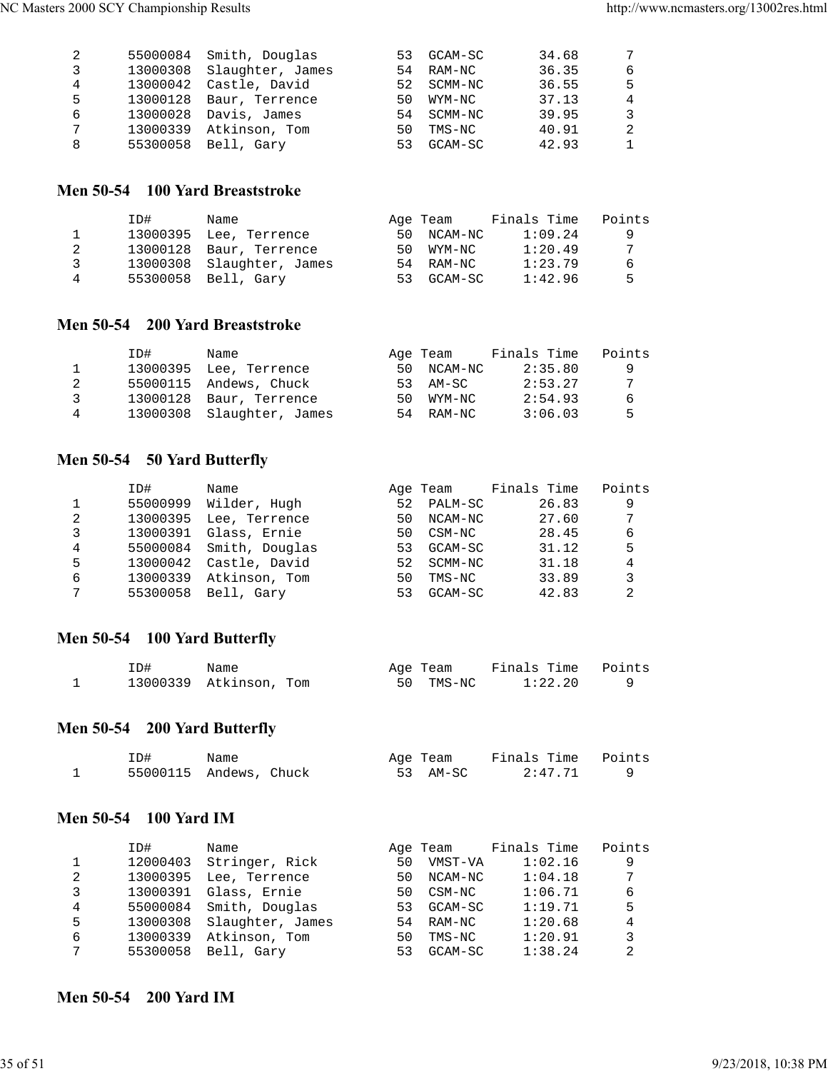| | ID# | Name | Age | Team | Finals Time | Points |
|---|---|---|---|---|---|---|
| 2 | 55000084 | Smith, Douglas | 53 | GCAM-SC | 34.68 | 7 |
| 3 | 13000308 | Slaughter, James | 54 | RAM-NC | 36.35 | 6 |
| 4 | 13000042 | Castle, David | 52 | SCMM-NC | 36.55 | 5 |
| 5 | 13000128 | Baur, Terrence | 50 | WYM-NC | 37.13 | 4 |
| 6 | 13000028 | Davis, James | 54 | SCMM-NC | 39.95 | 3 |
| 7 | 13000339 | Atkinson, Tom | 50 | TMS-NC | 40.91 | 2 |
| 8 | 55300058 | Bell, Gary | 53 | GCAM-SC | 42.93 | 1 |

## Men 50-54 100 Yard Breaststroke

| | ID# | Name | Age | Team | Finals Time | Points |
|---|---|---|---|---|---|---|
| 1 | 13000395 | Lee, Terrence | 50 | NCAM-NC | 1:09.24 | 9 |
| 2 | 13000128 | Baur, Terrence | 50 | WYM-NC | 1:20.49 | 7 |
| 3 | 13000308 | Slaughter, James | 54 | RAM-NC | 1:23.79 | 6 |
| 4 | 55300058 | Bell, Gary | 53 | GCAM-SC | 1:42.96 | 5 |

## Men 50-54 200 Yard Breaststroke

| | ID# | Name | Age | Team | Finals Time | Points |
|---|---|---|---|---|---|---|
| 1 | 13000395 | Lee, Terrence | 50 | NCAM-NC | 2:35.80 | 9 |
| 2 | 55000115 | Andews, Chuck | 53 | AM-SC | 2:53.27 | 7 |
| 3 | 13000128 | Baur, Terrence | 50 | WYM-NC | 2:54.93 | 6 |
| 4 | 13000308 | Slaughter, James | 54 | RAM-NC | 3:06.03 | 5 |

## Men 50-54 50 Yard Butterfly

| | ID# | Name | Age | Team | Finals Time | Points |
|---|---|---|---|---|---|---|
| 1 | 55000999 | Wilder, Hugh | 52 | PALM-SC | 26.83 | 9 |
| 2 | 13000395 | Lee, Terrence | 50 | NCAM-NC | 27.60 | 7 |
| 3 | 13000391 | Glass, Ernie | 50 | CSM-NC | 28.45 | 6 |
| 4 | 55000084 | Smith, Douglas | 53 | GCAM-SC | 31.12 | 5 |
| 5 | 13000042 | Castle, David | 52 | SCMM-NC | 31.18 | 4 |
| 6 | 13000339 | Atkinson, Tom | 50 | TMS-NC | 33.89 | 3 |
| 7 | 55300058 | Bell, Gary | 53 | GCAM-SC | 42.83 | 2 |

## Men 50-54 100 Yard Butterfly

| | ID# | Name | Age | Team | Finals Time | Points |
|---|---|---|---|---|---|---|
| 1 | 13000339 | Atkinson, Tom | 50 | TMS-NC | 1:22.20 | 9 |

## Men 50-54 200 Yard Butterfly

| | ID# | Name | Age | Team | Finals Time | Points |
|---|---|---|---|---|---|---|
| 1 | 55000115 | Andews, Chuck | 53 | AM-SC | 2:47.71 | 9 |

## Men 50-54 100 Yard IM

| | ID# | Name | Age | Team | Finals Time | Points |
|---|---|---|---|---|---|---|
| 1 | 12000403 | Stringer, Rick | 50 | VMST-VA | 1:02.16 | 9 |
| 2 | 13000395 | Lee, Terrence | 50 | NCAM-NC | 1:04.18 | 7 |
| 3 | 13000391 | Glass, Ernie | 50 | CSM-NC | 1:06.71 | 6 |
| 4 | 55000084 | Smith, Douglas | 53 | GCAM-SC | 1:19.71 | 5 |
| 5 | 13000308 | Slaughter, James | 54 | RAM-NC | 1:20.68 | 4 |
| 6 | 13000339 | Atkinson, Tom | 50 | TMS-NC | 1:20.91 | 3 |
| 7 | 55300058 | Bell, Gary | 53 | GCAM-SC | 1:38.24 | 2 |

## Men 50-54 200 Yard IM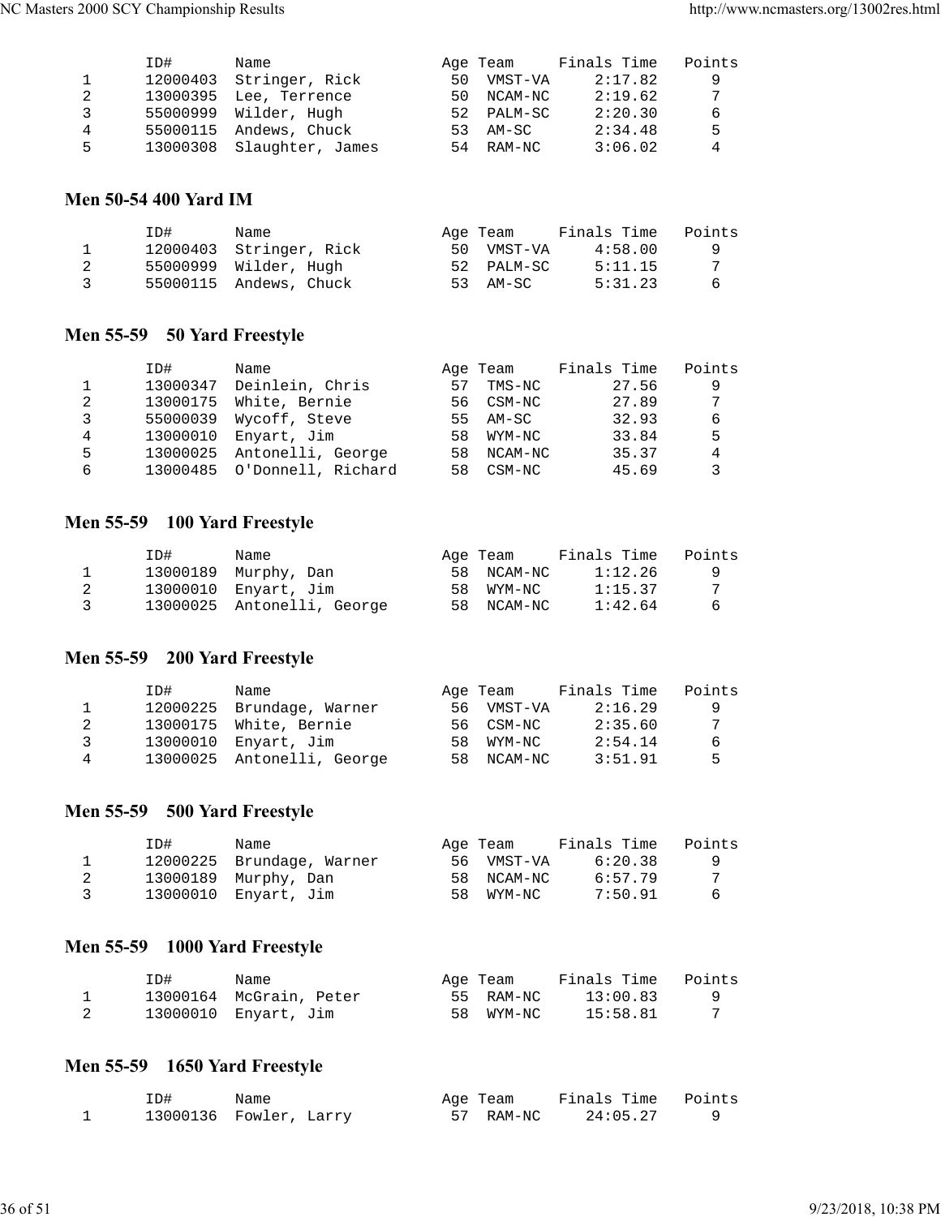| | ID# | Name | Age | Team | Finals Time | Points |
|---|---|---|---|---|---|---|
| 1 | 12000403 | Stringer, Rick | 50 | VMST-VA | 2:17.82 | 9 |
| 2 | 13000395 | Lee, Terrence | 50 | NCAM-NC | 2:19.62 | 7 |
| 3 | 55000999 | Wilder, Hugh | 52 | PALM-SC | 2:20.30 | 6 |
| 4 | 55000115 | Andews, Chuck | 53 | AM-SC | 2:34.48 | 5 |
| 5 | 13000308 | Slaughter, James | 54 | RAM-NC | 3:06.02 | 4 |

### Men 50-54 400 Yard IM

| | ID# | Name | Age | Team | Finals Time | Points |
|---|---|---|---|---|---|---|
| 1 | 12000403 | Stringer, Rick | 50 | VMST-VA | 4:58.00 | 9 |
| 2 | 55000999 | Wilder, Hugh | 52 | PALM-SC | 5:11.15 | 7 |
| 3 | 55000115 | Andews, Chuck | 53 | AM-SC | 5:31.23 | 6 |

### Men 55-59 50 Yard Freestyle

| | ID# | Name | Age | Team | Finals Time | Points |
|---|---|---|---|---|---|---|
| 1 | 13000347 | Deinlein, Chris | 57 | TMS-NC | 27.56 | 9 |
| 2 | 13000175 | White, Bernie | 56 | CSM-NC | 27.89 | 7 |
| 3 | 55000039 | Wycoff, Steve | 55 | AM-SC | 32.93 | 6 |
| 4 | 13000010 | Enyart, Jim | 58 | WYM-NC | 33.84 | 5 |
| 5 | 13000025 | Antonelli, George | 58 | NCAM-NC | 35.37 | 4 |
| 6 | 13000485 | O'Donnell, Richard | 58 | CSM-NC | 45.69 | 3 |

### Men 55-59 100 Yard Freestyle

| | ID# | Name | Age | Team | Finals Time | Points |
|---|---|---|---|---|---|---|
| 1 | 13000189 | Murphy, Dan | 58 | NCAM-NC | 1:12.26 | 9 |
| 2 | 13000010 | Enyart, Jim | 58 | WYM-NC | 1:15.37 | 7 |
| 3 | 13000025 | Antonelli, George | 58 | NCAM-NC | 1:42.64 | 6 |

### Men 55-59 200 Yard Freestyle

| | ID# | Name | Age | Team | Finals Time | Points |
|---|---|---|---|---|---|---|
| 1 | 12000225 | Brundage, Warner | 56 | VMST-VA | 2:16.29 | 9 |
| 2 | 13000175 | White, Bernie | 56 | CSM-NC | 2:35.60 | 7 |
| 3 | 13000010 | Enyart, Jim | 58 | WYM-NC | 2:54.14 | 6 |
| 4 | 13000025 | Antonelli, George | 58 | NCAM-NC | 3:51.91 | 5 |

### Men 55-59 500 Yard Freestyle

| | ID# | Name | Age | Team | Finals Time | Points |
|---|---|---|---|---|---|---|
| 1 | 12000225 | Brundage, Warner | 56 | VMST-VA | 6:20.38 | 9 |
| 2 | 13000189 | Murphy, Dan | 58 | NCAM-NC | 6:57.79 | 7 |
| 3 | 13000010 | Enyart, Jim | 58 | WYM-NC | 7:50.91 | 6 |

### Men 55-59 1000 Yard Freestyle

| | ID# | Name | Age | Team | Finals Time | Points |
|---|---|---|---|---|---|---|
| 1 | 13000164 | McGrain, Peter | 55 | RAM-NC | 13:00.83 | 9 |
| 2 | 13000010 | Enyart, Jim | 58 | WYM-NC | 15:58.81 | 7 |

### Men 55-59 1650 Yard Freestyle

| | ID# | Name | Age | Team | Finals Time | Points |
|---|---|---|---|---|---|---|
| 1 | 13000136 | Fowler, Larry | 57 | RAM-NC | 24:05.27 | 9 |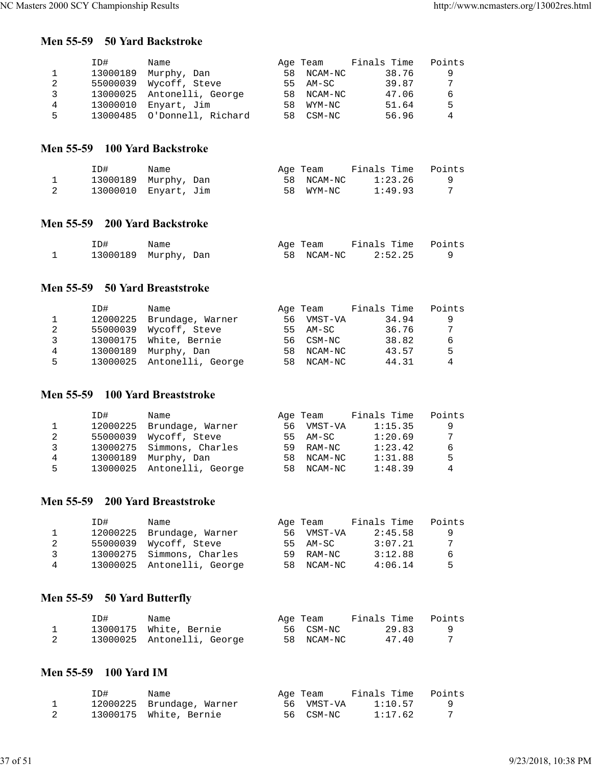## Men 55-59 50 Yard Backstroke

| | ID# | Name | Age | Team | Finals Time | Points |
|---|---|---|---|---|---|---|
| 1 | 13000189 | Murphy, Dan | 58 | NCAM-NC | 38.76 | 9 |
| 2 | 55000039 | Wycoff, Steve | 55 | AM-SC | 39.87 | 7 |
| 3 | 13000025 | Antonelli, George | 58 | NCAM-NC | 47.06 | 6 |
| 4 | 13000010 | Enyart, Jim | 58 | WYM-NC | 51.64 | 5 |
| 5 | 13000485 | O'Donnell, Richard | 58 | CSM-NC | 56.96 | 4 |

## Men 55-59 100 Yard Backstroke

| | ID# | Name | Age | Team | Finals Time | Points |
|---|---|---|---|---|---|---|
| 1 | 13000189 | Murphy, Dan | 58 | NCAM-NC | 1:23.26 | 9 |
| 2 | 13000010 | Enyart, Jim | 58 | WYM-NC | 1:49.93 | 7 |

## Men 55-59 200 Yard Backstroke

| | ID# | Name | Age | Team | Finals Time | Points |
|---|---|---|---|---|---|---|
| 1 | 13000189 | Murphy, Dan | 58 | NCAM-NC | 2:52.25 | 9 |

## Men 55-59 50 Yard Breaststroke

| | ID# | Name | Age | Team | Finals Time | Points |
|---|---|---|---|---|---|---|
| 1 | 12000225 | Brundage, Warner | 56 | VMST-VA | 34.94 | 9 |
| 2 | 55000039 | Wycoff, Steve | 55 | AM-SC | 36.76 | 7 |
| 3 | 13000175 | White, Bernie | 56 | CSM-NC | 38.82 | 6 |
| 4 | 13000189 | Murphy, Dan | 58 | NCAM-NC | 43.57 | 5 |
| 5 | 13000025 | Antonelli, George | 58 | NCAM-NC | 44.31 | 4 |

## Men 55-59 100 Yard Breaststroke

| | ID# | Name | Age | Team | Finals Time | Points |
|---|---|---|---|---|---|---|
| 1 | 12000225 | Brundage, Warner | 56 | VMST-VA | 1:15.35 | 9 |
| 2 | 55000039 | Wycoff, Steve | 55 | AM-SC | 1:20.69 | 7 |
| 3 | 13000275 | Simmons, Charles | 59 | RAM-NC | 1:23.42 | 6 |
| 4 | 13000189 | Murphy, Dan | 58 | NCAM-NC | 1:31.88 | 5 |
| 5 | 13000025 | Antonelli, George | 58 | NCAM-NC | 1:48.39 | 4 |

## Men 55-59 200 Yard Breaststroke

| | ID# | Name | Age | Team | Finals Time | Points |
|---|---|---|---|---|---|---|
| 1 | 12000225 | Brundage, Warner | 56 | VMST-VA | 2:45.58 | 9 |
| 2 | 55000039 | Wycoff, Steve | 55 | AM-SC | 3:07.21 | 7 |
| 3 | 13000275 | Simmons, Charles | 59 | RAM-NC | 3:12.88 | 6 |
| 4 | 13000025 | Antonelli, George | 58 | NCAM-NC | 4:06.14 | 5 |

## Men 55-59 50 Yard Butterfly

| | ID# | Name | Age | Team | Finals Time | Points |
|---|---|---|---|---|---|---|
| 1 | 13000175 | White, Bernie | 56 | CSM-NC | 29.83 | 9 |
| 2 | 13000025 | Antonelli, George | 58 | NCAM-NC | 47.40 | 7 |

## Men 55-59 100 Yard IM

| | ID# | Name | Age | Team | Finals Time | Points |
|---|---|---|---|---|---|---|
| 1 | 12000225 | Brundage, Warner | 56 | VMST-VA | 1:10.57 | 9 |
| 2 | 13000175 | White, Bernie | 56 | CSM-NC | 1:17.62 | 7 |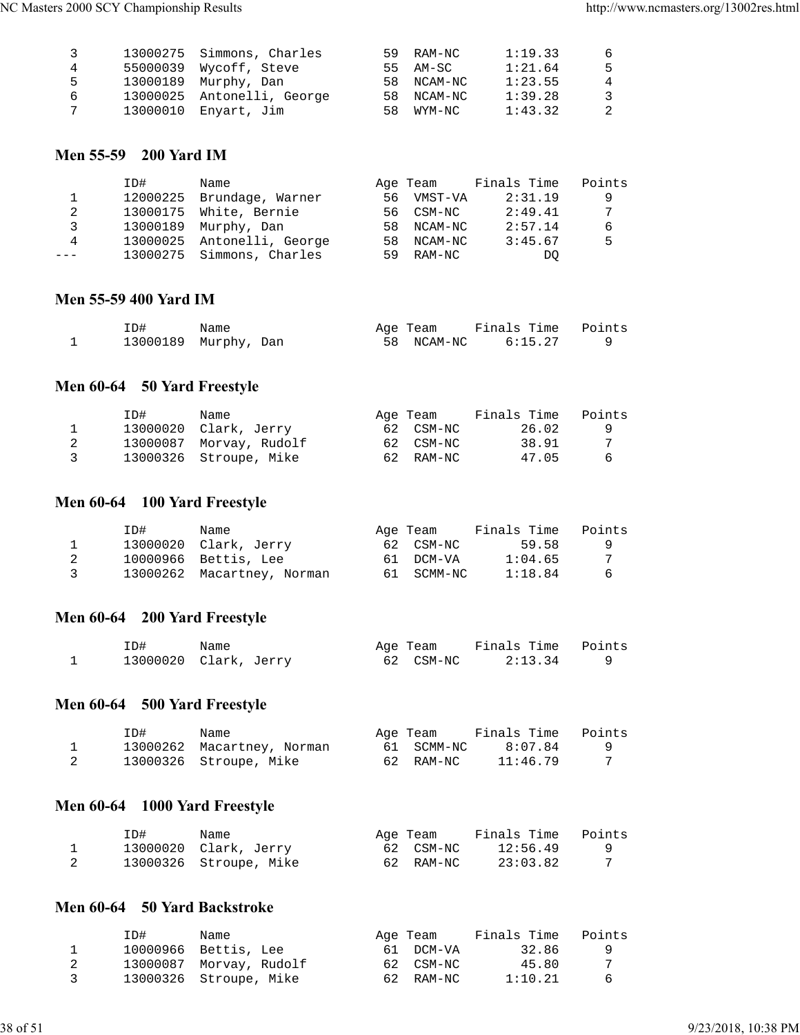| | ID# | Name | Age | Team | Finals Time | Points |
|---|---|---|---|---|---|---|
| 3 | 13000275 | Simmons, Charles | 59 | RAM-NC | 1:19.33 | 6 |
| 4 | 55000039 | Wycoff, Steve | 55 | AM-SC | 1:21.64 | 5 |
| 5 | 13000189 | Murphy, Dan | 58 | NCAM-NC | 1:23.55 | 4 |
| 6 | 13000025 | Antonelli, George | 58 | NCAM-NC | 1:39.28 | 3 |
| 7 | 13000010 | Enyart, Jim | 58 | WYM-NC | 1:43.32 | 2 |

### Men 55-59 200 Yard IM

| | ID# | Name | Age | Team | Finals Time | Points |
|---|---|---|---|---|---|---|
| 1 | 12000225 | Brundage, Warner | 56 | VMST-VA | 2:31.19 | 9 |
| 2 | 13000175 | White, Bernie | 56 | CSM-NC | 2:49.41 | 7 |
| 3 | 13000189 | Murphy, Dan | 58 | NCAM-NC | 2:57.14 | 6 |
| 4 | 13000025 | Antonelli, George | 58 | NCAM-NC | 3:45.67 | 5 |
| --- | 13000275 | Simmons, Charles | 59 | RAM-NC | DQ | |

### Men 55-59 400 Yard IM

| | ID# | Name | Age | Team | Finals Time | Points |
|---|---|---|---|---|---|---|
| 1 | 13000189 | Murphy, Dan | 58 | NCAM-NC | 6:15.27 | 9 |

### Men 60-64 50 Yard Freestyle

| | ID# | Name | Age | Team | Finals Time | Points |
|---|---|---|---|---|---|---|
| 1 | 13000020 | Clark, Jerry | 62 | CSM-NC | 26.02 | 9 |
| 2 | 13000087 | Morvay, Rudolf | 62 | CSM-NC | 38.91 | 7 |
| 3 | 13000326 | Stroupe, Mike | 62 | RAM-NC | 47.05 | 6 |

### Men 60-64 100 Yard Freestyle

| | ID# | Name | Age | Team | Finals Time | Points |
|---|---|---|---|---|---|---|
| 1 | 13000020 | Clark, Jerry | 62 | CSM-NC | 59.58 | 9 |
| 2 | 10000966 | Bettis, Lee | 61 | DCM-VA | 1:04.65 | 7 |
| 3 | 13000262 | Macartney, Norman | 61 | SCMM-NC | 1:18.84 | 6 |

### Men 60-64 200 Yard Freestyle

| | ID# | Name | Age | Team | Finals Time | Points |
|---|---|---|---|---|---|---|
| 1 | 13000020 | Clark, Jerry | 62 | CSM-NC | 2:13.34 | 9 |

### Men 60-64 500 Yard Freestyle

| | ID# | Name | Age | Team | Finals Time | Points |
|---|---|---|---|---|---|---|
| 1 | 13000262 | Macartney, Norman | 61 | SCMM-NC | 8:07.84 | 9 |
| 2 | 13000326 | Stroupe, Mike | 62 | RAM-NC | 11:46.79 | 7 |

### Men 60-64 1000 Yard Freestyle

| | ID# | Name | Age | Team | Finals Time | Points |
|---|---|---|---|---|---|---|
| 1 | 13000020 | Clark, Jerry | 62 | CSM-NC | 12:56.49 | 9 |
| 2 | 13000326 | Stroupe, Mike | 62 | RAM-NC | 23:03.82 | 7 |

### Men 60-64 50 Yard Backstroke

| | ID# | Name | Age | Team | Finals Time | Points |
|---|---|---|---|---|---|---|
| 1 | 10000966 | Bettis, Lee | 61 | DCM-VA | 32.86 | 9 |
| 2 | 13000087 | Morvay, Rudolf | 62 | CSM-NC | 45.80 | 7 |
| 3 | 13000326 | Stroupe, Mike | 62 | RAM-NC | 1:10.21 | 6 |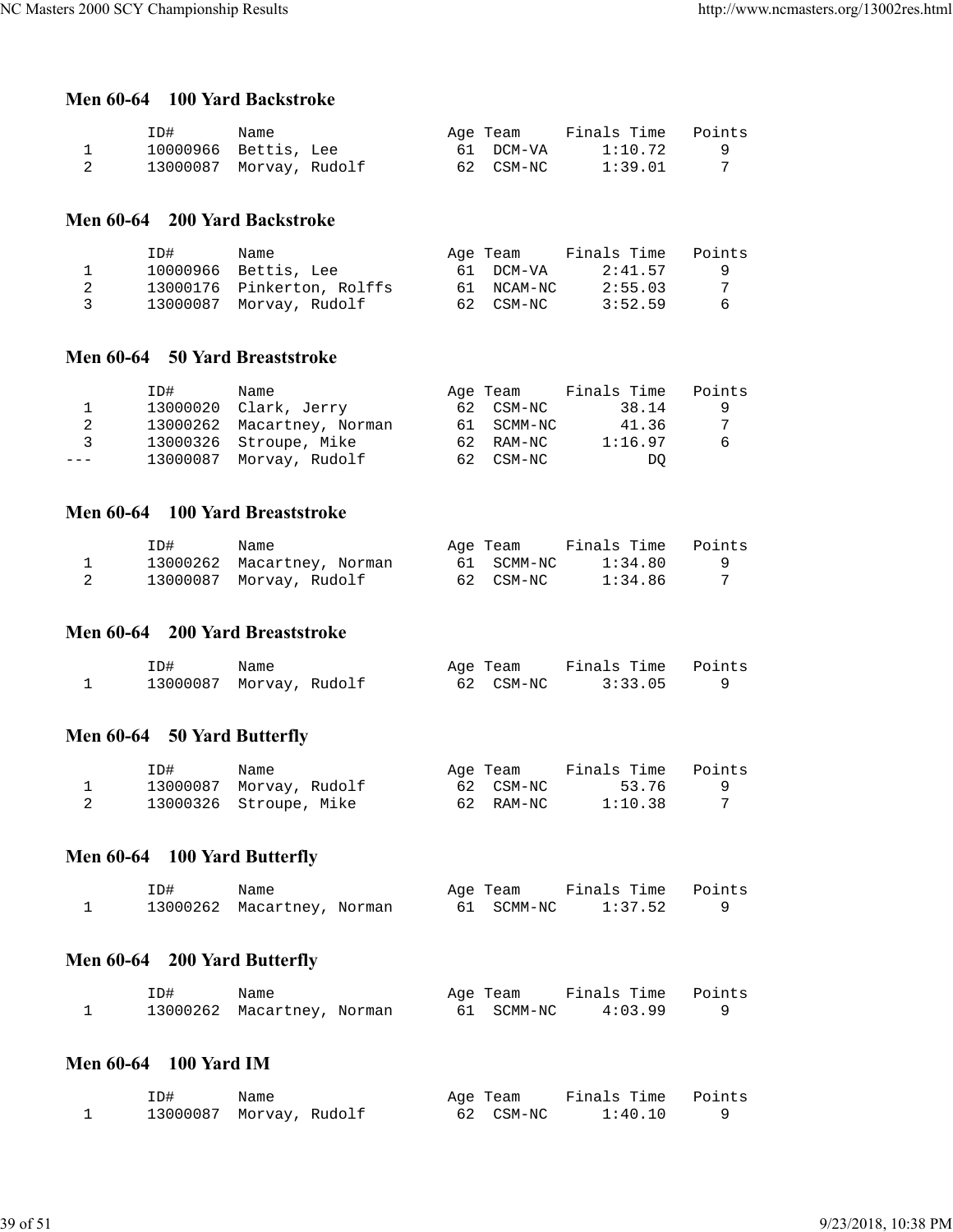## Men 60-64 100 Yard Backstroke

| | ID# | Name | Age | Team | Finals Time | Points |
|---|---|---|---|---|---|---|
| 1 | 10000966 | Bettis, Lee | 61 | DCM-VA | 1:10.72 | 9 |
| 2 | 13000087 | Morvay, Rudolf | 62 | CSM-NC | 1:39.01 | 7 |

## Men 60-64 200 Yard Backstroke

| | ID# | Name | Age | Team | Finals Time | Points |
|---|---|---|---|---|---|---|
| 1 | 10000966 | Bettis, Lee | 61 | DCM-VA | 2:41.57 | 9 |
| 2 | 13000176 | Pinkerton, Rolffs | 61 | NCAM-NC | 2:55.03 | 7 |
| 3 | 13000087 | Morvay, Rudolf | 62 | CSM-NC | 3:52.59 | 6 |

## Men 60-64 50 Yard Breaststroke

| | ID# | Name | Age | Team | Finals Time | Points |
|---|---|---|---|---|---|---|
| 1 | 13000020 | Clark, Jerry | 62 | CSM-NC | 38.14 | 9 |
| 2 | 13000262 | Macartney, Norman | 61 | SCMM-NC | 41.36 | 7 |
| 3 | 13000326 | Stroupe, Mike | 62 | RAM-NC | 1:16.97 | 6 |
| --- | 13000087 | Morvay, Rudolf | 62 | CSM-NC | DQ | |

## Men 60-64 100 Yard Breaststroke

| | ID# | Name | Age | Team | Finals Time | Points |
|---|---|---|---|---|---|---|
| 1 | 13000262 | Macartney, Norman | 61 | SCMM-NC | 1:34.80 | 9 |
| 2 | 13000087 | Morvay, Rudolf | 62 | CSM-NC | 1:34.86 | 7 |

## Men 60-64 200 Yard Breaststroke

| | ID# | Name | Age | Team | Finals Time | Points |
|---|---|---|---|---|---|---|
| 1 | 13000087 | Morvay, Rudolf | 62 | CSM-NC | 3:33.05 | 9 |

## Men 60-64 50 Yard Butterfly

| | ID# | Name | Age | Team | Finals Time | Points |
|---|---|---|---|---|---|---|
| 1 | 13000087 | Morvay, Rudolf | 62 | CSM-NC | 53.76 | 9 |
| 2 | 13000326 | Stroupe, Mike | 62 | RAM-NC | 1:10.38 | 7 |

## Men 60-64 100 Yard Butterfly

| | ID# | Name | Age | Team | Finals Time | Points |
|---|---|---|---|---|---|---|
| 1 | 13000262 | Macartney, Norman | 61 | SCMM-NC | 1:37.52 | 9 |

## Men 60-64 200 Yard Butterfly

| | ID# | Name | Age | Team | Finals Time | Points |
|---|---|---|---|---|---|---|
| 1 | 13000262 | Macartney, Norman | 61 | SCMM-NC | 4:03.99 | 9 |

## Men 60-64 100 Yard IM

| | ID# | Name | Age | Team | Finals Time | Points |
|---|---|---|---|---|---|---|
| 1 | 13000087 | Morvay, Rudolf | 62 | CSM-NC | 1:40.10 | 9 |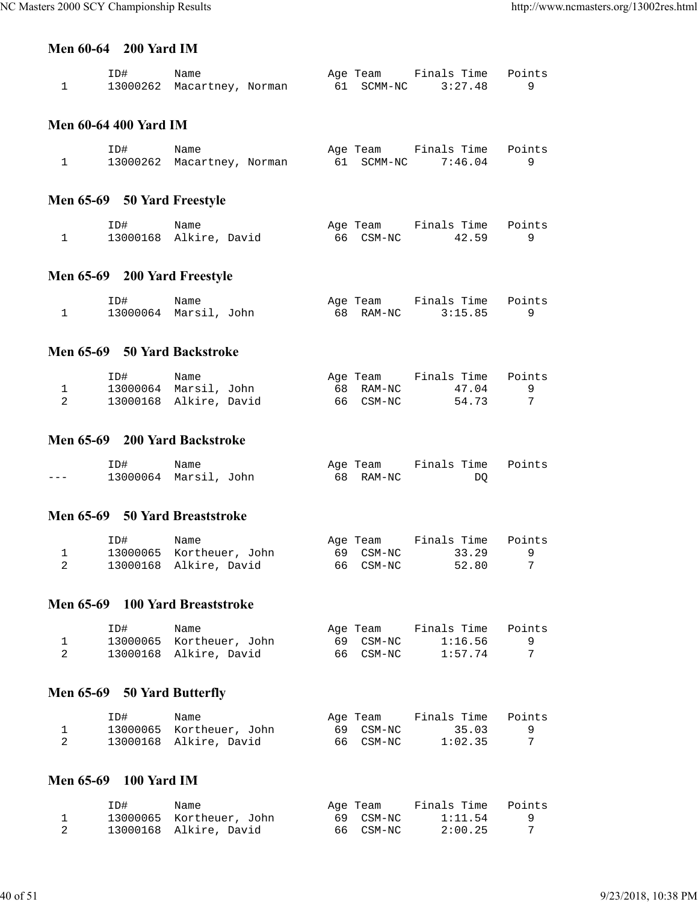## Men 60-64 200 Yard IM

| | ID# | Name | Age | Team | Finals Time | Points |
|---|---|---|---|---|---|---|
| 1 | 13000262 | Macartney, Norman | 61 | SCMM-NC | 3:27.48 | 9 |

## Men 60-64 400 Yard IM

| | ID# | Name | Age | Team | Finals Time | Points |
|---|---|---|---|---|---|---|
| 1 | 13000262 | Macartney, Norman | 61 | SCMM-NC | 7:46.04 | 9 |

## Men 65-69 50 Yard Freestyle

| | ID# | Name | Age | Team | Finals Time | Points |
|---|---|---|---|---|---|---|
| 1 | 13000168 | Alkire, David | 66 | CSM-NC | 42.59 | 9 |

## Men 65-69 200 Yard Freestyle

| | ID# | Name | Age | Team | Finals Time | Points |
|---|---|---|---|---|---|---|
| 1 | 13000064 | Marsil, John | 68 | RAM-NC | 3:15.85 | 9 |

## Men 65-69 50 Yard Backstroke

| | ID# | Name | Age | Team | Finals Time | Points |
|---|---|---|---|---|---|---|
| 1 | 13000064 | Marsil, John | 68 | RAM-NC | 47.04 | 9 |
| 2 | 13000168 | Alkire, David | 66 | CSM-NC | 54.73 | 7 |

## Men 65-69 200 Yard Backstroke

| | ID# | Name | Age | Team | Finals Time | Points |
|---|---|---|---|---|---|---|
| --- | 13000064 | Marsil, John | 68 | RAM-NC | DQ | |

## Men 65-69 50 Yard Breaststroke

| | ID# | Name | Age | Team | Finals Time | Points |
|---|---|---|---|---|---|---|
| 1 | 13000065 | Kortheuer, John | 69 | CSM-NC | 33.29 | 9 |
| 2 | 13000168 | Alkire, David | 66 | CSM-NC | 52.80 | 7 |

## Men 65-69 100 Yard Breaststroke

| | ID# | Name | Age | Team | Finals Time | Points |
|---|---|---|---|---|---|---|
| 1 | 13000065 | Kortheuer, John | 69 | CSM-NC | 1:16.56 | 9 |
| 2 | 13000168 | Alkire, David | 66 | CSM-NC | 1:57.74 | 7 |

## Men 65-69 50 Yard Butterfly

| | ID# | Name | Age | Team | Finals Time | Points |
|---|---|---|---|---|---|---|
| 1 | 13000065 | Kortheuer, John | 69 | CSM-NC | 35.03 | 9 |
| 2 | 13000168 | Alkire, David | 66 | CSM-NC | 1:02.35 | 7 |

## Men 65-69 100 Yard IM

| | ID# | Name | Age | Team | Finals Time | Points |
|---|---|---|---|---|---|---|
| 1 | 13000065 | Kortheuer, John | 69 | CSM-NC | 1:11.54 | 9 |
| 2 | 13000168 | Alkire, David | 66 | CSM-NC | 2:00.25 | 7 |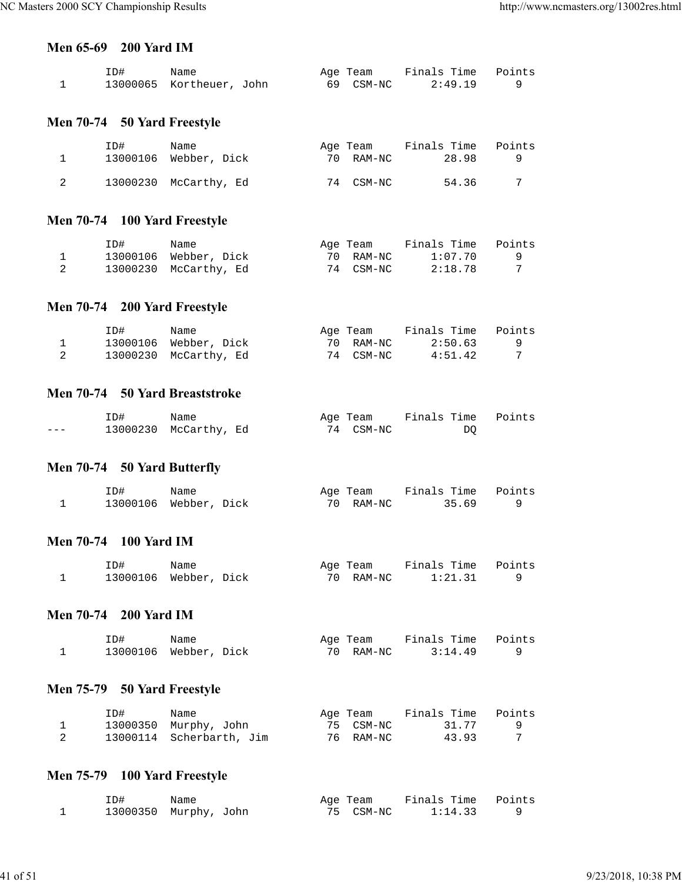### Men 65-69 200 Yard IM

| | ID# | Name | Age | Team | Finals Time | Points |
|---|---|---|---|---|---|---|
| 1 | 13000065 | Kortheuer, John | 69 | CSM-NC | 2:49.19 | 9 |

### Men 70-74 50 Yard Freestyle

| | ID# | Name | Age | Team | Finals Time | Points |
|---|---|---|---|---|---|---|
| 1 | 13000106 | Webber, Dick | 70 | RAM-NC | 28.98 | 9 |
| 2 | 13000230 | McCarthy, Ed | 74 | CSM-NC | 54.36 | 7 |

### Men 70-74 100 Yard Freestyle

| | ID# | Name | Age | Team | Finals Time | Points |
|---|---|---|---|---|---|---|
| 1 | 13000106 | Webber, Dick | 70 | RAM-NC | 1:07.70 | 9 |
| 2 | 13000230 | McCarthy, Ed | 74 | CSM-NC | 2:18.78 | 7 |

### Men 70-74 200 Yard Freestyle

| | ID# | Name | Age | Team | Finals Time | Points |
|---|---|---|---|---|---|---|
| 1 | 13000106 | Webber, Dick | 70 | RAM-NC | 2:50.63 | 9 |
| 2 | 13000230 | McCarthy, Ed | 74 | CSM-NC | 4:51.42 | 7 |

### Men 70-74 50 Yard Breaststroke

| | ID# | Name | Age | Team | Finals Time | Points |
|---|---|---|---|---|---|---|
| --- | 13000230 | McCarthy, Ed | 74 | CSM-NC | DQ | |

### Men 70-74 50 Yard Butterfly

| | ID# | Name | Age | Team | Finals Time | Points |
|---|---|---|---|---|---|---|
| 1 | 13000106 | Webber, Dick | 70 | RAM-NC | 35.69 | 9 |

### Men 70-74 100 Yard IM

| | ID# | Name | Age | Team | Finals Time | Points |
|---|---|---|---|---|---|---|
| 1 | 13000106 | Webber, Dick | 70 | RAM-NC | 1:21.31 | 9 |

### Men 70-74 200 Yard IM

| | ID# | Name | Age | Team | Finals Time | Points |
|---|---|---|---|---|---|---|
| 1 | 13000106 | Webber, Dick | 70 | RAM-NC | 3:14.49 | 9 |

### Men 75-79 50 Yard Freestyle

| | ID# | Name | Age | Team | Finals Time | Points |
|---|---|---|---|---|---|---|
| 1 | 13000350 | Murphy, John | 75 | CSM-NC | 31.77 | 9 |
| 2 | 13000114 | Scherbarth, Jim | 76 | RAM-NC | 43.93 | 7 |

### Men 75-79 100 Yard Freestyle

| | ID# | Name | Age | Team | Finals Time | Points |
|---|---|---|---|---|---|---|
| 1 | 13000350 | Murphy, John | 75 | CSM-NC | 1:14.33 | 9 |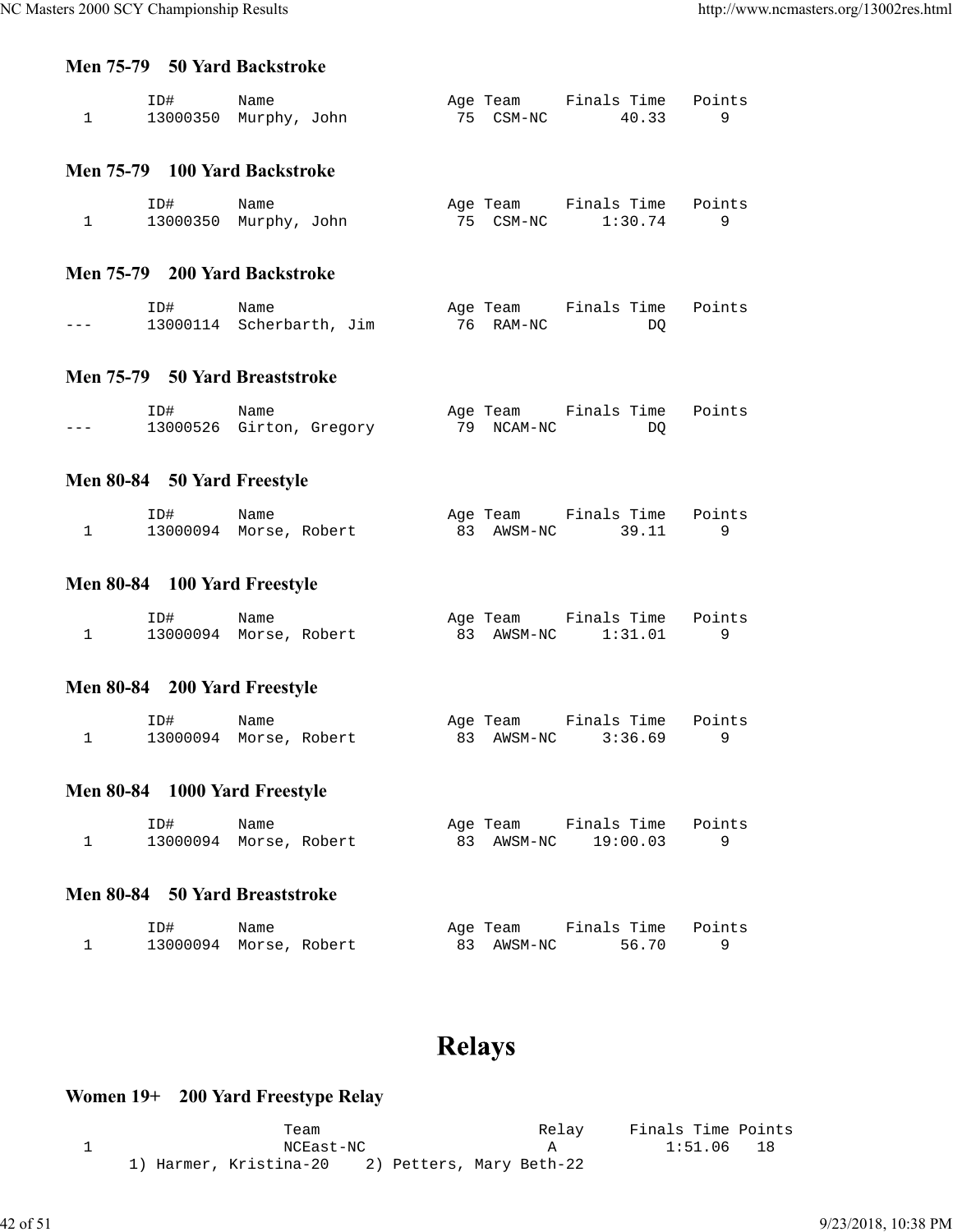### Men 75-79 50 Yard Backstroke

| | ID# | Name | Age | Team | Finals Time | Points |
|---|---|---|---|---|---|---|
| 1 | 13000350 | Murphy, John | 75 | CSM-NC | 40.33 | 9 |

### Men 75-79 100 Yard Backstroke

| | ID# | Name | Age | Team | Finals Time | Points |
|---|---|---|---|---|---|---|
| 1 | 13000350 | Murphy, John | 75 | CSM-NC | 1:30.74 | 9 |

### Men 75-79 200 Yard Backstroke

| | ID# | Name | Age | Team | Finals Time | Points |
|---|---|---|---|---|---|---|
| --- | 13000114 | Scherbarth, Jim | 76 | RAM-NC | DQ | |

### Men 75-79 50 Yard Breaststroke

| | ID# | Name | Age | Team | Finals Time | Points |
|---|---|---|---|---|---|---|
| --- | 13000526 | Girton, Gregory | 79 | NCAM-NC | DQ | |

### Men 80-84 50 Yard Freestyle

| | ID# | Name | Age | Team | Finals Time | Points |
|---|---|---|---|---|---|---|
| 1 | 13000094 | Morse, Robert | 83 | AWSM-NC | 39.11 | 9 |

### Men 80-84 100 Yard Freestyle

| | ID# | Name | Age | Team | Finals Time | Points |
|---|---|---|---|---|---|---|
| 1 | 13000094 | Morse, Robert | 83 | AWSM-NC | 1:31.01 | 9 |

### Men 80-84 200 Yard Freestyle

| | ID# | Name | Age | Team | Finals Time | Points |
|---|---|---|---|---|---|---|
| 1 | 13000094 | Morse, Robert | 83 | AWSM-NC | 3:36.69 | 9 |

### Men 80-84 1000 Yard Freestyle

| | ID# | Name | Age | Team | Finals Time | Points |
|---|---|---|---|---|---|---|
| 1 | 13000094 | Morse, Robert | 83 | AWSM-NC | 19:00.03 | 9 |

### Men 80-84 50 Yard Breaststroke

| | ID# | Name | Age | Team | Finals Time | Points |
|---|---|---|---|---|---|---|
| 1 | 13000094 | Morse, Robert | 83 | AWSM-NC | 56.70 | 9 |

# Relays

### Women 19+ 200 Yard Freestype Relay

| | Team | Relay | Finals Time | Points |
|---|---|---|---|---|
| 1 | NCEast-NC | A | 1:51.06 | 18 |

1) Harmer, Kristina-20 2) Petters, Mary Beth-22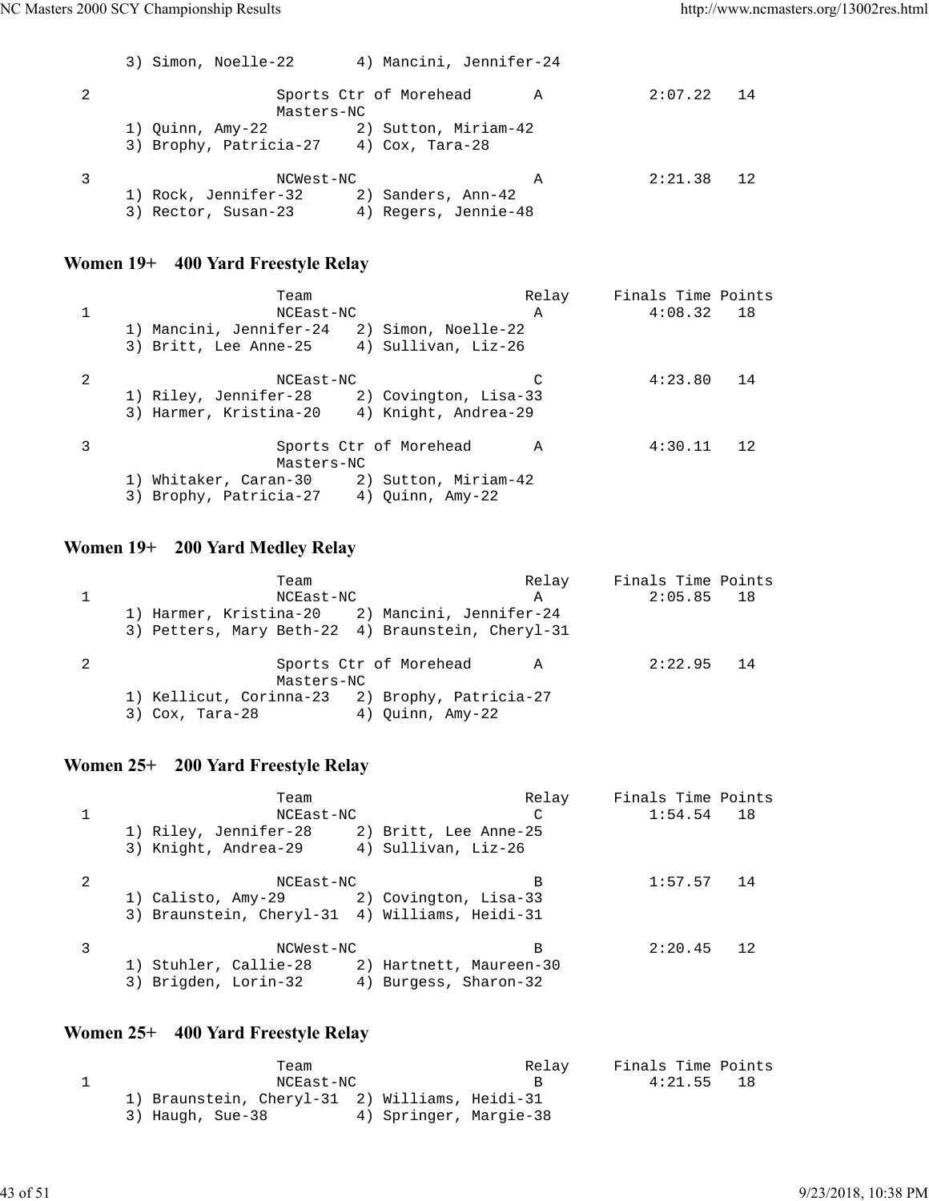3) Simon, Noelle-22 4) Mancini, Jennifer-24

| | Team | Relay | Finals Time | Points |
|---|---|---|---|---|
| 2 | Sports Ctr of Morehead Masters-NC | A | 2:07.22 | 14 |

1) Quinn, Amy-22 2) Sutton, Miriam-42
3) Brophy, Patricia-27 4) Cox, Tara-28

| | Team | Relay | Finals Time | Points |
|---|---|---|---|---|
| 3 | NCWest-NC | A | 2:21.38 | 12 |

1) Rock, Jennifer-32 2) Sanders, Ann-42
3) Rector, Susan-23 4) Regers, Jennie-48

## Women 19+ 400 Yard Freestyle Relay

| | Team | Relay | Finals Time | Points |
|---|---|---|---|---|
| 1 | NCEast-NC | A | 4:08.32 | 18 |

1) Mancini, Jennifer-24 2) Simon, Noelle-22
3) Britt, Lee Anne-25 4) Sullivan, Liz-26

| | Team | Relay | Finals Time | Points |
|---|---|---|---|---|
| 2 | NCEast-NC | C | 4:23.80 | 14 |

1) Riley, Jennifer-28 2) Covington, Lisa-33
3) Harmer, Kristina-20 4) Knight, Andrea-29

| | Team | Relay | Finals Time | Points |
|---|---|---|---|---|
| 3 | Sports Ctr of Morehead Masters-NC | A | 4:30.11 | 12 |

1) Whitaker, Caran-30 2) Sutton, Miriam-42
3) Brophy, Patricia-27 4) Quinn, Amy-22

## Women 19+ 200 Yard Medley Relay

| | Team | Relay | Finals Time | Points |
|---|---|---|---|---|
| 1 | NCEast-NC | A | 2:05.85 | 18 |

1) Harmer, Kristina-20 2) Mancini, Jennifer-24
3) Petters, Mary Beth-22 4) Braunstein, Cheryl-31

| | Team | Relay | Finals Time | Points |
|---|---|---|---|---|
| 2 | Sports Ctr of Morehead Masters-NC | A | 2:22.95 | 14 |

1) Kellicut, Corinna-23 2) Brophy, Patricia-27
3) Cox, Tara-28 4) Quinn, Amy-22

## Women 25+ 200 Yard Freestyle Relay

| | Team | Relay | Finals Time | Points |
|---|---|---|---|---|
| 1 | NCEast-NC | C | 1:54.54 | 18 |

1) Riley, Jennifer-28 2) Britt, Lee Anne-25
3) Knight, Andrea-29 4) Sullivan, Liz-26

| | Team | Relay | Finals Time | Points |
|---|---|---|---|---|
| 2 | NCEast-NC | B | 1:57.57 | 14 |

1) Calisto, Amy-29 2) Covington, Lisa-33
3) Braunstein, Cheryl-31 4) Williams, Heidi-31

| | Team | Relay | Finals Time | Points |
|---|---|---|---|---|
| 3 | NCWest-NC | B | 2:20.45 | 12 |

1) Stuhler, Callie-28 2) Hartnett, Maureen-30
3) Brigden, Lorin-32 4) Burgess, Sharon-32

## Women 25+ 400 Yard Freestyle Relay

| | Team | Relay | Finals Time | Points |
|---|---|---|---|---|
| 1 | NCEast-NC | B | 4:21.55 | 18 |

1) Braunstein, Cheryl-31 2) Williams, Heidi-31
3) Haugh, Sue-38 4) Springer, Margie-38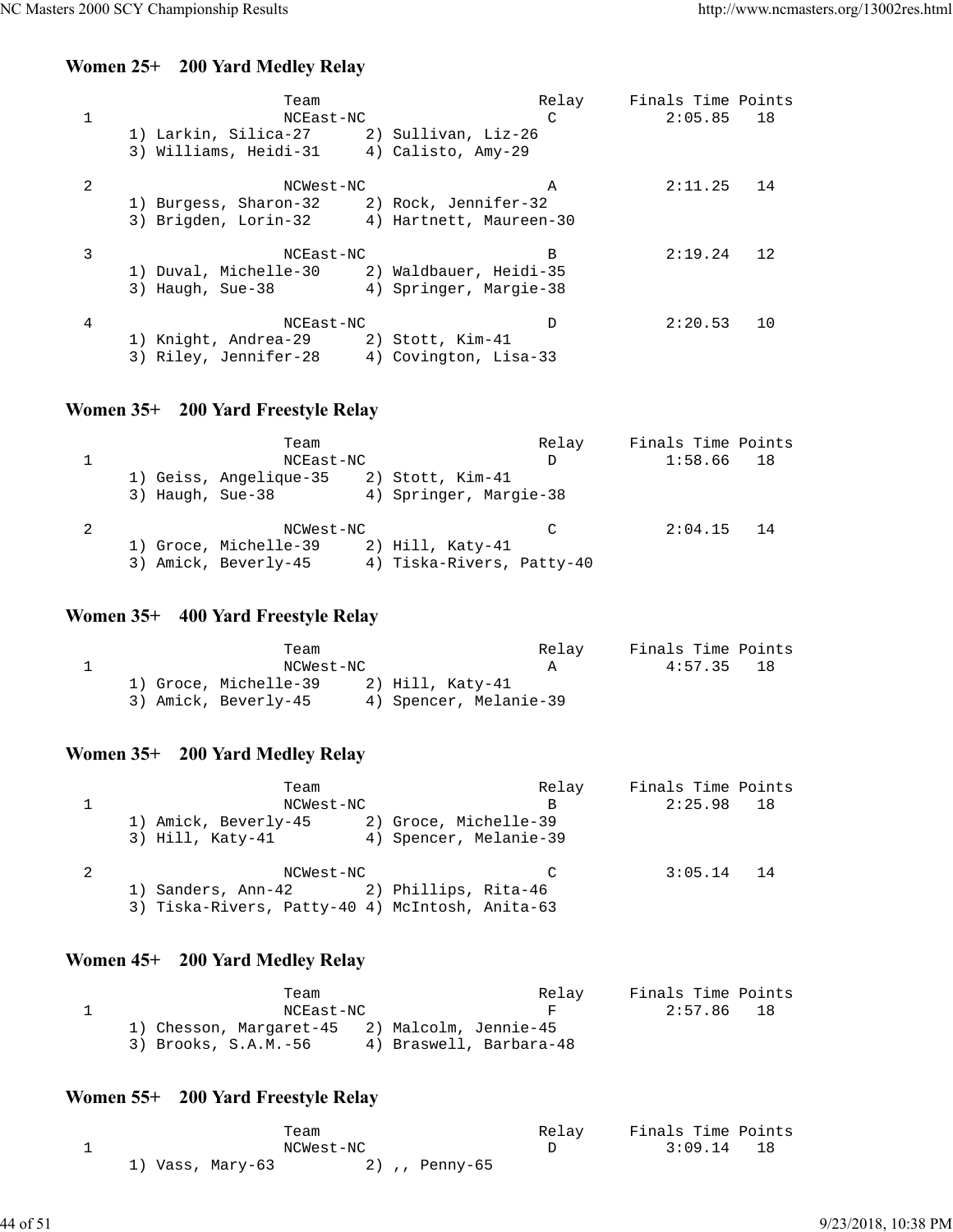## Women 25+ 200 Yard Medley Relay

| | Team | Relay | Finals Time | Points |
|---|---|---|---|---|
| 1 | NCEast-NC | C | 2:05.85 | 18 |
| | 1) Larkin, Silica-27 2) Sullivan, Liz-26 3) Williams, Heidi-31 4) Calisto, Amy-29 | | | |
| 2 | NCWest-NC | A | 2:11.25 | 14 |
| | 1) Burgess, Sharon-32 2) Rock, Jennifer-32 3) Brigden, Lorin-32 4) Hartnett, Maureen-30 | | | |
| 3 | NCEast-NC | B | 2:19.24 | 12 |
| | 1) Duval, Michelle-30 2) Waldbauer, Heidi-35 3) Haugh, Sue-38 4) Springer, Margie-38 | | | |
| 4 | NCEast-NC | D | 2:20.53 | 10 |
| | 1) Knight, Andrea-29 2) Stott, Kim-41 3) Riley, Jennifer-28 4) Covington, Lisa-33 | | | |

## Women 35+ 200 Yard Freestyle Relay

| | Team | Relay | Finals Time | Points |
|---|---|---|---|---|
| 1 | NCEast-NC | D | 1:58.66 | 18 |
| | 1) Geiss, Angelique-35 2) Stott, Kim-41 3) Haugh, Sue-38 4) Springer, Margie-38 | | | |
| 2 | NCWest-NC | C | 2:04.15 | 14 |
| | 1) Groce, Michelle-39 2) Hill, Katy-41 3) Amick, Beverly-45 4) Tiska-Rivers, Patty-40 | | | |

## Women 35+ 400 Yard Freestyle Relay

| | Team | Relay | Finals Time | Points |
|---|---|---|---|---|
| 1 | NCWest-NC | A | 4:57.35 | 18 |
| | 1) Groce, Michelle-39 2) Hill, Katy-41 3) Amick, Beverly-45 4) Spencer, Melanie-39 | | | |

## Women 35+ 200 Yard Medley Relay

| | Team | Relay | Finals Time | Points |
|---|---|---|---|---|
| 1 | NCWest-NC | B | 2:25.98 | 18 |
| | 1) Amick, Beverly-45 2) Groce, Michelle-39 3) Hill, Katy-41 4) Spencer, Melanie-39 | | | |
| 2 | NCWest-NC | C | 3:05.14 | 14 |
| | 1) Sanders, Ann-42 2) Phillips, Rita-46 3) Tiska-Rivers, Patty-40 4) McIntosh, Anita-63 | | | |

## Women 45+ 200 Yard Medley Relay

| | Team | Relay | Finals Time | Points |
|---|---|---|---|---|
| 1 | NCEast-NC | F | 2:57.86 | 18 |
| | 1) Chesson, Margaret-45 2) Malcolm, Jennie-45 3) Brooks, S.A.M.-56 4) Braswell, Barbara-48 | | | |

## Women 55+ 200 Yard Freestyle Relay

| | Team | Relay | Finals Time | Points |
|---|---|---|---|---|
| 1 | NCWest-NC | D | 3:09.14 | 18 |
| | 1) Vass, Mary-63 2) ,, Penny-65 | | | |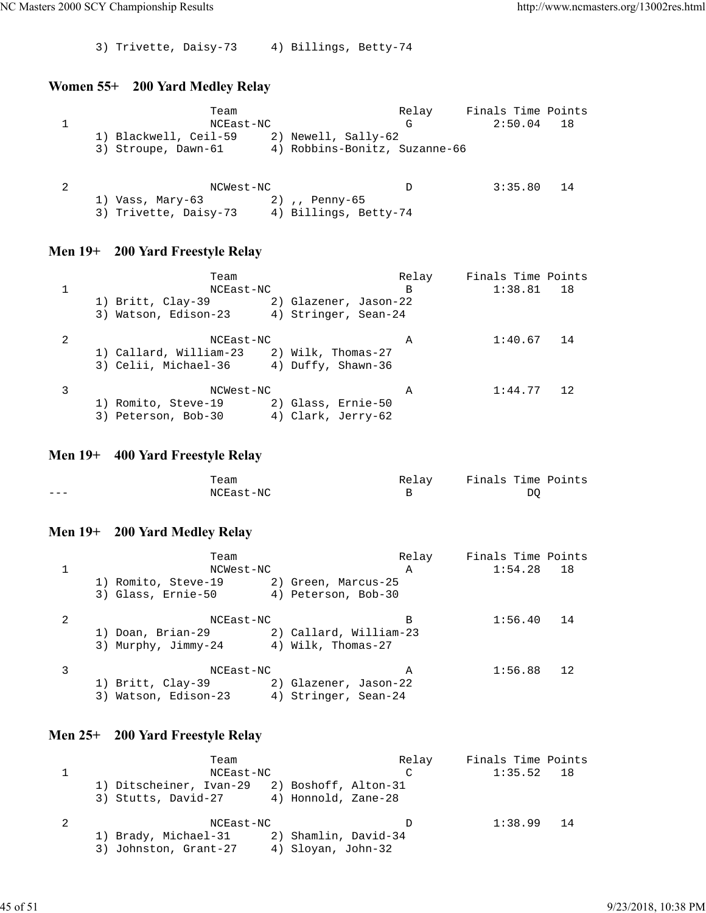3) Trivette, Daisy-73     4) Billings, Betty-74

## Women 55+ 200 Yard Medley Relay

```
                  Team                         Relay     Finals Time Points
 1                NCEast-NC                     G           2:50.04   18
      1) Blackwell, Ceil-59     2) Newell, Sally-62
      3) Stroupe, Dawn-61       4) Robbins-Bonitz, Suzanne-66


 2                NCWest-NC                     D           3:35.80   14
      1) Vass, Mary-63          2) ,, Penny-65
      3) Trivette, Daisy-73     4) Billings, Betty-74
```

## Men 19+ 200 Yard Freestyle Relay

```
                  Team                         Relay     Finals Time Points
 1                NCEast-NC                     B           1:38.81   18
      1) Britt, Clay-39         2) Glazener, Jason-22
      3) Watson, Edison-23      4) Stringer, Sean-24

 2                NCEast-NC                     A           1:40.67   14
      1) Callard, William-23    2) Wilk, Thomas-27
      3) Celii, Michael-36      4) Duffy, Shawn-36

 3                NCWest-NC                     A           1:44.77   12
      1) Romito, Steve-19       2) Glass, Ernie-50
      3) Peterson, Bob-30       4) Clark, Jerry-62
```

## Men 19+ 400 Yard Freestyle Relay

```
                  Team                         Relay     Finals Time Points
---               NCEast-NC                     B                DQ
```

## Men 19+ 200 Yard Medley Relay

```
                  Team                         Relay     Finals Time Points
 1                NCWest-NC                     A           1:54.28   18
      1) Romito, Steve-19       2) Green, Marcus-25
      3) Glass, Ernie-50        4) Peterson, Bob-30

 2                NCEast-NC                     B           1:56.40   14
      1) Doan, Brian-29         2) Callard, William-23
      3) Murphy, Jimmy-24       4) Wilk, Thomas-27

 3                NCEast-NC                     A           1:56.88   12
      1) Britt, Clay-39         2) Glazener, Jason-22
      3) Watson, Edison-23      4) Stringer, Sean-24
```

## Men 25+ 200 Yard Freestyle Relay

```
                  Team                         Relay     Finals Time Points
 1                NCEast-NC                     C           1:35.52   18
      1) Ditscheiner, Ivan-29   2) Boshoff, Alton-31
      3) Stutts, David-27       4) Honnold, Zane-28

 2                NCEast-NC                     D           1:38.99   14
      1) Brady, Michael-31      2) Shamlin, David-34
      3) Johnston, Grant-27     4) Sloyan, John-32
```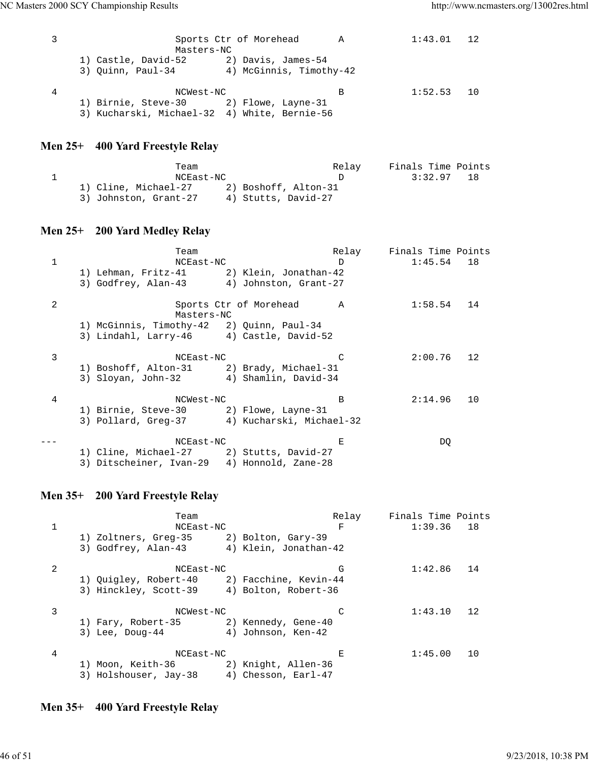```
 3                    Sports Ctr of Morehead       A            1:43.01   12
                      Masters-NC
      1) Castle, David-52       2) Davis, James-54
      3) Quinn, Paul-34         4) McGinnis, Timothy-42

 4                    NCWest-NC                    B            1:52.53   10
      1) Birnie, Steve-30       2) Flowe, Layne-31
      3) Kucharski, Michael-32  4) White, Bernie-56
```

## Men 25+   400 Yard Freestyle Relay

```
                      Team                        Relay     Finals Time Points
 1                    NCEast-NC                    D            3:32.97   18
      1) Cline, Michael-27      2) Boshoff, Alton-31
      3) Johnston, Grant-27     4) Stutts, David-27
```

## Men 25+   200 Yard Medley Relay

```
                      Team                        Relay     Finals Time Points
 1                    NCEast-NC                    D            1:45.54   18
      1) Lehman, Fritz-41       2) Klein, Jonathan-42
      3) Godfrey, Alan-43       4) Johnston, Grant-27

 2                    Sports Ctr of Morehead       A            1:58.54   14
                      Masters-NC
      1) McGinnis, Timothy-42   2) Quinn, Paul-34
      3) Lindahl, Larry-46      4) Castle, David-52

 3                    NCEast-NC                    C            2:00.76   12
      1) Boshoff, Alton-31      2) Brady, Michael-31
      3) Sloyan, John-32        4) Shamlin, David-34

 4                    NCWest-NC                    B            2:14.96   10
      1) Birnie, Steve-30       2) Flowe, Layne-31
      3) Pollard, Greg-37       4) Kucharski, Michael-32

---                   NCEast-NC                    E                 DQ
      1) Cline, Michael-27      2) Stutts, David-27
      3) Ditscheiner, Ivan-29   4) Honnold, Zane-28
```

## Men 35+   200 Yard Freestyle Relay

```
                      Team                        Relay     Finals Time Points
 1                    NCEast-NC                    F            1:39.36   18
      1) Zoltners, Greg-35      2) Bolton, Gary-39
      3) Godfrey, Alan-43       4) Klein, Jonathan-42

 2                    NCEast-NC                    G            1:42.86   14
      1) Quigley, Robert-40     2) Facchine, Kevin-44
      3) Hinckley, Scott-39     4) Bolton, Robert-36

 3                    NCWest-NC                    C            1:43.10   12
      1) Fary, Robert-35        2) Kennedy, Gene-40
      3) Lee, Doug-44           4) Johnson, Ken-42

 4                    NCEast-NC                    E            1:45.00   10
      1) Moon, Keith-36         2) Knight, Allen-36
      3) Holshouser, Jay-38     4) Chesson, Earl-47
```

## Men 35+   400 Yard Freestyle Relay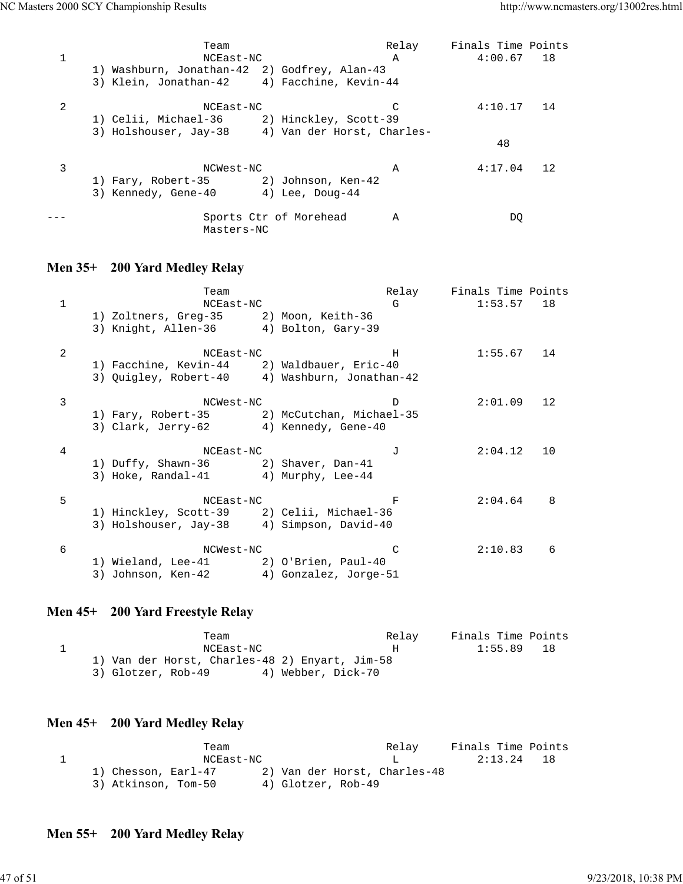```
                    Team                        Relay     Finals Time Points
  1                 NCEast-NC                   A            4:00.67   18
     1) Washburn, Jonathan-42  2) Godfrey, Alan-43
     3) Klein, Jonathan-42     4) Facchine, Kevin-44

  2                 NCEast-NC                   C            4:10.17   14
     1) Celii, Michael-36      2) Hinckley, Scott-39
     3) Holshouser, Jay-38     4) Van der Horst, Charles-
                                                                48

  3                 NCWest-NC                   A            4:17.04   12
     1) Fary, Robert-35        2) Johnson, Ken-42
     3) Kennedy, Gene-40       4) Lee, Doug-44

---                 Sports Ctr of Morehead      A                 DQ
                    Masters-NC
```

## Men 35+ 200 Yard Medley Relay

```
                    Team                        Relay     Finals Time Points
  1                 NCEast-NC                   G            1:53.57   18
     1) Zoltners, Greg-35      2) Moon, Keith-36
     3) Knight, Allen-36       4) Bolton, Gary-39

  2                 NCEast-NC                   H            1:55.67   14
     1) Facchine, Kevin-44     2) Waldbauer, Eric-40
     3) Quigley, Robert-40     4) Washburn, Jonathan-42

  3                 NCWest-NC                   D            2:01.09   12
     1) Fary, Robert-35        2) McCutchan, Michael-35
     3) Clark, Jerry-62        4) Kennedy, Gene-40

  4                 NCEast-NC                   J            2:04.12   10
     1) Duffy, Shawn-36        2) Shaver, Dan-41
     3) Hoke, Randal-41        4) Murphy, Lee-44

  5                 NCEast-NC                   F            2:04.64    8
     1) Hinckley, Scott-39     2) Celii, Michael-36
     3) Holshouser, Jay-38     4) Simpson, David-40

  6                 NCWest-NC                   C            2:10.83    6
     1) Wieland, Lee-41        2) O'Brien, Paul-40
     3) Johnson, Ken-42        4) Gonzalez, Jorge-51
```

## Men 45+ 200 Yard Freestyle Relay

```
                    Team                        Relay     Finals Time Points
  1                 NCEast-NC                   H            1:55.89   18
     1) Van der Horst, Charles-48 2) Enyart, Jim-58
     3) Glotzer, Rob-49        4) Webber, Dick-70
```

## Men 45+ 200 Yard Medley Relay

```
                    Team                        Relay     Finals Time Points
  1                 NCEast-NC                   L            2:13.24   18
     1) Chesson, Earl-47       2) Van der Horst, Charles-48
     3) Atkinson, Tom-50       4) Glotzer, Rob-49
```

## Men 55+ 200 Yard Medley Relay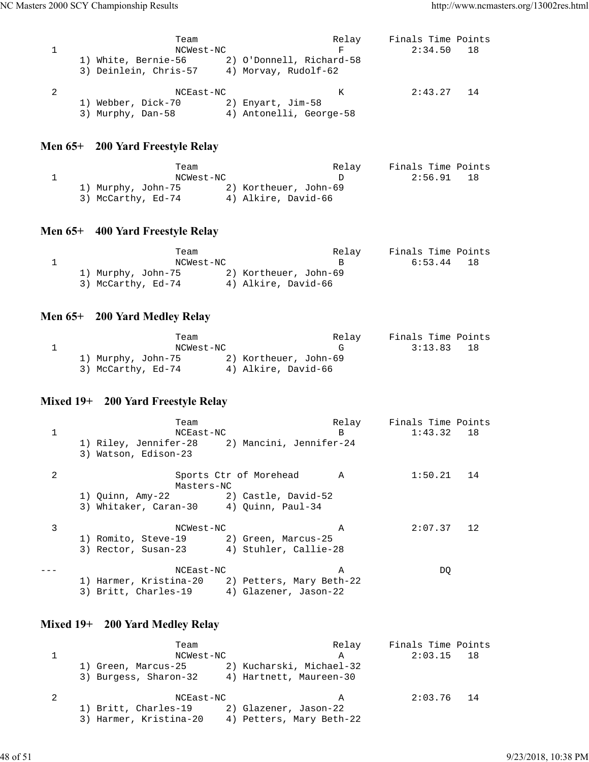```
                    Team                          Relay     Finals Time Points
  1                 NCWest-NC                     F            2:34.50   18
      1) White, Bernie-56       2) O'Donnell, Richard-58
      3) Deinlein, Chris-57     4) Morvay, Rudolf-62

  2                 NCEast-NC                     K            2:43.27   14
      1) Webber, Dick-70        2) Enyart, Jim-58
      3) Murphy, Dan-58         4) Antonelli, George-58
```

### Men 65+ 200 Yard Freestyle Relay

```
                    Team                          Relay     Finals Time Points
  1                 NCWest-NC                     D            2:56.91   18
      1) Murphy, John-75        2) Kortheuer, John-69
      3) McCarthy, Ed-74        4) Alkire, David-66
```

### Men 65+ 400 Yard Freestyle Relay

```
                    Team                          Relay     Finals Time Points
  1                 NCWest-NC                     B            6:53.44   18
      1) Murphy, John-75        2) Kortheuer, John-69
      3) McCarthy, Ed-74        4) Alkire, David-66
```

### Men 65+ 200 Yard Medley Relay

```
                    Team                          Relay     Finals Time Points
  1                 NCWest-NC                     G            3:13.83   18
      1) Murphy, John-75        2) Kortheuer, John-69
      3) McCarthy, Ed-74        4) Alkire, David-66
```

### Mixed 19+ 200 Yard Freestyle Relay

```
                    Team                          Relay     Finals Time Points
  1                 NCEast-NC                     B            1:43.32   18
      1) Riley, Jennifer-28     2) Mancini, Jennifer-24
      3) Watson, Edison-23

  2                 Sports Ctr of Morehead        A            1:50.21   14
                    Masters-NC
      1) Quinn, Amy-22          2) Castle, David-52
      3) Whitaker, Caran-30     4) Quinn, Paul-34

  3                 NCWest-NC                     A            2:07.37   12
      1) Romito, Steve-19       2) Green, Marcus-25
      3) Rector, Susan-23       4) Stuhler, Callie-28

---                 NCEast-NC                     A                 DQ
      1) Harmer, Kristina-20    2) Petters, Mary Beth-22
      3) Britt, Charles-19      4) Glazener, Jason-22
```

### Mixed 19+ 200 Yard Medley Relay

```
                    Team                          Relay     Finals Time Points
  1                 NCWest-NC                     A            2:03.15   18
      1) Green, Marcus-25       2) Kucharski, Michael-32
      3) Burgess, Sharon-32     4) Hartnett, Maureen-30

  2                 NCEast-NC                     A            2:03.76   14
      1) Britt, Charles-19      2) Glazener, Jason-22
      3) Harmer, Kristina-20    4) Petters, Mary Beth-22
```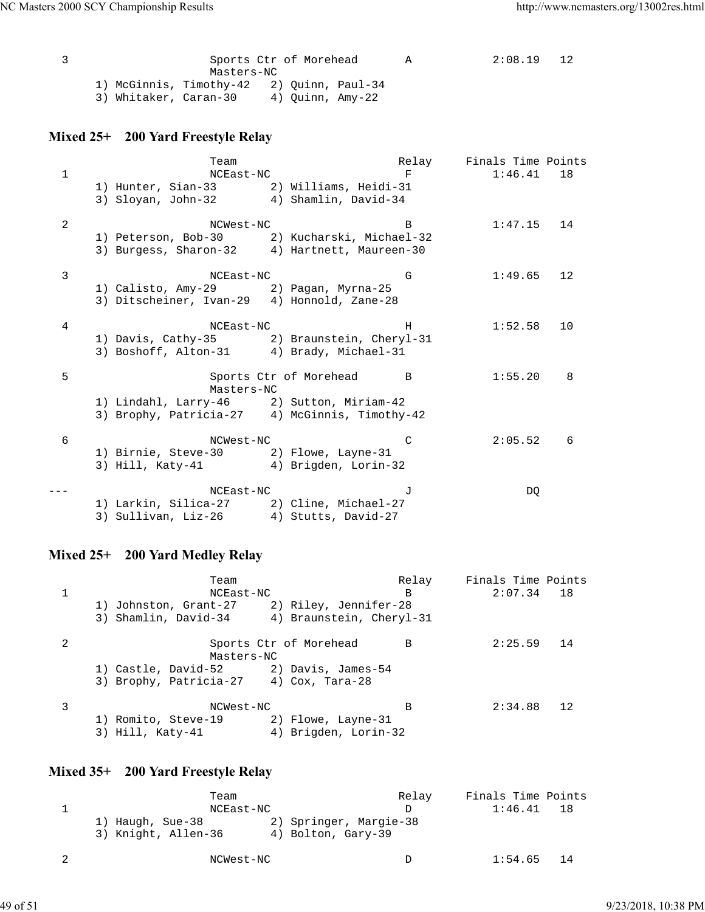```
  3                    Sports Ctr of Morehead       A           2:08.19   12
                       Masters-NC
      1) McGinnis, Timothy-42   2) Quinn, Paul-34
      3) Whitaker, Caran-30     4) Quinn, Amy-22
```

### Mixed 25+ 200 Yard Freestyle Relay

```
                       Team                        Relay     Finals Time Points
  1                    NCEast-NC                    F           1:46.41   18
      1) Hunter, Sian-33        2) Williams, Heidi-31
      3) Sloyan, John-32        4) Shamlin, David-34

  2                    NCWest-NC                    B           1:47.15   14
      1) Peterson, Bob-30       2) Kucharski, Michael-32
      3) Burgess, Sharon-32     4) Hartnett, Maureen-30

  3                    NCEast-NC                    G           1:49.65   12
      1) Calisto, Amy-29        2) Pagan, Myrna-25
      3) Ditscheiner, Ivan-29   4) Honnold, Zane-28

  4                    NCEast-NC                    H           1:52.58   10
      1) Davis, Cathy-35        2) Braunstein, Cheryl-31
      3) Boshoff, Alton-31      4) Brady, Michael-31

  5                    Sports Ctr of Morehead       B           1:55.20    8
                       Masters-NC
      1) Lindahl, Larry-46      2) Sutton, Miriam-42
      3) Brophy, Patricia-27    4) McGinnis, Timothy-42

  6                    NCWest-NC                    C           2:05.52    6
      1) Birnie, Steve-30       2) Flowe, Layne-31
      3) Hill, Katy-41          4) Brigden, Lorin-32

---                    NCEast-NC                    J                DQ
      1) Larkin, Silica-27      2) Cline, Michael-27
      3) Sullivan, Liz-26       4) Stutts, David-27
```

### Mixed 25+ 200 Yard Medley Relay

```
                       Team                        Relay     Finals Time Points
  1                    NCEast-NC                    B           2:07.34   18
      1) Johnston, Grant-27     2) Riley, Jennifer-28
      3) Shamlin, David-34      4) Braunstein, Cheryl-31

  2                    Sports Ctr of Morehead       B           2:25.59   14
                       Masters-NC
      1) Castle, David-52       2) Davis, James-54
      3) Brophy, Patricia-27    4) Cox, Tara-28

  3                    NCWest-NC                    B           2:34.88   12
      1) Romito, Steve-19       2) Flowe, Layne-31
      3) Hill, Katy-41          4) Brigden, Lorin-32
```

### Mixed 35+ 200 Yard Freestyle Relay

```
                       Team                        Relay     Finals Time Points
  1                    NCEast-NC                    D           1:46.41   18
      1) Haugh, Sue-38          2) Springer, Margie-38
      3) Knight, Allen-36       4) Bolton, Gary-39

  2                    NCWest-NC                    D           1:54.65   14
```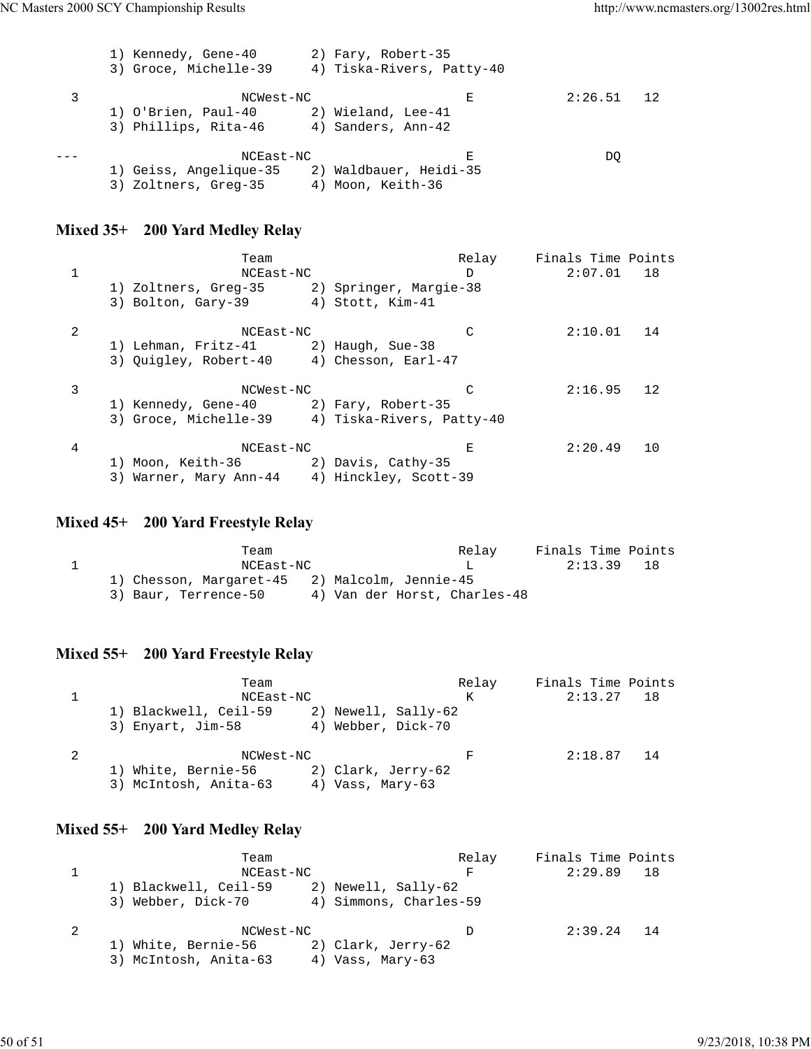```
      1) Kennedy, Gene-40       2) Fary, Robert-35
      3) Groce, Michelle-39     4) Tiska-Rivers, Patty-40

  3                  NCWest-NC                   E            2:26.51   12
      1) O'Brien, Paul-40       2) Wieland, Lee-41
      3) Phillips, Rita-46      4) Sanders, Ann-42

---                  NCEast-NC                   E                DQ
      1) Geiss, Angelique-35    2) Waldbauer, Heidi-35
      3) Zoltners, Greg-35      4) Moon, Keith-36
```

### Mixed 35+ 200 Yard Medley Relay

```
                     Team                       Relay     Finals Time Points
  1                  NCEast-NC                   D            2:07.01   18
      1) Zoltners, Greg-35      2) Springer, Margie-38
      3) Bolton, Gary-39        4) Stott, Kim-41

  2                  NCEast-NC                   C            2:10.01   14
      1) Lehman, Fritz-41       2) Haugh, Sue-38
      3) Quigley, Robert-40     4) Chesson, Earl-47

  3                  NCWest-NC                   C            2:16.95   12
      1) Kennedy, Gene-40       2) Fary, Robert-35
      3) Groce, Michelle-39     4) Tiska-Rivers, Patty-40

  4                  NCEast-NC                   E            2:20.49   10
      1) Moon, Keith-36         2) Davis, Cathy-35
      3) Warner, Mary Ann-44    4) Hinckley, Scott-39
```

### Mixed 45+ 200 Yard Freestyle Relay

```
                     Team                       Relay     Finals Time Points
  1                  NCEast-NC                   L            2:13.39   18
      1) Chesson, Margaret-45   2) Malcolm, Jennie-45
      3) Baur, Terrence-50      4) Van der Horst, Charles-48
```

### Mixed 55+ 200 Yard Freestyle Relay

```
                     Team                       Relay     Finals Time Points
  1                  NCEast-NC                   K            2:13.27   18
      1) Blackwell, Ceil-59     2) Newell, Sally-62
      3) Enyart, Jim-58         4) Webber, Dick-70

  2                  NCWest-NC                   F            2:18.87   14
      1) White, Bernie-56       2) Clark, Jerry-62
      3) McIntosh, Anita-63     4) Vass, Mary-63
```

### Mixed 55+ 200 Yard Medley Relay

```
                     Team                       Relay     Finals Time Points
  1                  NCEast-NC                   F            2:29.89   18
      1) Blackwell, Ceil-59     2) Newell, Sally-62
      3) Webber, Dick-70        4) Simmons, Charles-59

  2                  NCWest-NC                   D            2:39.24   14
      1) White, Bernie-56       2) Clark, Jerry-62
      3) McIntosh, Anita-63     4) Vass, Mary-63
```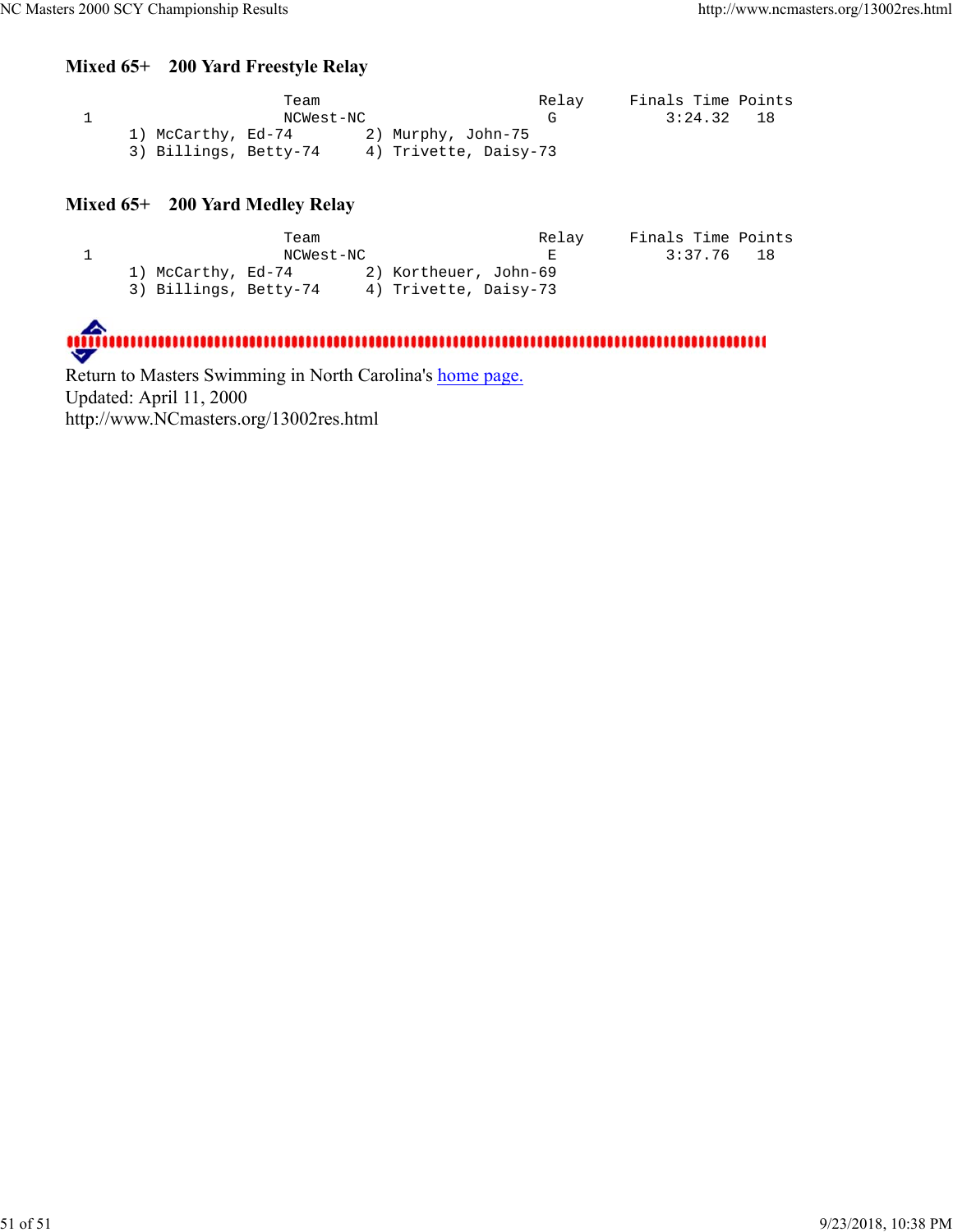### Mixed 65+ 200 Yard Freestyle Relay

```
                     Team                          Relay     Finals Time Points
  1                  NCWest-NC                       G           3:24.32   18
       1) McCarthy, Ed-74        2) Murphy, John-75
       3) Billings, Betty-74     4) Trivette, Daisy-73
```

### Mixed 65+ 200 Yard Medley Relay

```
                     Team                          Relay     Finals Time Points
  1                  NCWest-NC                       E           3:37.76   18
       1) McCarthy, Ed-74        2) Kortheuer, John-69
       3) Billings, Betty-74     4) Trivette, Daisy-73
```

Return to Masters Swimming in North Carolina's home page.
Updated: April 11, 2000
http://www.NCmasters.org/13002res.html